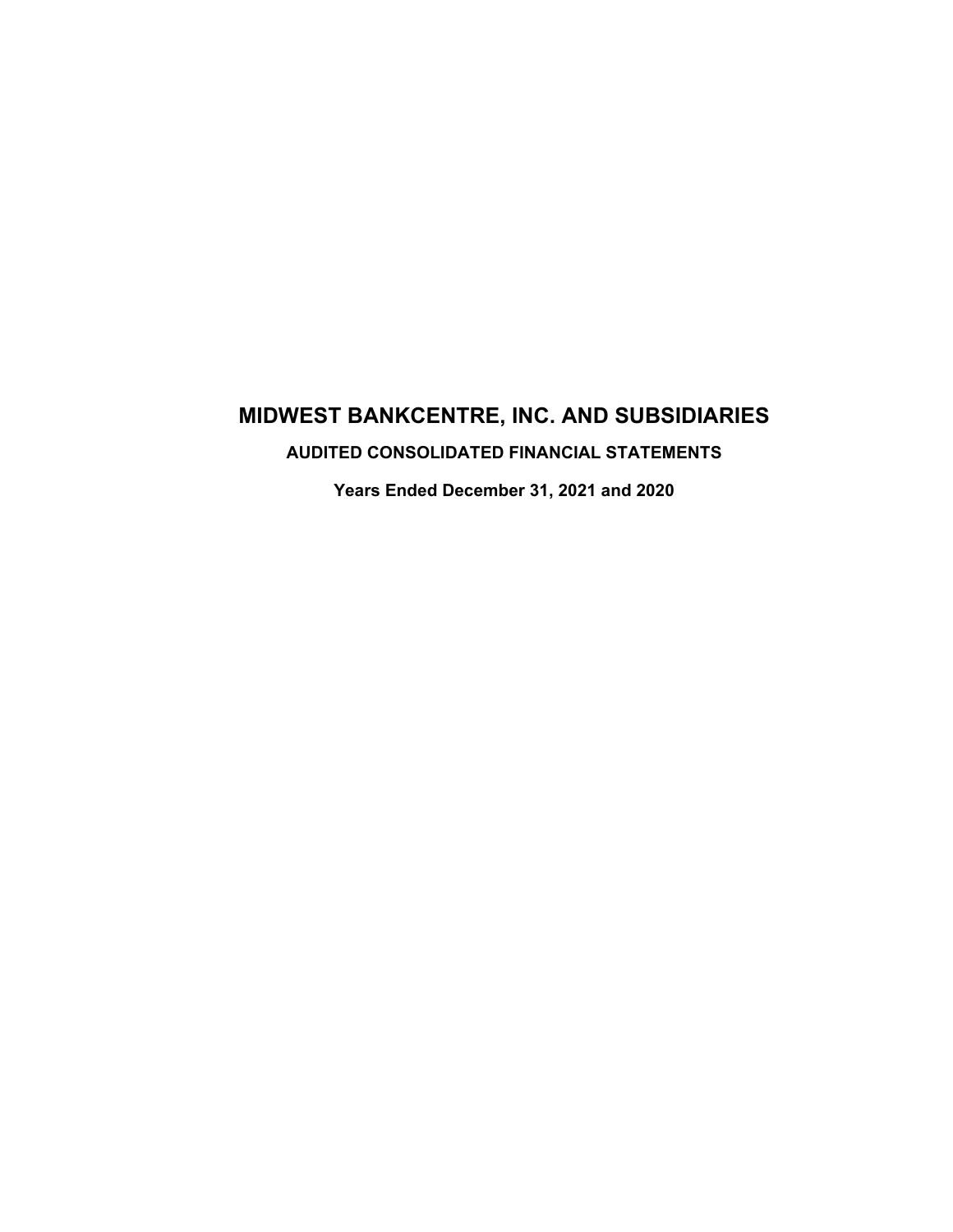# MIDWEST BANKCENTRE, INC. AND SUBSIDIARIES

## AUDITED CONSOLIDATED FINANCIAL STATEMENTS

### Years Ended December 31, 2021 and 2020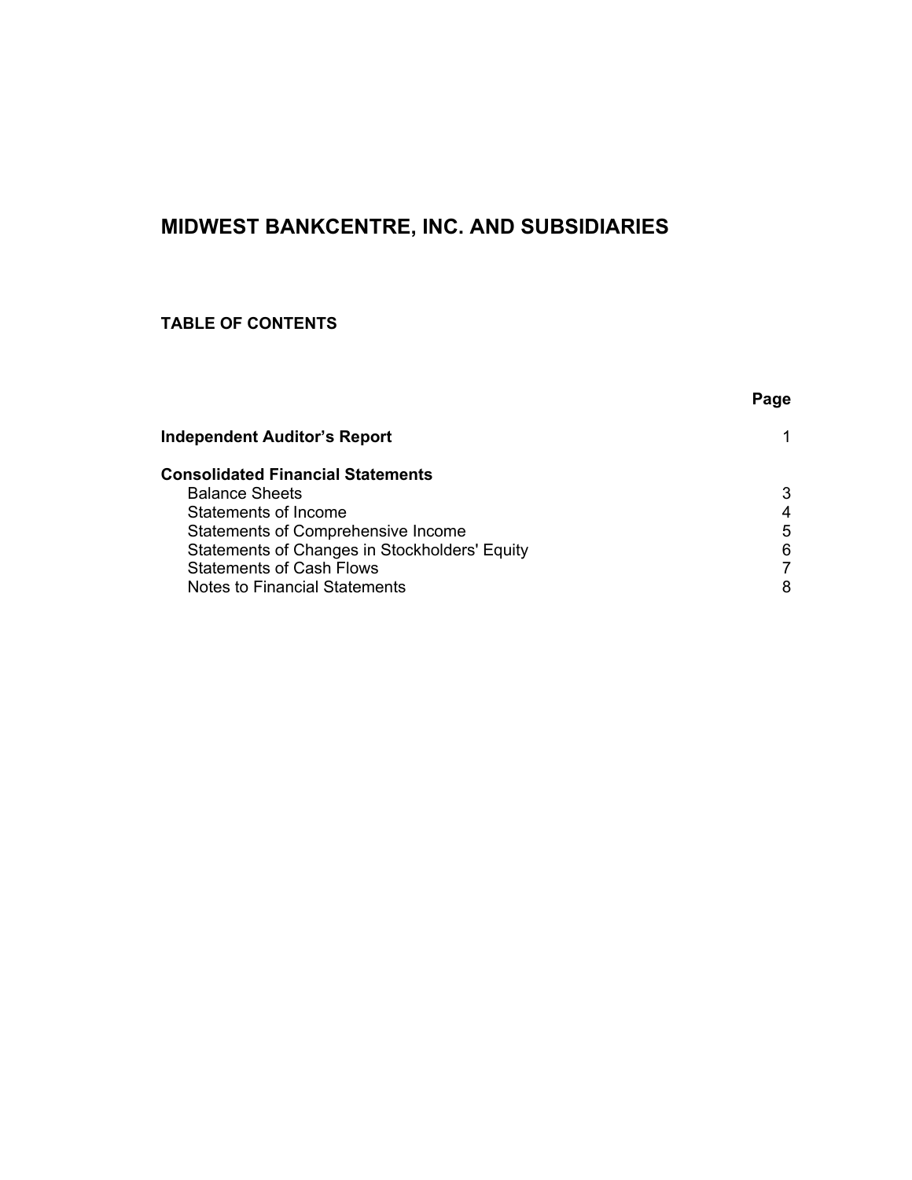# MIDWEST BANKCENTRE, INC. AND SUBSIDIARIES

## TABLE OF CONTENTS

| | Page |
|---|---|
| **Independent Auditor's Report** | 1 |
| **Consolidated Financial Statements** | |
| Balance Sheets | 3 |
| Statements of Income | 4 |
| Statements of Comprehensive Income | 5 |
| Statements of Changes in Stockholders' Equity | 6 |
| Statements of Cash Flows | 7 |
| Notes to Financial Statements | 8 |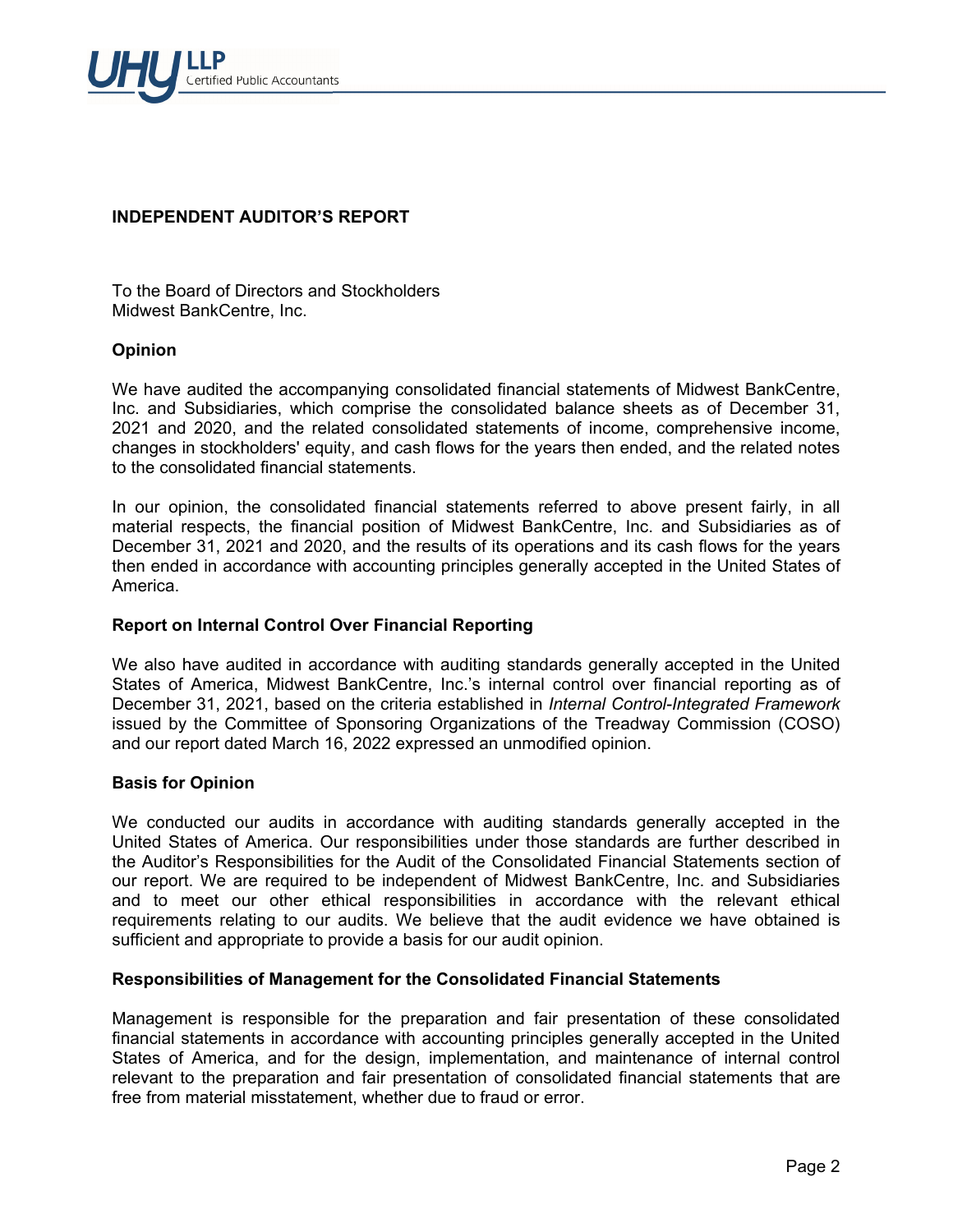UHY LLP Certified Public Accountants

## INDEPENDENT AUDITOR'S REPORT

To the Board of Directors and Stockholders
Midwest BankCentre, Inc.

### Opinion

We have audited the accompanying consolidated financial statements of Midwest BankCentre, Inc. and Subsidiaries, which comprise the consolidated balance sheets as of December 31, 2021 and 2020, and the related consolidated statements of income, comprehensive income, changes in stockholders' equity, and cash flows for the years then ended, and the related notes to the consolidated financial statements.

In our opinion, the consolidated financial statements referred to above present fairly, in all material respects, the financial position of Midwest BankCentre, Inc. and Subsidiaries as of December 31, 2021 and 2020, and the results of its operations and its cash flows for the years then ended in accordance with accounting principles generally accepted in the United States of America.

### Report on Internal Control Over Financial Reporting

We also have audited in accordance with auditing standards generally accepted in the United States of America, Midwest BankCentre, Inc.'s internal control over financial reporting as of December 31, 2021, based on the criteria established in *Internal Control-Integrated Framework* issued by the Committee of Sponsoring Organizations of the Treadway Commission (COSO) and our report dated March 16, 2022 expressed an unmodified opinion.

### Basis for Opinion

We conducted our audits in accordance with auditing standards generally accepted in the United States of America. Our responsibilities under those standards are further described in the Auditor's Responsibilities for the Audit of the Consolidated Financial Statements section of our report. We are required to be independent of Midwest BankCentre, Inc. and Subsidiaries and to meet our other ethical responsibilities in accordance with the relevant ethical requirements relating to our audits. We believe that the audit evidence we have obtained is sufficient and appropriate to provide a basis for our audit opinion.

### Responsibilities of Management for the Consolidated Financial Statements

Management is responsible for the preparation and fair presentation of these consolidated financial statements in accordance with accounting principles generally accepted in the United States of America, and for the design, implementation, and maintenance of internal control relevant to the preparation and fair presentation of consolidated financial statements that are free from material misstatement, whether due to fraud or error.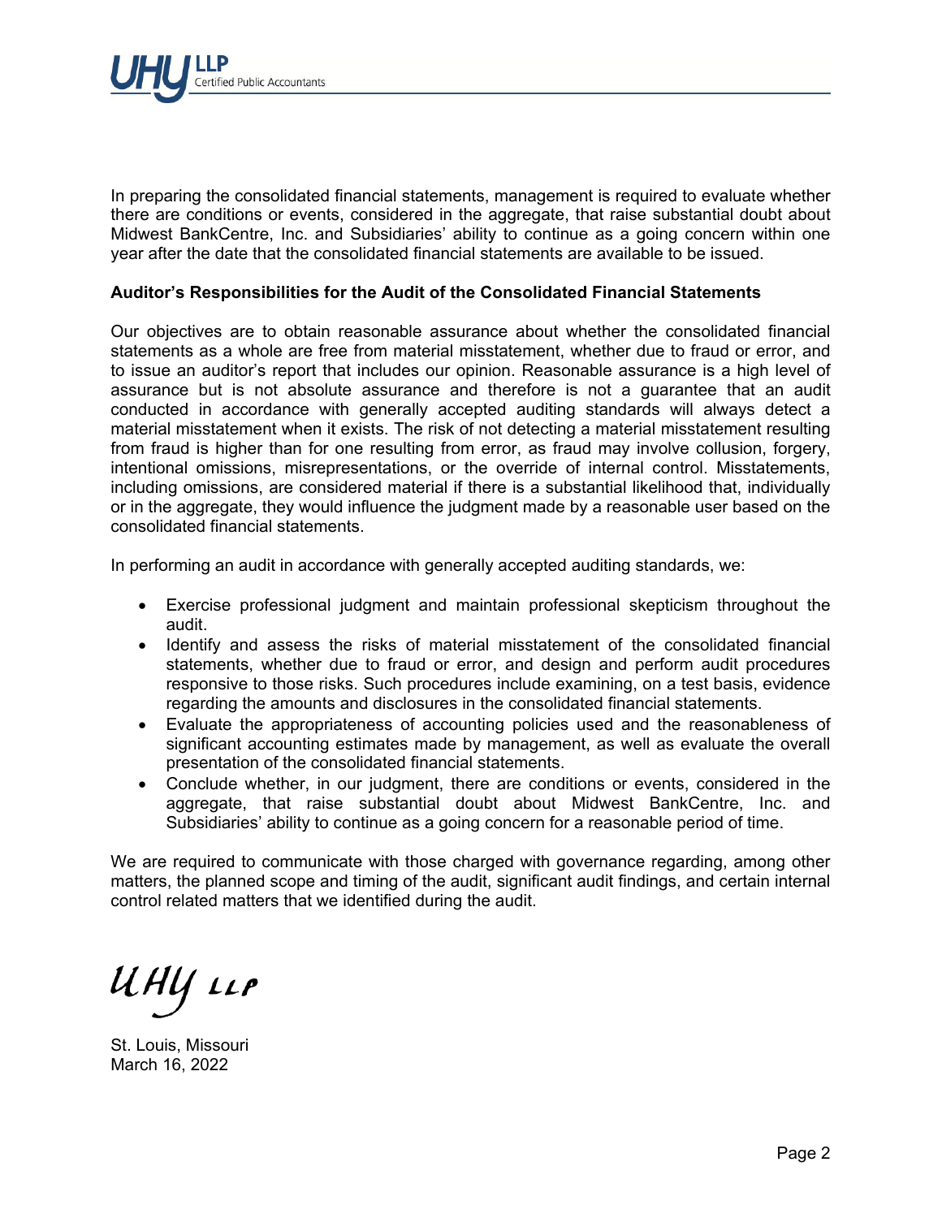In preparing the consolidated financial statements, management is required to evaluate whether there are conditions or events, considered in the aggregate, that raise substantial doubt about Midwest BankCentre, Inc. and Subsidiaries' ability to continue as a going concern within one year after the date that the consolidated financial statements are available to be issued.

**Auditor's Responsibilities for the Audit of the Consolidated Financial Statements**

Our objectives are to obtain reasonable assurance about whether the consolidated financial statements as a whole are free from material misstatement, whether due to fraud or error, and to issue an auditor's report that includes our opinion. Reasonable assurance is a high level of assurance but is not absolute assurance and therefore is not a guarantee that an audit conducted in accordance with generally accepted auditing standards will always detect a material misstatement when it exists. The risk of not detecting a material misstatement resulting from fraud is higher than for one resulting from error, as fraud may involve collusion, forgery, intentional omissions, misrepresentations, or the override of internal control. Misstatements, including omissions, are considered material if there is a substantial likelihood that, individually or in the aggregate, they would influence the judgment made by a reasonable user based on the consolidated financial statements.

In performing an audit in accordance with generally accepted auditing standards, we:

- Exercise professional judgment and maintain professional skepticism throughout the audit.
- Identify and assess the risks of material misstatement of the consolidated financial statements, whether due to fraud or error, and design and perform audit procedures responsive to those risks. Such procedures include examining, on a test basis, evidence regarding the amounts and disclosures in the consolidated financial statements.
- Evaluate the appropriateness of accounting policies used and the reasonableness of significant accounting estimates made by management, as well as evaluate the overall presentation of the consolidated financial statements.
- Conclude whether, in our judgment, there are conditions or events, considered in the aggregate, that raise substantial doubt about Midwest BankCentre, Inc. and Subsidiaries' ability to continue as a going concern for a reasonable period of time.

We are required to communicate with those charged with governance regarding, among other matters, the planned scope and timing of the audit, significant audit findings, and certain internal control related matters that we identified during the audit.

UHY LLP

St. Louis, Missouri
March 16, 2022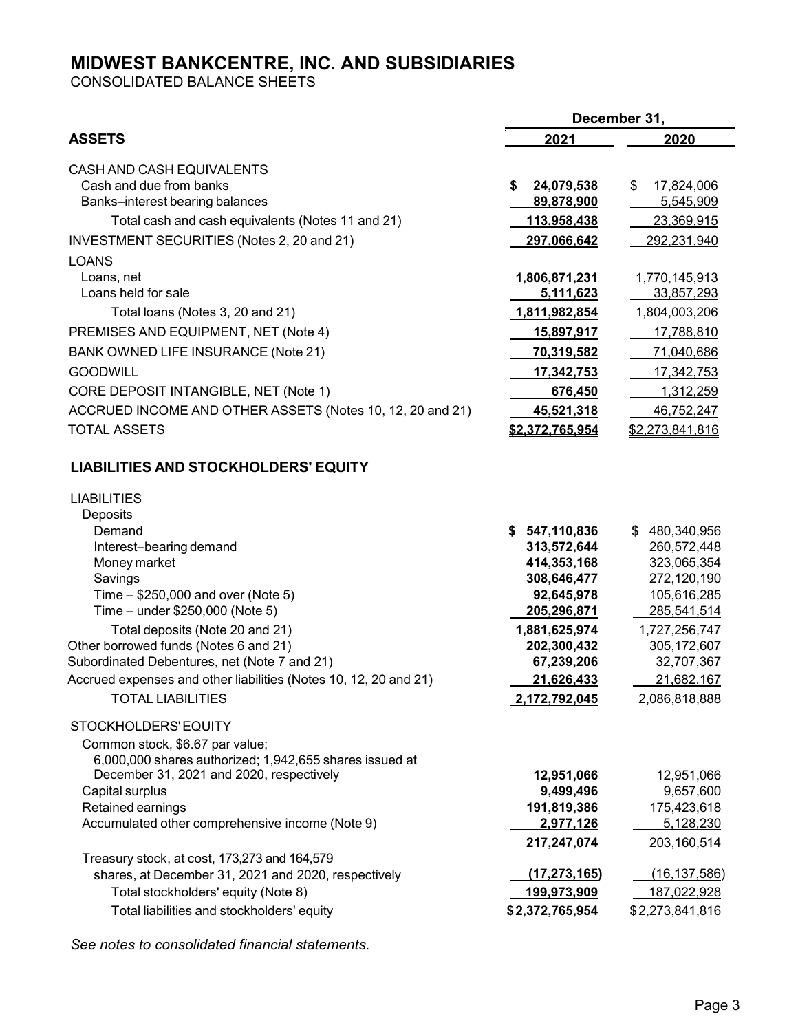# MIDWEST BANKCENTRE, INC. AND SUBSIDIARIES

CONSOLIDATED BALANCE SHEETS

| | December 31, | |
|---|---|---|
| **ASSETS** | **2021** | **2020** |
| CASH AND CASH EQUIVALENTS | | |
| Cash and due from banks | **$ 24,079,538** | $ 17,824,006 |
| Banks–interest bearing balances | **89,878,900** | 5,545,909 |
| Total cash and cash equivalents (Notes 11 and 21) | **113,958,438** | 23,369,915 |
| INVESTMENT SECURITIES (Notes 2, 20 and 21) | **297,066,642** | 292,231,940 |
| LOANS | | |
| Loans, net | **1,806,871,231** | 1,770,145,913 |
| Loans held for sale | **5,111,623** | 33,857,293 |
| Total loans (Notes 3, 20 and 21) | **1,811,982,854** | 1,804,003,206 |
| PREMISES AND EQUIPMENT, NET (Note 4) | **15,897,917** | 17,788,810 |
| BANK OWNED LIFE INSURANCE (Note 21) | **70,319,582** | 71,040,686 |
| GOODWILL | **17,342,753** | 17,342,753 |
| CORE DEPOSIT INTANGIBLE, NET (Note 1) | **676,450** | 1,312,259 |
| ACCRUED INCOME AND OTHER ASSETS (Notes 10, 12, 20 and 21) | **45,521,318** | 46,752,247 |
| TOTAL ASSETS | **$2,372,765,954** | $2,273,841,816 |

## LIABILITIES AND STOCKHOLDERS' EQUITY

| | 2021 | 2020 |
|---|---|---|
| LIABILITIES | | |
| Deposits | | |
| Demand | **$ 547,110,836** | $ 480,340,956 |
| Interest–bearing demand | **313,572,644** | 260,572,448 |
| Money market | **414,353,168** | 323,065,354 |
| Savings | **308,646,477** | 272,120,190 |
| Time – $250,000 and over (Note 5) | **92,645,978** | 105,616,285 |
| Time – under $250,000 (Note 5) | **205,296,871** | 285,541,514 |
| Total deposits (Note 20 and 21) | **1,881,625,974** | 1,727,256,747 |
| Other borrowed funds (Notes 6 and 21) | **202,300,432** | 305,172,607 |
| Subordinated Debentures, net (Note 7 and 21) | **67,239,206** | 32,707,367 |
| Accrued expenses and other liabilities (Notes 10, 12, 20 and 21) | **21,626,433** | 21,682,167 |
| TOTAL LIABILITIES | **2,172,792,045** | 2,086,818,888 |
| STOCKHOLDERS' EQUITY | | |
| Common stock, $6.67 par value; 6,000,000 shares authorized; 1,942,655 shares issued at December 31, 2021 and 2020, respectively | **12,951,066** | 12,951,066 |
| Capital surplus | **9,499,496** | 9,657,600 |
| Retained earnings | **191,819,386** | 175,423,618 |
| Accumulated other comprehensive income (Note 9) | **2,977,126** | 5,128,230 |
| | **217,247,074** | 203,160,514 |
| Treasury stock, at cost, 173,273 and 164,579 shares, at December 31, 2021 and 2020, respectively | **(17,273,165)** | (16,137,586) |
| Total stockholders' equity (Note 8) | **199,973,909** | 187,022,928 |
| Total liabilities and stockholders' equity | **$2,372,765,954** | $2,273,841,816 |

*See notes to consolidated financial statements.*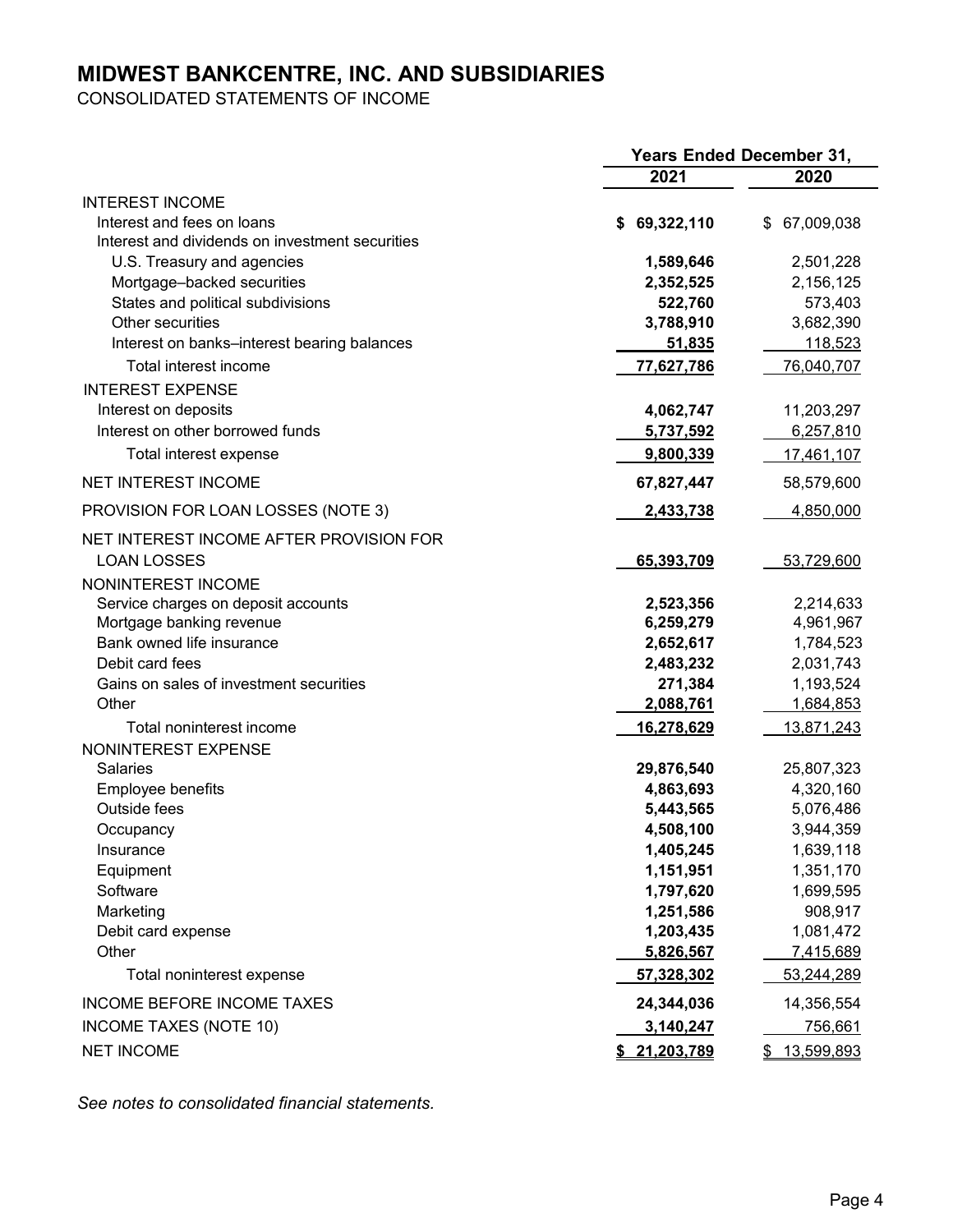# MIDWEST BANKCENTRE, INC. AND SUBSIDIARIES

CONSOLIDATED STATEMENTS OF INCOME

| | Years Ended December 31, | |
|---|---|---|
| | **2021** | **2020** |
| INTEREST INCOME | | |
| Interest and fees on loans | **$ 69,322,110** | $ 67,009,038 |
| Interest and dividends on investment securities | | |
| U.S. Treasury and agencies | **1,589,646** | 2,501,228 |
| Mortgage–backed securities | **2,352,525** | 2,156,125 |
| States and political subdivisions | **522,760** | 573,403 |
| Other securities | **3,788,910** | 3,682,390 |
| Interest on banks–interest bearing balances | **51,835** | 118,523 |
| Total interest income | **77,627,786** | 76,040,707 |
| INTEREST EXPENSE | | |
| Interest on deposits | **4,062,747** | 11,203,297 |
| Interest on other borrowed funds | **5,737,592** | 6,257,810 |
| Total interest expense | **9,800,339** | 17,461,107 |
| NET INTEREST INCOME | **67,827,447** | 58,579,600 |
| PROVISION FOR LOAN LOSSES (NOTE 3) | **2,433,738** | 4,850,000 |
| NET INTEREST INCOME AFTER PROVISION FOR LOAN LOSSES | **65,393,709** | 53,729,600 |
| NONINTEREST INCOME | | |
| Service charges on deposit accounts | **2,523,356** | 2,214,633 |
| Mortgage banking revenue | **6,259,279** | 4,961,967 |
| Bank owned life insurance | **2,652,617** | 1,784,523 |
| Debit card fees | **2,483,232** | 2,031,743 |
| Gains on sales of investment securities | **271,384** | 1,193,524 |
| Other | **2,088,761** | 1,684,853 |
| Total noninterest income | **16,278,629** | 13,871,243 |
| NONINTEREST EXPENSE | | |
| Salaries | **29,876,540** | 25,807,323 |
| Employee benefits | **4,863,693** | 4,320,160 |
| Outside fees | **5,443,565** | 5,076,486 |
| Occupancy | **4,508,100** | 3,944,359 |
| Insurance | **1,405,245** | 1,639,118 |
| Equipment | **1,151,951** | 1,351,170 |
| Software | **1,797,620** | 1,699,595 |
| Marketing | **1,251,586** | 908,917 |
| Debit card expense | **1,203,435** | 1,081,472 |
| Other | **5,826,567** | 7,415,689 |
| Total noninterest expense | **57,328,302** | 53,244,289 |
| INCOME BEFORE INCOME TAXES | **24,344,036** | 14,356,554 |
| INCOME TAXES (NOTE 10) | **3,140,247** | 756,661 |
| NET INCOME | **$ 21,203,789** | $ 13,599,893 |

*See notes to consolidated financial statements.*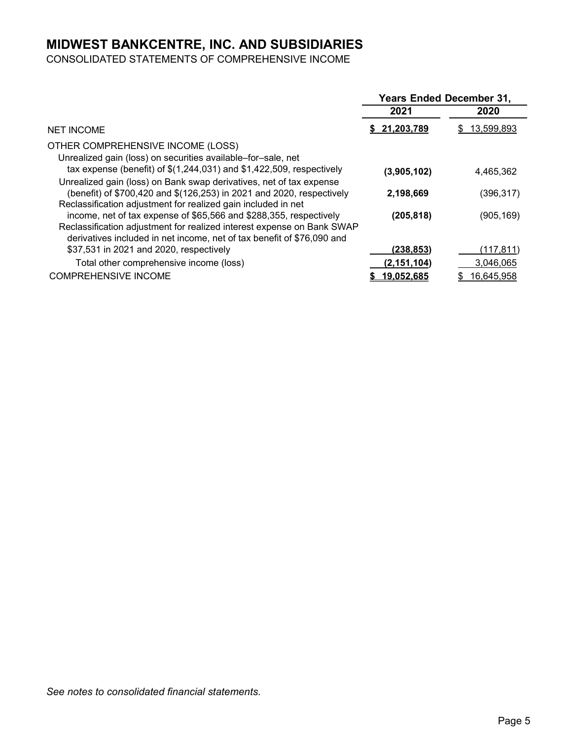# MIDWEST BANKCENTRE, INC. AND SUBSIDIARIES

CONSOLIDATED STATEMENTS OF COMPREHENSIVE INCOME

| | Years Ended December 31, | |
|---|---|---|
| | **2021** | **2020** |
| NET INCOME | **$ 21,203,789** | $ 13,599,893 |
| OTHER COMPREHENSIVE INCOME (LOSS) | | |
| Unrealized gain (loss) on securities available–for–sale, net tax expense (benefit) of $(1,244,031) and $1,422,509, respectively | **(3,905,102)** | 4,465,362 |
| Unrealized gain (loss) on Bank swap derivatives, net of tax expense (benefit) of $700,420 and $(126,253) in 2021 and 2020, respectively | **2,198,669** | (396,317) |
| Reclassification adjustment for realized gain included in net income, net of tax expense of $65,566 and $288,355, respectively | **(205,818)** | (905,169) |
| Reclassification adjustment for realized interest expense on Bank SWAP derivatives included in net income, net of tax benefit of $76,090 and $37,531 in 2021 and 2020, respectively | **(238,853)** | (117,811) |
| Total other comprehensive income (loss) | **(2,151,104)** | 3,046,065 |
| COMPREHENSIVE INCOME | **$ 19,052,685** | $ 16,645,958 |

*See notes to consolidated financial statements.*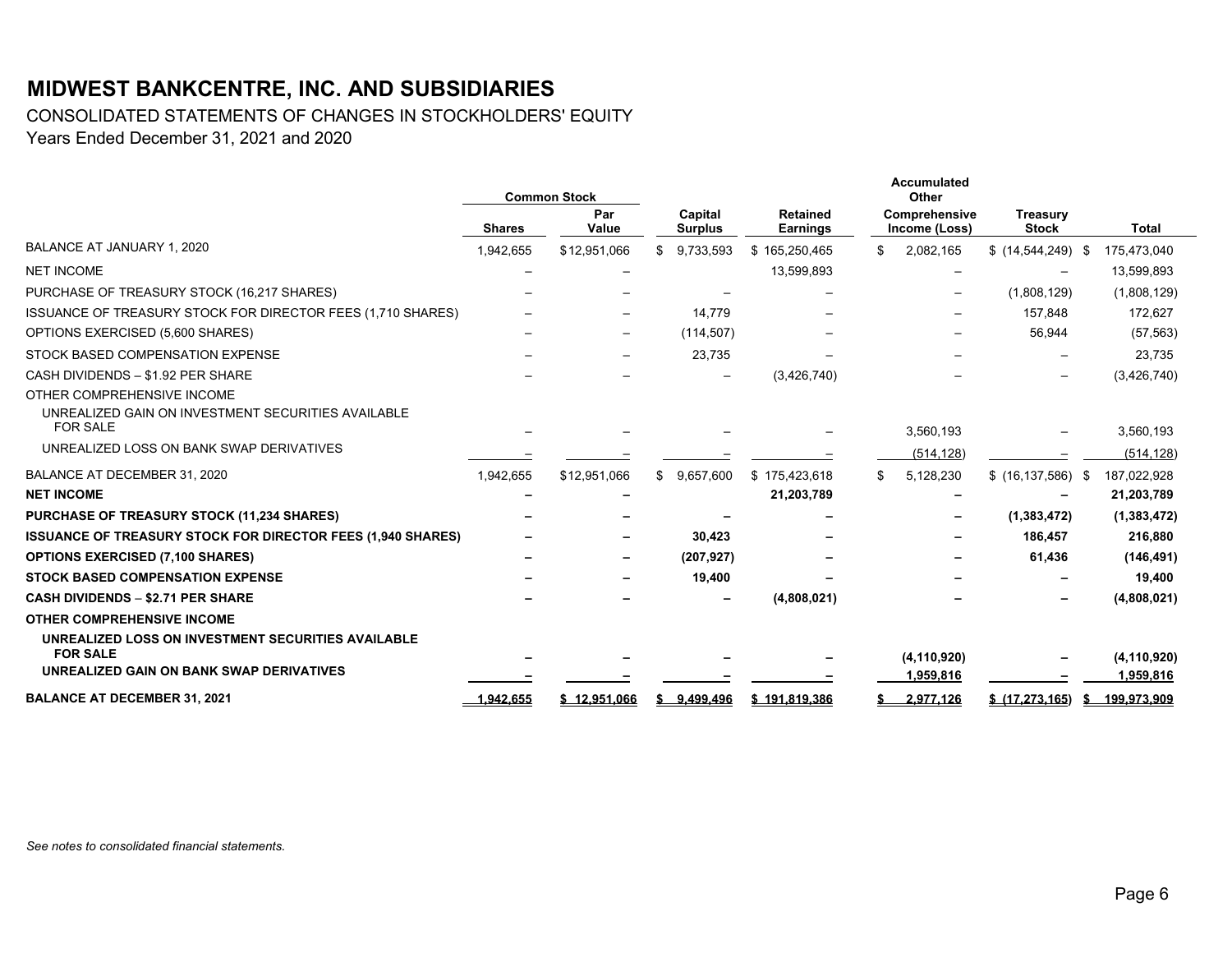# MIDWEST BANKCENTRE, INC. AND SUBSIDIARIES

CONSOLIDATED STATEMENTS OF CHANGES IN STOCKHOLDERS' EQUITY

Years Ended December 31, 2021 and 2020

| | Common Stock | | | | Accumulated Other | | |
|---|---|---|---|---|---|---|---|
| | Shares | Par Value | Capital Surplus | Retained Earnings | Comprehensive Income (Loss) | Treasury Stock | Total |
| BALANCE AT JANUARY 1, 2020 | 1,942,655 | $12,951,066 | $ 9,733,593 | $ 165,250,465 | $ 2,082,165 | $ (14,544,249) | $ 175,473,040 |
| NET INCOME | – | – | | 13,599,893 | – | – | 13,599,893 |
| PURCHASE OF TREASURY STOCK (16,217 SHARES) | – | – | – | – | – | (1,808,129) | (1,808,129) |
| ISSUANCE OF TREASURY STOCK FOR DIRECTOR FEES (1,710 SHARES) | – | – | 14,779 | – | – | 157,848 | 172,627 |
| OPTIONS EXERCISED (5,600 SHARES) | – | – | (114,507) | – | – | 56,944 | (57,563) |
| STOCK BASED COMPENSATION EXPENSE | – | – | 23,735 | – | – | – | 23,735 |
| CASH DIVIDENDS – $1.92 PER SHARE | – | – | – | (3,426,740) | – | – | (3,426,740) |
| OTHER COMPREHENSIVE INCOME | | | | | | | |
| UNREALIZED GAIN ON INVESTMENT SECURITIES AVAILABLE FOR SALE | – | – | – | – | 3,560,193 | – | 3,560,193 |
| UNREALIZED LOSS ON BANK SWAP DERIVATIVES | – | – | – | – | (514,128) | – | (514,128) |
| BALANCE AT DECEMBER 31, 2020 | 1,942,655 | $12,951,066 | $ 9,657,600 | $ 175,423,618 | $ 5,128,230 | $ (16,137,586) | $ 187,022,928 |
| **NET INCOME** | **–** | **–** | | **21,203,789** | **–** | **–** | **21,203,789** |
| **PURCHASE OF TREASURY STOCK (11,234 SHARES)** | **–** | **–** | **–** | **–** | **–** | **(1,383,472)** | **(1,383,472)** |
| **ISSUANCE OF TREASURY STOCK FOR DIRECTOR FEES (1,940 SHARES)** | **–** | **–** | **30,423** | **–** | **–** | **186,457** | **216,880** |
| **OPTIONS EXERCISED (7,100 SHARES)** | **–** | **–** | **(207,927)** | **–** | **–** | **61,436** | **(146,491)** |
| **STOCK BASED COMPENSATION EXPENSE** | **–** | **–** | **19,400** | **–** | **–** | **–** | **19,400** |
| **CASH DIVIDENDS – $2.71 PER SHARE** | **–** | **–** | **–** | **(4,808,021)** | **–** | **–** | **(4,808,021)** |
| **OTHER COMPREHENSIVE INCOME** | | | | | | | |
| **UNREALIZED LOSS ON INVESTMENT SECURITIES AVAILABLE FOR SALE** | **–** | **–** | **–** | **–** | **(4,110,920)** | **–** | **(4,110,920)** |
| **UNREALIZED GAIN ON BANK SWAP DERIVATIVES** | **–** | **–** | **–** | **–** | **1,959,816** | **–** | **1,959,816** |
| **BALANCE AT DECEMBER 31, 2021** | **1,942,655** | **$ 12,951,066** | **$ 9,499,496** | **$ 191,819,386** | **$ 2,977,126** | **$ (17,273,165)** | **$ 199,973,909** |

*See notes to consolidated financial statements.*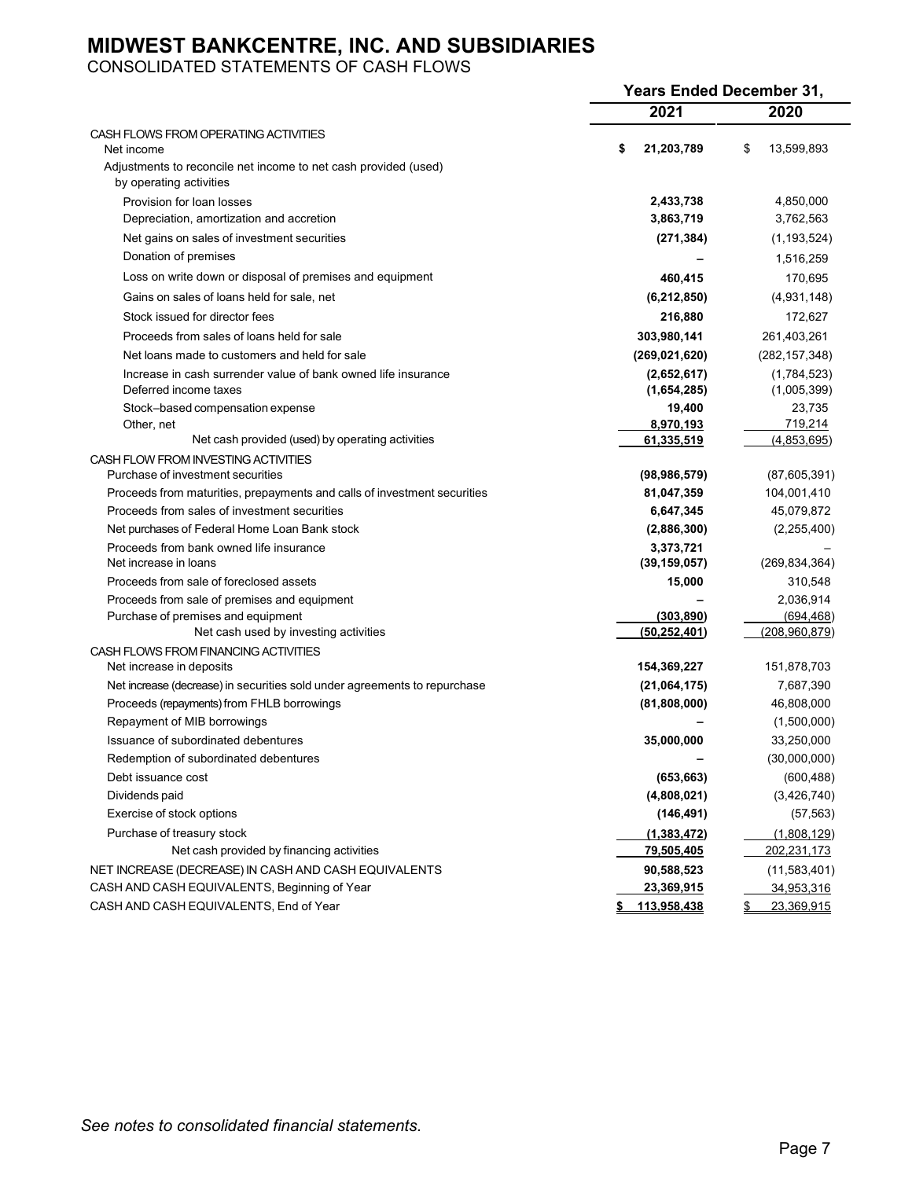# MIDWEST BANKCENTRE, INC. AND SUBSIDIARIES

CONSOLIDATED STATEMENTS OF CASH FLOWS

| | Years Ended December 31, | |
|---|---|---|
| | **2021** | **2020** |
| CASH FLOWS FROM OPERATING ACTIVITIES | | |
| Net income | **$ 21,203,789** | $ 13,599,893 |
| Adjustments to reconcile net income to net cash provided (used) by operating activities | | |
| Provision for loan losses | **2,433,738** | 4,850,000 |
| Depreciation, amortization and accretion | **3,863,719** | 3,762,563 |
| Net gains on sales of investment securities | **(271,384)** | (1,193,524) |
| Donation of premises | **–** | 1,516,259 |
| Loss on write down or disposal of premises and equipment | **460,415** | 170,695 |
| Gains on sales of loans held for sale, net | **(6,212,850)** | (4,931,148) |
| Stock issued for director fees | **216,880** | 172,627 |
| Proceeds from sales of loans held for sale | **303,980,141** | 261,403,261 |
| Net loans made to customers and held for sale | **(269,021,620)** | (282,157,348) |
| Increase in cash surrender value of bank owned life insurance | **(2,652,617)** | (1,784,523) |
| Deferred income taxes | **(1,654,285)** | (1,005,399) |
| Stock–based compensation expense | **19,400** | 23,735 |
| Other, net | **8,970,193** | 719,214 |
| Net cash provided (used) by operating activities | **61,335,519** | (4,853,695) |
| CASH FLOW FROM INVESTING ACTIVITIES | | |
| Purchase of investment securities | **(98,986,579)** | (87,605,391) |
| Proceeds from maturities, prepayments and calls of investment securities | **81,047,359** | 104,001,410 |
| Proceeds from sales of investment securities | **6,647,345** | 45,079,872 |
| Net purchases of Federal Home Loan Bank stock | **(2,886,300)** | (2,255,400) |
| Proceeds from bank owned life insurance | **3,373,721** | – |
| Net increase in loans | **(39,159,057)** | (269,834,364) |
| Proceeds from sale of foreclosed assets | **15,000** | 310,548 |
| Proceeds from sale of premises and equipment | **–** | 2,036,914 |
| Purchase of premises and equipment | **(303,890)** | (694,468) |
| Net cash used by investing activities | **(50,252,401)** | (208,960,879) |
| CASH FLOWS FROM FINANCING ACTIVITIES | | |
| Net increase in deposits | **154,369,227** | 151,878,703 |
| Net increase (decrease) in securities sold under agreements to repurchase | **(21,064,175)** | 7,687,390 |
| Proceeds (repayments) from FHLB borrowings | **(81,808,000)** | 46,808,000 |
| Repayment of MIB borrowings | **–** | (1,500,000) |
| Issuance of subordinated debentures | **35,000,000** | 33,250,000 |
| Redemption of subordinated debentures | **–** | (30,000,000) |
| Debt issuance cost | **(653,663)** | (600,488) |
| Dividends paid | **(4,808,021)** | (3,426,740) |
| Exercise of stock options | **(146,491)** | (57,563) |
| Purchase of treasury stock | **(1,383,472)** | (1,808,129) |
| Net cash provided by financing activities | **79,505,405** | 202,231,173 |
| NET INCREASE (DECREASE) IN CASH AND CASH EQUIVALENTS | **90,588,523** | (11,583,401) |
| CASH AND CASH EQUIVALENTS, Beginning of Year | **23,369,915** | 34,953,316 |
| CASH AND CASH EQUIVALENTS, End of Year | **$ 113,958,438** | $ 23,369,915 |

*See notes to consolidated financial statements.*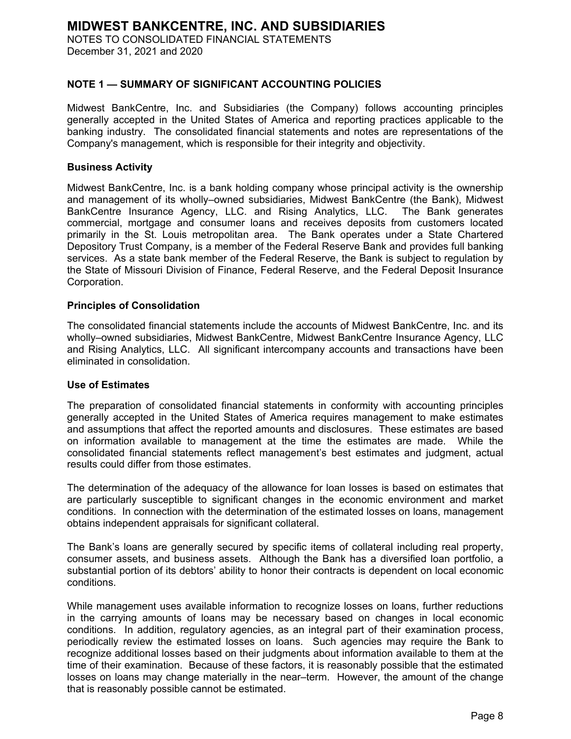# MIDWEST BANKCENTRE, INC. AND SUBSIDIARIES

NOTES TO CONSOLIDATED FINANCIAL STATEMENTS
December 31, 2021 and 2020

## NOTE 1 — SUMMARY OF SIGNIFICANT ACCOUNTING POLICIES

Midwest BankCentre, Inc. and Subsidiaries (the Company) follows accounting principles generally accepted in the United States of America and reporting practices applicable to the banking industry. The consolidated financial statements and notes are representations of the Company's management, which is responsible for their integrity and objectivity.

### Business Activity

Midwest BankCentre, Inc. is a bank holding company whose principal activity is the ownership and management of its wholly–owned subsidiaries, Midwest BankCentre (the Bank), Midwest BankCentre Insurance Agency, LLC. and Rising Analytics, LLC. The Bank generates commercial, mortgage and consumer loans and receives deposits from customers located primarily in the St. Louis metropolitan area. The Bank operates under a State Chartered Depository Trust Company, is a member of the Federal Reserve Bank and provides full banking services. As a state bank member of the Federal Reserve, the Bank is subject to regulation by the State of Missouri Division of Finance, Federal Reserve, and the Federal Deposit Insurance Corporation.

### Principles of Consolidation

The consolidated financial statements include the accounts of Midwest BankCentre, Inc. and its wholly–owned subsidiaries, Midwest BankCentre, Midwest BankCentre Insurance Agency, LLC and Rising Analytics, LLC. All significant intercompany accounts and transactions have been eliminated in consolidation.

### Use of Estimates

The preparation of consolidated financial statements in conformity with accounting principles generally accepted in the United States of America requires management to make estimates and assumptions that affect the reported amounts and disclosures. These estimates are based on information available to management at the time the estimates are made. While the consolidated financial statements reflect management's best estimates and judgment, actual results could differ from those estimates.

The determination of the adequacy of the allowance for loan losses is based on estimates that are particularly susceptible to significant changes in the economic environment and market conditions. In connection with the determination of the estimated losses on loans, management obtains independent appraisals for significant collateral.

The Bank's loans are generally secured by specific items of collateral including real property, consumer assets, and business assets. Although the Bank has a diversified loan portfolio, a substantial portion of its debtors' ability to honor their contracts is dependent on local economic conditions.

While management uses available information to recognize losses on loans, further reductions in the carrying amounts of loans may be necessary based on changes in local economic conditions. In addition, regulatory agencies, as an integral part of their examination process, periodically review the estimated losses on loans. Such agencies may require the Bank to recognize additional losses based on their judgments about information available to them at the time of their examination. Because of these factors, it is reasonably possible that the estimated losses on loans may change materially in the near–term. However, the amount of the change that is reasonably possible cannot be estimated.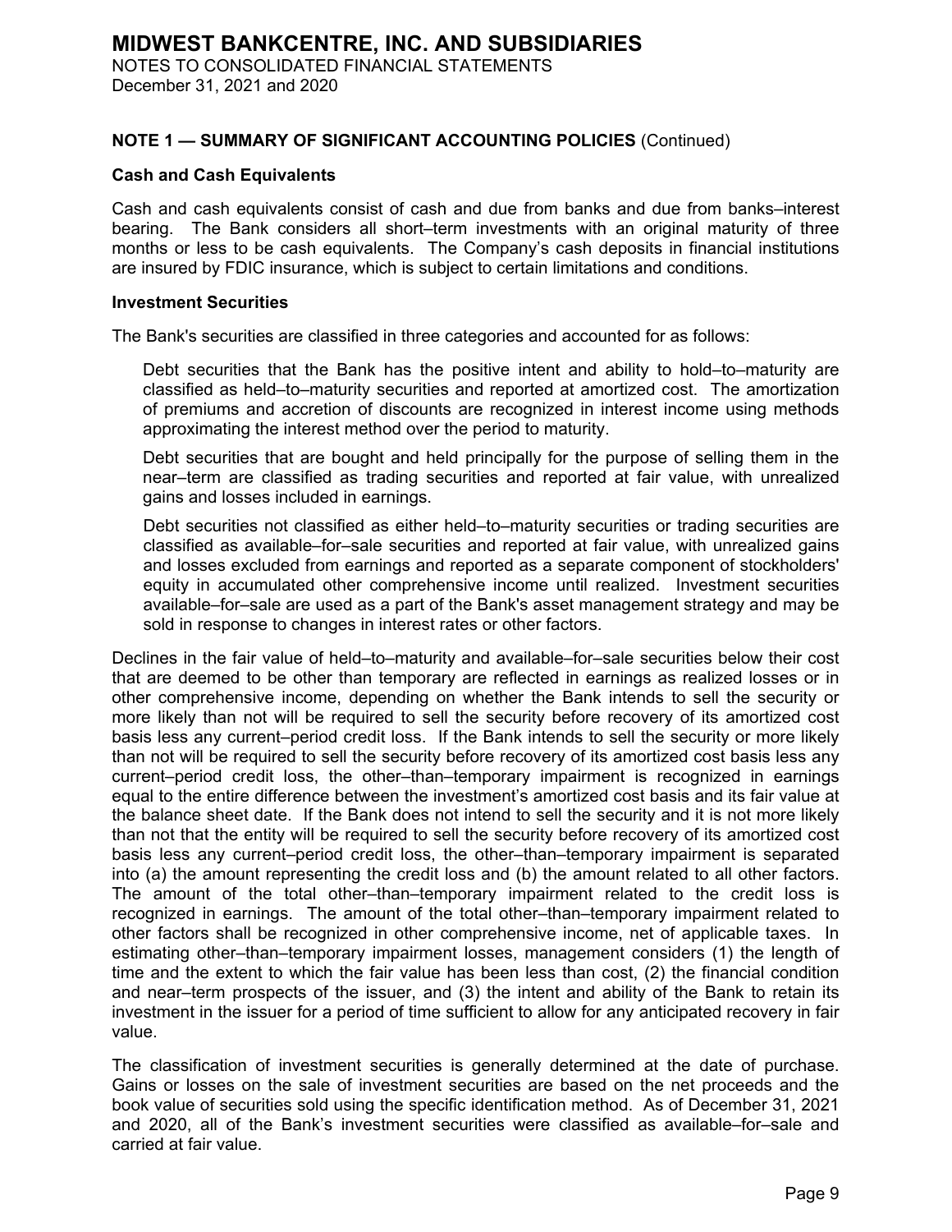## NOTE 1 — SUMMARY OF SIGNIFICANT ACCOUNTING POLICIES (Continued)

### Cash and Cash Equivalents

Cash and cash equivalents consist of cash and due from banks and due from banks–interest bearing. The Bank considers all short–term investments with an original maturity of three months or less to be cash equivalents. The Company's cash deposits in financial institutions are insured by FDIC insurance, which is subject to certain limitations and conditions.

### Investment Securities

The Bank's securities are classified in three categories and accounted for as follows:

Debt securities that the Bank has the positive intent and ability to hold–to–maturity are classified as held–to–maturity securities and reported at amortized cost. The amortization of premiums and accretion of discounts are recognized in interest income using methods approximating the interest method over the period to maturity.

Debt securities that are bought and held principally for the purpose of selling them in the near–term are classified as trading securities and reported at fair value, with unrealized gains and losses included in earnings.

Debt securities not classified as either held–to–maturity securities or trading securities are classified as available–for–sale securities and reported at fair value, with unrealized gains and losses excluded from earnings and reported as a separate component of stockholders' equity in accumulated other comprehensive income until realized. Investment securities available–for–sale are used as a part of the Bank's asset management strategy and may be sold in response to changes in interest rates or other factors.

Declines in the fair value of held–to–maturity and available–for–sale securities below their cost that are deemed to be other than temporary are reflected in earnings as realized losses or in other comprehensive income, depending on whether the Bank intends to sell the security or more likely than not will be required to sell the security before recovery of its amortized cost basis less any current–period credit loss. If the Bank intends to sell the security or more likely than not will be required to sell the security before recovery of its amortized cost basis less any current–period credit loss, the other–than–temporary impairment is recognized in earnings equal to the entire difference between the investment's amortized cost basis and its fair value at the balance sheet date. If the Bank does not intend to sell the security and it is not more likely than not that the entity will be required to sell the security before recovery of its amortized cost basis less any current–period credit loss, the other–than–temporary impairment is separated into (a) the amount representing the credit loss and (b) the amount related to all other factors. The amount of the total other–than–temporary impairment related to the credit loss is recognized in earnings. The amount of the total other–than–temporary impairment related to other factors shall be recognized in other comprehensive income, net of applicable taxes. In estimating other–than–temporary impairment losses, management considers (1) the length of time and the extent to which the fair value has been less than cost, (2) the financial condition and near–term prospects of the issuer, and (3) the intent and ability of the Bank to retain its investment in the issuer for a period of time sufficient to allow for any anticipated recovery in fair value.

The classification of investment securities is generally determined at the date of purchase. Gains or losses on the sale of investment securities are based on the net proceeds and the book value of securities sold using the specific identification method. As of December 31, 2021 and 2020, all of the Bank's investment securities were classified as available–for–sale and carried at fair value.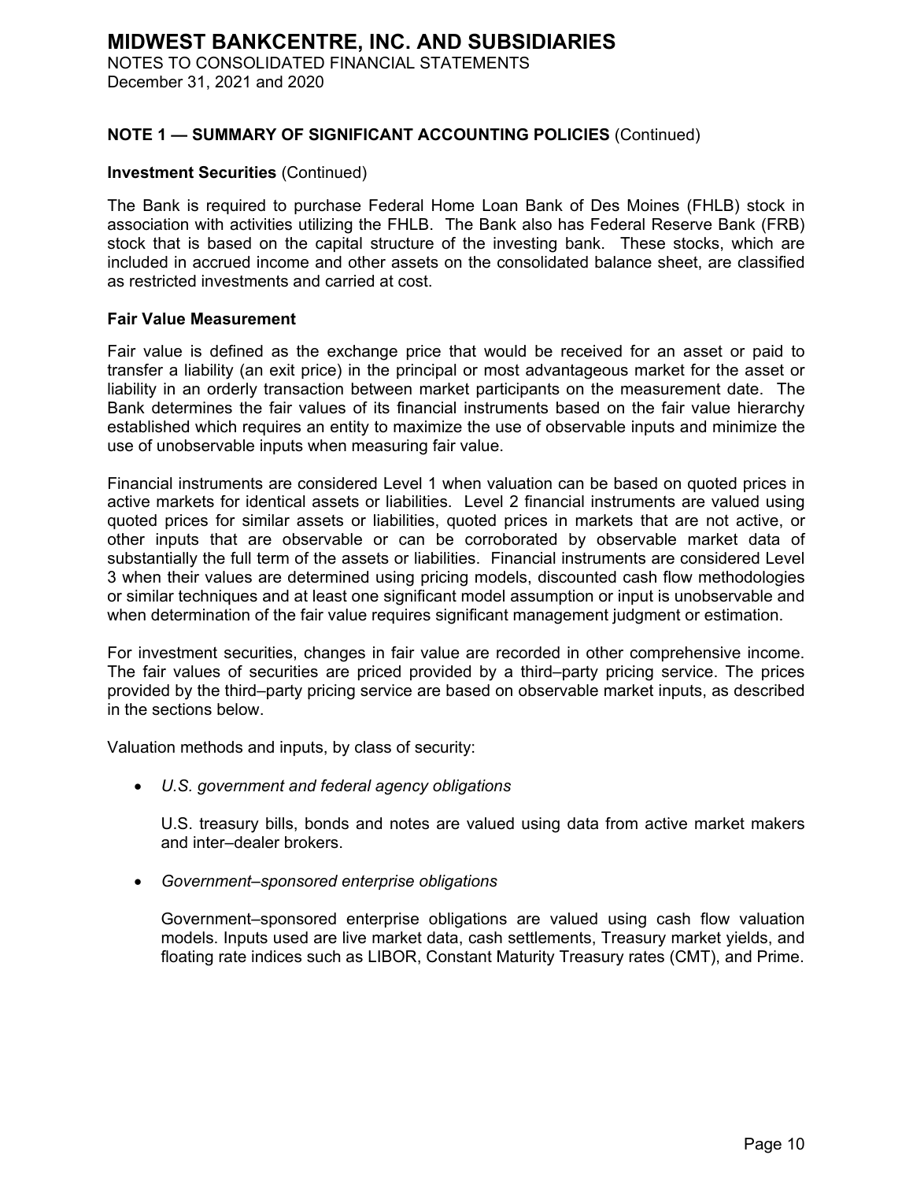## NOTE 1 — SUMMARY OF SIGNIFICANT ACCOUNTING POLICIES (Continued)

### Investment Securities (Continued)

The Bank is required to purchase Federal Home Loan Bank of Des Moines (FHLB) stock in association with activities utilizing the FHLB. The Bank also has Federal Reserve Bank (FRB) stock that is based on the capital structure of the investing bank. These stocks, which are included in accrued income and other assets on the consolidated balance sheet, are classified as restricted investments and carried at cost.

### Fair Value Measurement

Fair value is defined as the exchange price that would be received for an asset or paid to transfer a liability (an exit price) in the principal or most advantageous market for the asset or liability in an orderly transaction between market participants on the measurement date. The Bank determines the fair values of its financial instruments based on the fair value hierarchy established which requires an entity to maximize the use of observable inputs and minimize the use of unobservable inputs when measuring fair value.

Financial instruments are considered Level 1 when valuation can be based on quoted prices in active markets for identical assets or liabilities. Level 2 financial instruments are valued using quoted prices for similar assets or liabilities, quoted prices in markets that are not active, or other inputs that are observable or can be corroborated by observable market data of substantially the full term of the assets or liabilities. Financial instruments are considered Level 3 when their values are determined using pricing models, discounted cash flow methodologies or similar techniques and at least one significant model assumption or input is unobservable and when determination of the fair value requires significant management judgment or estimation.

For investment securities, changes in fair value are recorded in other comprehensive income. The fair values of securities are priced provided by a third–party pricing service. The prices provided by the third–party pricing service are based on observable market inputs, as described in the sections below.

Valuation methods and inputs, by class of security:

- *U.S. government and federal agency obligations*

  U.S. treasury bills, bonds and notes are valued using data from active market makers and inter–dealer brokers.

- *Government–sponsored enterprise obligations*

  Government–sponsored enterprise obligations are valued using cash flow valuation models. Inputs used are live market data, cash settlements, Treasury market yields, and floating rate indices such as LIBOR, Constant Maturity Treasury rates (CMT), and Prime.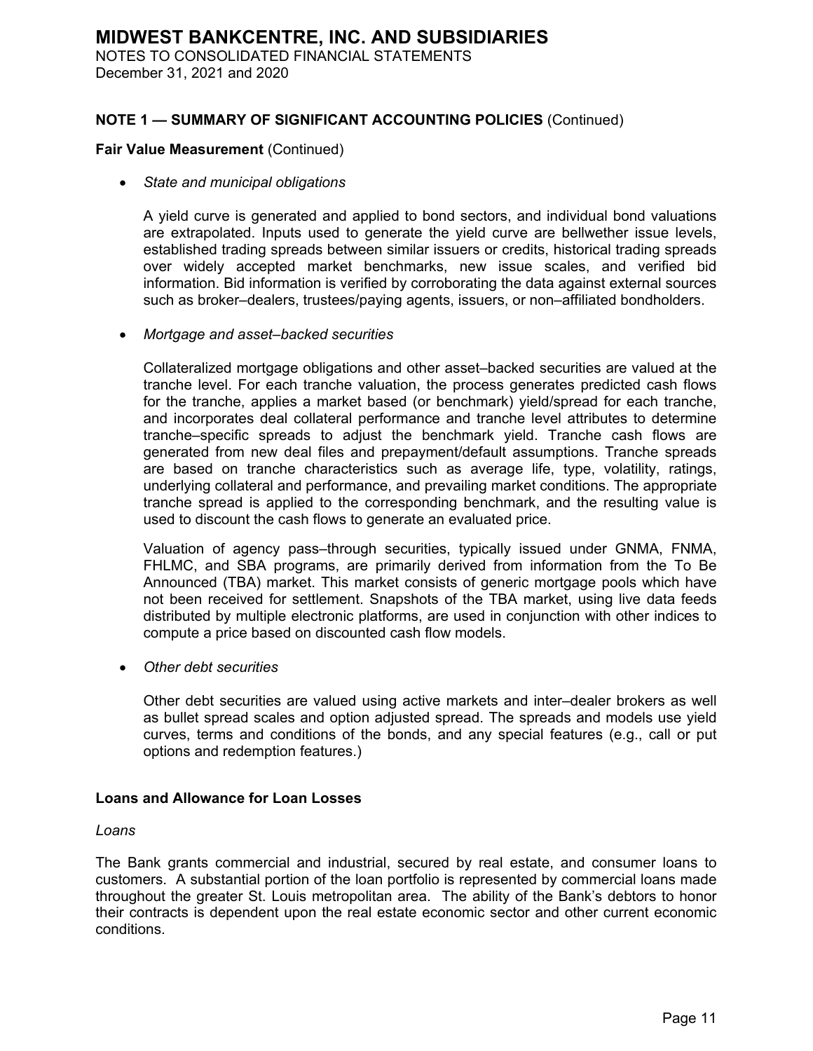**NOTE 1 — SUMMARY OF SIGNIFICANT ACCOUNTING POLICIES** (Continued)

**Fair Value Measurement** (Continued)

- *State and municipal obligations*

  A yield curve is generated and applied to bond sectors, and individual bond valuations are extrapolated. Inputs used to generate the yield curve are bellwether issue levels, established trading spreads between similar issuers or credits, historical trading spreads over widely accepted market benchmarks, new issue scales, and verified bid information. Bid information is verified by corroborating the data against external sources such as broker–dealers, trustees/paying agents, issuers, or non–affiliated bondholders.

- *Mortgage and asset–backed securities*

  Collateralized mortgage obligations and other asset–backed securities are valued at the tranche level. For each tranche valuation, the process generates predicted cash flows for the tranche, applies a market based (or benchmark) yield/spread for each tranche, and incorporates deal collateral performance and tranche level attributes to determine tranche–specific spreads to adjust the benchmark yield. Tranche cash flows are generated from new deal files and prepayment/default assumptions. Tranche spreads are based on tranche characteristics such as average life, type, volatility, ratings, underlying collateral and performance, and prevailing market conditions. The appropriate tranche spread is applied to the corresponding benchmark, and the resulting value is used to discount the cash flows to generate an evaluated price.

  Valuation of agency pass–through securities, typically issued under GNMA, FNMA, FHLMC, and SBA programs, are primarily derived from information from the To Be Announced (TBA) market. This market consists of generic mortgage pools which have not been received for settlement. Snapshots of the TBA market, using live data feeds distributed by multiple electronic platforms, are used in conjunction with other indices to compute a price based on discounted cash flow models.

- *Other debt securities*

  Other debt securities are valued using active markets and inter–dealer brokers as well as bullet spread scales and option adjusted spread. The spreads and models use yield curves, terms and conditions of the bonds, and any special features (e.g., call or put options and redemption features.)

**Loans and Allowance for Loan Losses**

*Loans*

The Bank grants commercial and industrial, secured by real estate, and consumer loans to customers. A substantial portion of the loan portfolio is represented by commercial loans made throughout the greater St. Louis metropolitan area. The ability of the Bank's debtors to honor their contracts is dependent upon the real estate economic sector and other current economic conditions.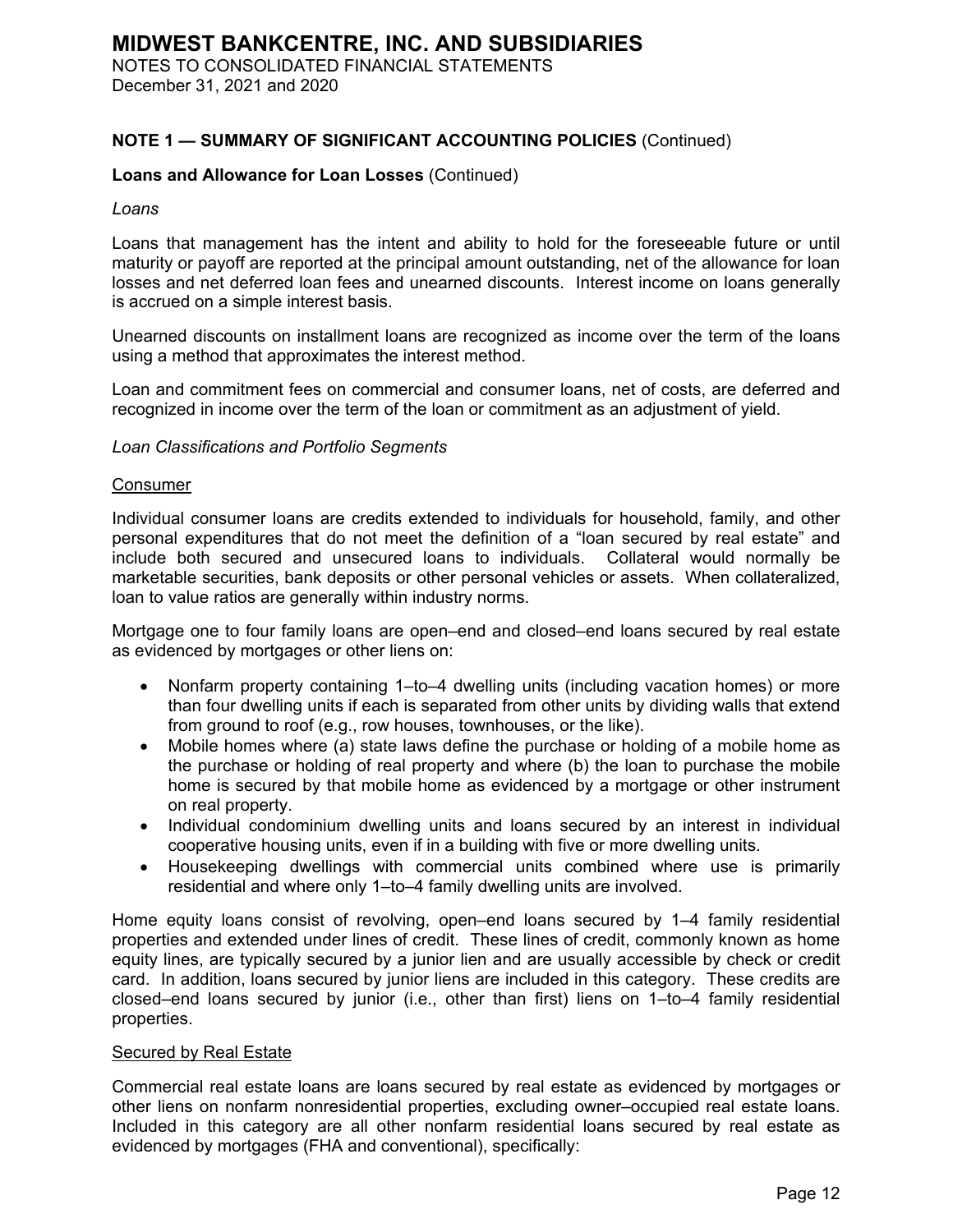## NOTE 1 — SUMMARY OF SIGNIFICANT ACCOUNTING POLICIES (Continued)

### Loans and Allowance for Loan Losses (Continued)

*Loans*

Loans that management has the intent and ability to hold for the foreseeable future or until maturity or payoff are reported at the principal amount outstanding, net of the allowance for loan losses and net deferred loan fees and unearned discounts. Interest income on loans generally is accrued on a simple interest basis.

Unearned discounts on installment loans are recognized as income over the term of the loans using a method that approximates the interest method.

Loan and commitment fees on commercial and consumer loans, net of costs, are deferred and recognized in income over the term of the loan or commitment as an adjustment of yield.

*Loan Classifications and Portfolio Segments*

Consumer

Individual consumer loans are credits extended to individuals for household, family, and other personal expenditures that do not meet the definition of a "loan secured by real estate" and include both secured and unsecured loans to individuals. Collateral would normally be marketable securities, bank deposits or other personal vehicles or assets. When collateralized, loan to value ratios are generally within industry norms.

Mortgage one to four family loans are open–end and closed–end loans secured by real estate as evidenced by mortgages or other liens on:

- Nonfarm property containing 1–to–4 dwelling units (including vacation homes) or more than four dwelling units if each is separated from other units by dividing walls that extend from ground to roof (e.g., row houses, townhouses, or the like).
- Mobile homes where (a) state laws define the purchase or holding of a mobile home as the purchase or holding of real property and where (b) the loan to purchase the mobile home is secured by that mobile home as evidenced by a mortgage or other instrument on real property.
- Individual condominium dwelling units and loans secured by an interest in individual cooperative housing units, even if in a building with five or more dwelling units.
- Housekeeping dwellings with commercial units combined where use is primarily residential and where only 1–to–4 family dwelling units are involved.

Home equity loans consist of revolving, open–end loans secured by 1–4 family residential properties and extended under lines of credit. These lines of credit, commonly known as home equity lines, are typically secured by a junior lien and are usually accessible by check or credit card. In addition, loans secured by junior liens are included in this category. These credits are closed–end loans secured by junior (i.e., other than first) liens on 1–to–4 family residential properties.

Secured by Real Estate

Commercial real estate loans are loans secured by real estate as evidenced by mortgages or other liens on nonfarm nonresidential properties, excluding owner–occupied real estate loans. Included in this category are all other nonfarm residential loans secured by real estate as evidenced by mortgages (FHA and conventional), specifically: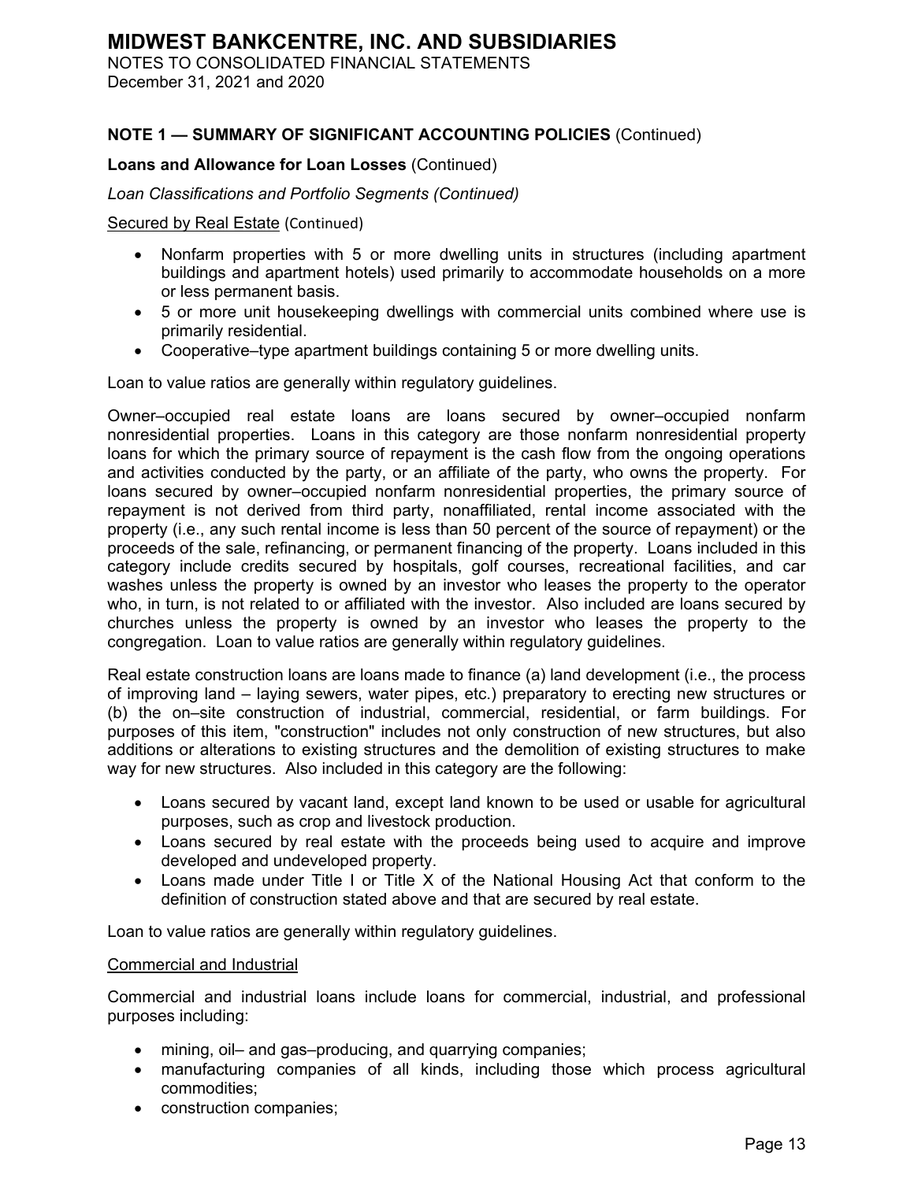**NOTE 1 — SUMMARY OF SIGNIFICANT ACCOUNTING POLICIES** (Continued)

**Loans and Allowance for Loan Losses** (Continued)

*Loan Classifications and Portfolio Segments (Continued)*

Secured by Real Estate (Continued)

- Nonfarm properties with 5 or more dwelling units in structures (including apartment buildings and apartment hotels) used primarily to accommodate households on a more or less permanent basis.
- 5 or more unit housekeeping dwellings with commercial units combined where use is primarily residential.
- Cooperative–type apartment buildings containing 5 or more dwelling units.

Loan to value ratios are generally within regulatory guidelines.

Owner–occupied real estate loans are loans secured by owner–occupied nonfarm nonresidential properties. Loans in this category are those nonfarm nonresidential property loans for which the primary source of repayment is the cash flow from the ongoing operations and activities conducted by the party, or an affiliate of the party, who owns the property. For loans secured by owner–occupied nonfarm nonresidential properties, the primary source of repayment is not derived from third party, nonaffiliated, rental income associated with the property (i.e., any such rental income is less than 50 percent of the source of repayment) or the proceeds of the sale, refinancing, or permanent financing of the property. Loans included in this category include credits secured by hospitals, golf courses, recreational facilities, and car washes unless the property is owned by an investor who leases the property to the operator who, in turn, is not related to or affiliated with the investor. Also included are loans secured by churches unless the property is owned by an investor who leases the property to the congregation. Loan to value ratios are generally within regulatory guidelines.

Real estate construction loans are loans made to finance (a) land development (i.e., the process of improving land – laying sewers, water pipes, etc.) preparatory to erecting new structures or (b) the on–site construction of industrial, commercial, residential, or farm buildings. For purposes of this item, "construction" includes not only construction of new structures, but also additions or alterations to existing structures and the demolition of existing structures to make way for new structures. Also included in this category are the following:

- Loans secured by vacant land, except land known to be used or usable for agricultural purposes, such as crop and livestock production.
- Loans secured by real estate with the proceeds being used to acquire and improve developed and undeveloped property.
- Loans made under Title I or Title X of the National Housing Act that conform to the definition of construction stated above and that are secured by real estate.

Loan to value ratios are generally within regulatory guidelines.

Commercial and Industrial

Commercial and industrial loans include loans for commercial, industrial, and professional purposes including:

- mining, oil– and gas–producing, and quarrying companies;
- manufacturing companies of all kinds, including those which process agricultural commodities;
- construction companies;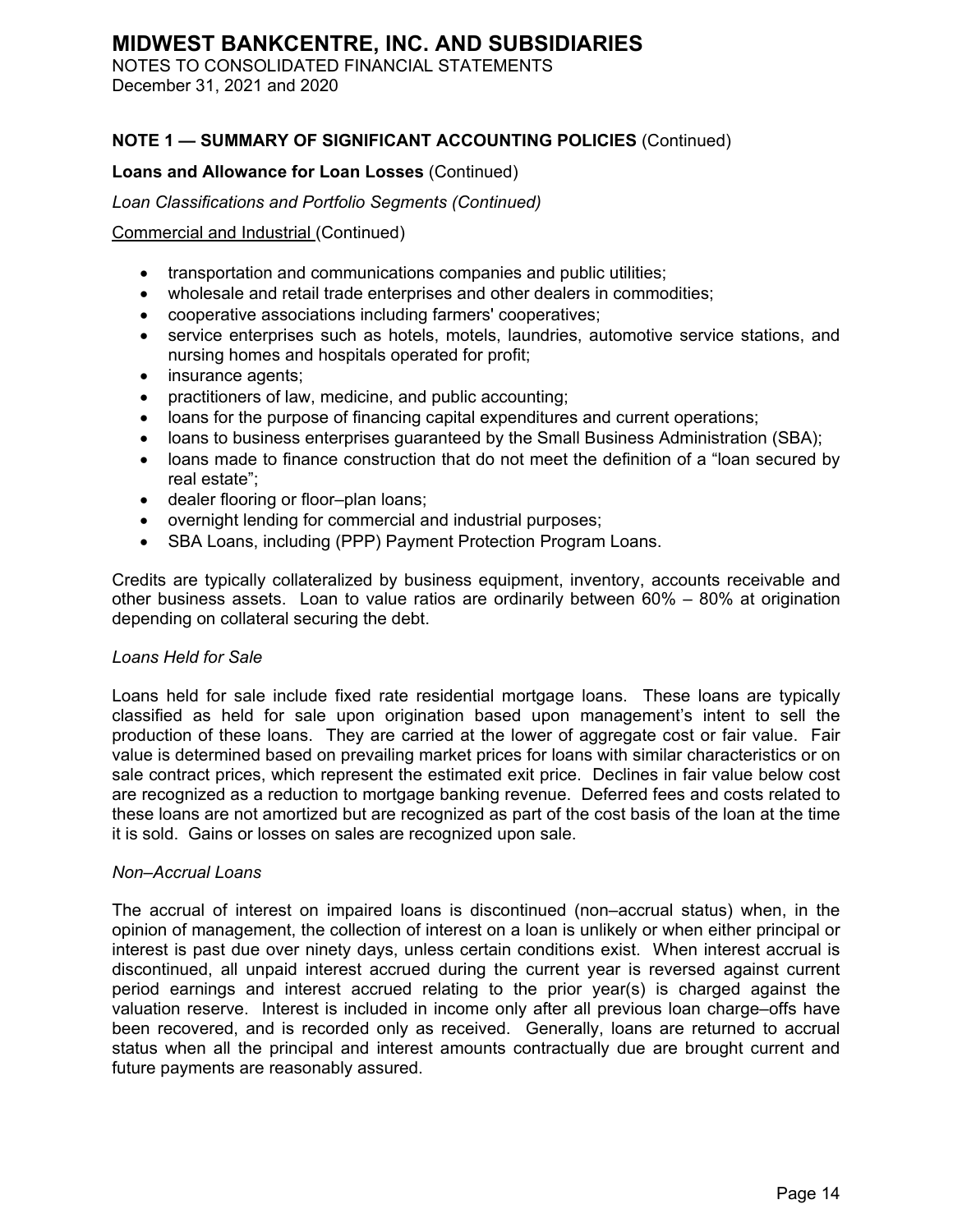## NOTE 1 — SUMMARY OF SIGNIFICANT ACCOUNTING POLICIES (Continued)

**Loans and Allowance for Loan Losses** (Continued)

*Loan Classifications and Portfolio Segments (Continued)*

Commercial and Industrial (Continued)

- transportation and communications companies and public utilities;
- wholesale and retail trade enterprises and other dealers in commodities;
- cooperative associations including farmers' cooperatives;
- service enterprises such as hotels, motels, laundries, automotive service stations, and nursing homes and hospitals operated for profit;
- insurance agents;
- practitioners of law, medicine, and public accounting;
- loans for the purpose of financing capital expenditures and current operations;
- loans to business enterprises guaranteed by the Small Business Administration (SBA);
- loans made to finance construction that do not meet the definition of a "loan secured by real estate";
- dealer flooring or floor–plan loans;
- overnight lending for commercial and industrial purposes;
- SBA Loans, including (PPP) Payment Protection Program Loans.

Credits are typically collateralized by business equipment, inventory, accounts receivable and other business assets. Loan to value ratios are ordinarily between 60% – 80% at origination depending on collateral securing the debt.

*Loans Held for Sale*

Loans held for sale include fixed rate residential mortgage loans. These loans are typically classified as held for sale upon origination based upon management's intent to sell the production of these loans. They are carried at the lower of aggregate cost or fair value. Fair value is determined based on prevailing market prices for loans with similar characteristics or on sale contract prices, which represent the estimated exit price. Declines in fair value below cost are recognized as a reduction to mortgage banking revenue. Deferred fees and costs related to these loans are not amortized but are recognized as part of the cost basis of the loan at the time it is sold. Gains or losses on sales are recognized upon sale.

*Non–Accrual Loans*

The accrual of interest on impaired loans is discontinued (non–accrual status) when, in the opinion of management, the collection of interest on a loan is unlikely or when either principal or interest is past due over ninety days, unless certain conditions exist. When interest accrual is discontinued, all unpaid interest accrued during the current year is reversed against current period earnings and interest accrued relating to the prior year(s) is charged against the valuation reserve. Interest is included in income only after all previous loan charge–offs have been recovered, and is recorded only as received. Generally, loans are returned to accrual status when all the principal and interest amounts contractually due are brought current and future payments are reasonably assured.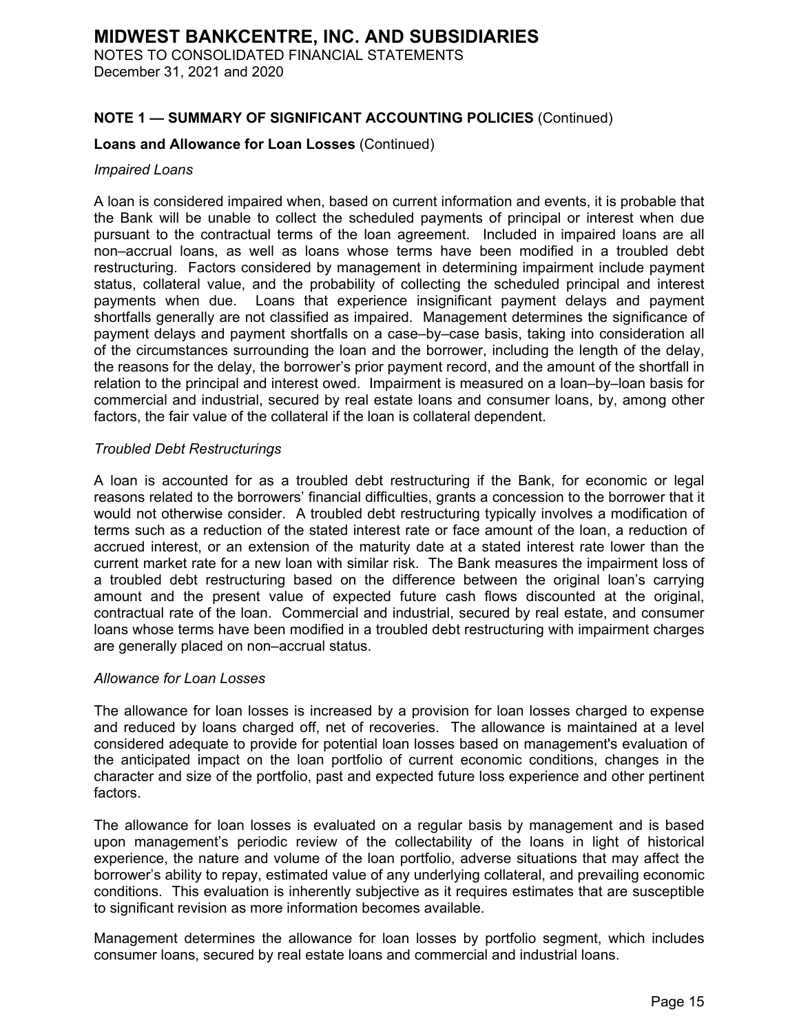## NOTE 1 — SUMMARY OF SIGNIFICANT ACCOUNTING POLICIES (Continued)

### Loans and Allowance for Loan Losses (Continued)

*Impaired Loans*

A loan is considered impaired when, based on current information and events, it is probable that the Bank will be unable to collect the scheduled payments of principal or interest when due pursuant to the contractual terms of the loan agreement. Included in impaired loans are all non–accrual loans, as well as loans whose terms have been modified in a troubled debt restructuring. Factors considered by management in determining impairment include payment status, collateral value, and the probability of collecting the scheduled principal and interest payments when due. Loans that experience insignificant payment delays and payment shortfalls generally are not classified as impaired. Management determines the significance of payment delays and payment shortfalls on a case–by–case basis, taking into consideration all of the circumstances surrounding the loan and the borrower, including the length of the delay, the reasons for the delay, the borrower's prior payment record, and the amount of the shortfall in relation to the principal and interest owed. Impairment is measured on a loan–by–loan basis for commercial and industrial, secured by real estate loans and consumer loans, by, among other factors, the fair value of the collateral if the loan is collateral dependent.

*Troubled Debt Restructurings*

A loan is accounted for as a troubled debt restructuring if the Bank, for economic or legal reasons related to the borrowers' financial difficulties, grants a concession to the borrower that it would not otherwise consider. A troubled debt restructuring typically involves a modification of terms such as a reduction of the stated interest rate or face amount of the loan, a reduction of accrued interest, or an extension of the maturity date at a stated interest rate lower than the current market rate for a new loan with similar risk. The Bank measures the impairment loss of a troubled debt restructuring based on the difference between the original loan's carrying amount and the present value of expected future cash flows discounted at the original, contractual rate of the loan. Commercial and industrial, secured by real estate, and consumer loans whose terms have been modified in a troubled debt restructuring with impairment charges are generally placed on non–accrual status.

*Allowance for Loan Losses*

The allowance for loan losses is increased by a provision for loan losses charged to expense and reduced by loans charged off, net of recoveries. The allowance is maintained at a level considered adequate to provide for potential loan losses based on management's evaluation of the anticipated impact on the loan portfolio of current economic conditions, changes in the character and size of the portfolio, past and expected future loss experience and other pertinent factors.

The allowance for loan losses is evaluated on a regular basis by management and is based upon management's periodic review of the collectability of the loans in light of historical experience, the nature and volume of the loan portfolio, adverse situations that may affect the borrower's ability to repay, estimated value of any underlying collateral, and prevailing economic conditions. This evaluation is inherently subjective as it requires estimates that are susceptible to significant revision as more information becomes available.

Management determines the allowance for loan losses by portfolio segment, which includes consumer loans, secured by real estate loans and commercial and industrial loans.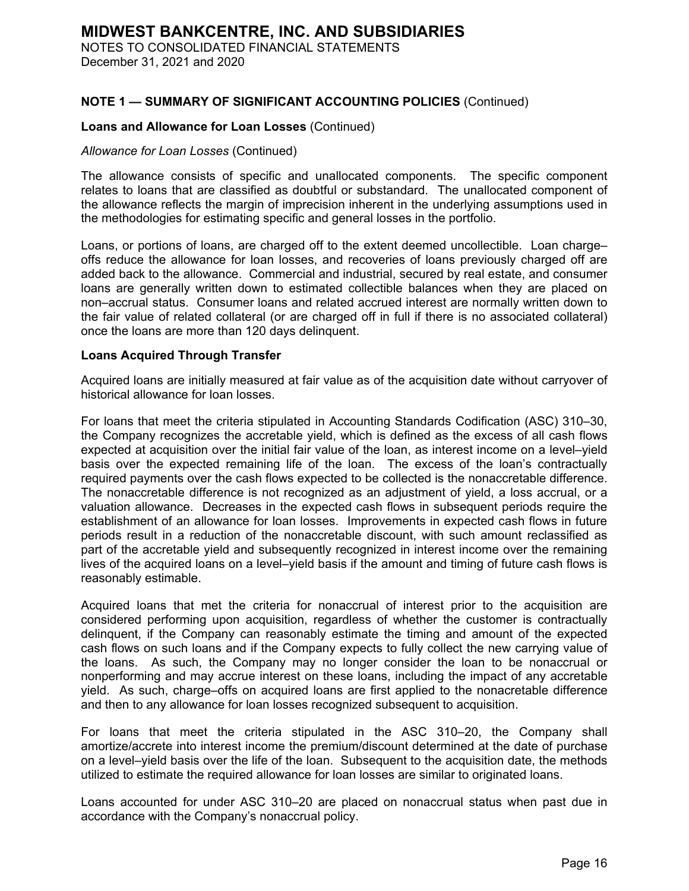# MIDWEST BANKCENTRE, INC. AND SUBSIDIARIES

NOTES TO CONSOLIDATED FINANCIAL STATEMENTS
December 31, 2021 and 2020

## NOTE 1 — SUMMARY OF SIGNIFICANT ACCOUNTING POLICIES (Continued)

### Loans and Allowance for Loan Losses (Continued)

*Allowance for Loan Losses* (Continued)

The allowance consists of specific and unallocated components. The specific component relates to loans that are classified as doubtful or substandard. The unallocated component of the allowance reflects the margin of imprecision inherent in the underlying assumptions used in the methodologies for estimating specific and general losses in the portfolio.

Loans, or portions of loans, are charged off to the extent deemed uncollectible. Loan charge–offs reduce the allowance for loan losses, and recoveries of loans previously charged off are added back to the allowance. Commercial and industrial, secured by real estate, and consumer loans are generally written down to estimated collectible balances when they are placed on non–accrual status. Consumer loans and related accrued interest are normally written down to the fair value of related collateral (or are charged off in full if there is no associated collateral) once the loans are more than 120 days delinquent.

### Loans Acquired Through Transfer

Acquired loans are initially measured at fair value as of the acquisition date without carryover of historical allowance for loan losses.

For loans that meet the criteria stipulated in Accounting Standards Codification (ASC) 310–30, the Company recognizes the accretable yield, which is defined as the excess of all cash flows expected at acquisition over the initial fair value of the loan, as interest income on a level–yield basis over the expected remaining life of the loan. The excess of the loan's contractually required payments over the cash flows expected to be collected is the nonaccretable difference. The nonaccretable difference is not recognized as an adjustment of yield, a loss accrual, or a valuation allowance. Decreases in the expected cash flows in subsequent periods require the establishment of an allowance for loan losses. Improvements in expected cash flows in future periods result in a reduction of the nonaccretable discount, with such amount reclassified as part of the accretable yield and subsequently recognized in interest income over the remaining lives of the acquired loans on a level–yield basis if the amount and timing of future cash flows is reasonably estimable.

Acquired loans that met the criteria for nonaccrual of interest prior to the acquisition are considered performing upon acquisition, regardless of whether the customer is contractually delinquent, if the Company can reasonably estimate the timing and amount of the expected cash flows on such loans and if the Company expects to fully collect the new carrying value of the loans. As such, the Company may no longer consider the loan to be nonaccrual or nonperforming and may accrue interest on these loans, including the impact of any accretable yield. As such, charge–offs on acquired loans are first applied to the nonacretable difference and then to any allowance for loan losses recognized subsequent to acquisition.

For loans that meet the criteria stipulated in the ASC 310–20, the Company shall amortize/accrete into interest income the premium/discount determined at the date of purchase on a level–yield basis over the life of the loan. Subsequent to the acquisition date, the methods utilized to estimate the required allowance for loan losses are similar to originated loans.

Loans accounted for under ASC 310–20 are placed on nonaccrual status when past due in accordance with the Company's nonaccrual policy.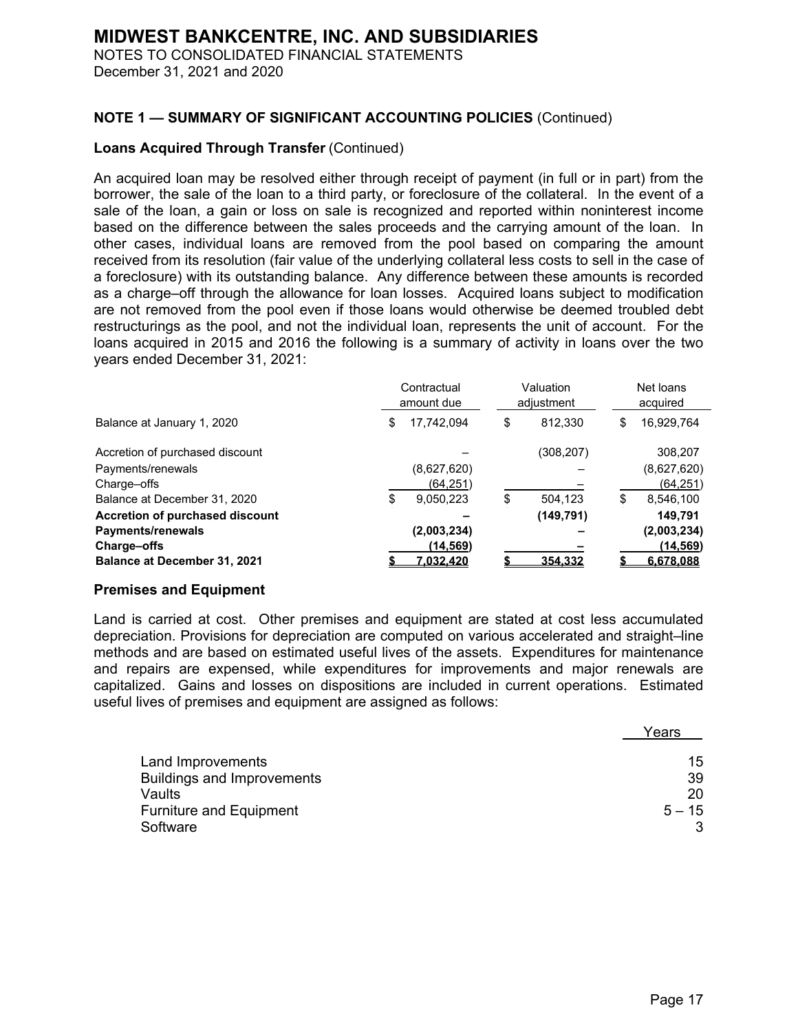# MIDWEST BANKCENTRE, INC. AND SUBSIDIARIES

NOTES TO CONSOLIDATED FINANCIAL STATEMENTS
December 31, 2021 and 2020

## NOTE 1 — SUMMARY OF SIGNIFICANT ACCOUNTING POLICIES (Continued)

### Loans Acquired Through Transfer (Continued)

An acquired loan may be resolved either through receipt of payment (in full or in part) from the borrower, the sale of the loan to a third party, or foreclosure of the collateral. In the event of a sale of the loan, a gain or loss on sale is recognized and reported within noninterest income based on the difference between the sales proceeds and the carrying amount of the loan. In other cases, individual loans are removed from the pool based on comparing the amount received from its resolution (fair value of the underlying collateral less costs to sell in the case of a foreclosure) with its outstanding balance. Any difference between these amounts is recorded as a charge–off through the allowance for loan losses. Acquired loans subject to modification are not removed from the pool even if those loans would otherwise be deemed troubled debt restructurings as the pool, and not the individual loan, represents the unit of account. For the loans acquired in 2015 and 2016 the following is a summary of activity in loans over the two years ended December 31, 2021:

| | Contractual amount due | Valuation adjustment | Net loans acquired |
|---|---|---|---|
| Balance at January 1, 2020 | $ 17,742,094 | $ 812,330 | $ 16,929,764 |
| Accretion of purchased discount | – | (308,207) | 308,207 |
| Payments/renewals | (8,627,620) | – | (8,627,620) |
| Charge–offs | (64,251) | – | (64,251) |
| Balance at December 31, 2020 | $ 9,050,223 | $ 504,123 | $ 8,546,100 |
| **Accretion of purchased discount** | **–** | **(149,791)** | **149,791** |
| **Payments/renewals** | **(2,003,234)** | **–** | **(2,003,234)** |
| **Charge–offs** | **(14,569)** | **–** | **(14,569)** |
| **Balance at December 31, 2021** | **$ 7,032,420** | **$ 354,332** | **$ 6,678,088** |

### Premises and Equipment

Land is carried at cost. Other premises and equipment are stated at cost less accumulated depreciation. Provisions for depreciation are computed on various accelerated and straight–line methods and are based on estimated useful lives of the assets. Expenditures for maintenance and repairs are expensed, while expenditures for improvements and major renewals are capitalized. Gains and losses on dispositions are included in current operations. Estimated useful lives of premises and equipment are assigned as follows:

| | Years |
|---|---|
| Land Improvements | 15 |
| Buildings and Improvements | 39 |
| Vaults | 20 |
| Furniture and Equipment | 5 – 15 |
| Software | 3 |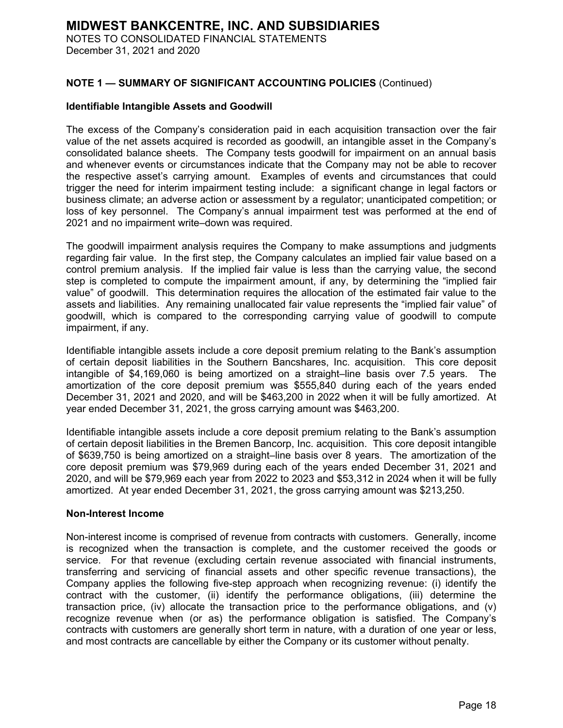## NOTE 1 — SUMMARY OF SIGNIFICANT ACCOUNTING POLICIES (Continued)

### Identifiable Intangible Assets and Goodwill

The excess of the Company's consideration paid in each acquisition transaction over the fair value of the net assets acquired is recorded as goodwill, an intangible asset in the Company's consolidated balance sheets. The Company tests goodwill for impairment on an annual basis and whenever events or circumstances indicate that the Company may not be able to recover the respective asset's carrying amount. Examples of events and circumstances that could trigger the need for interim impairment testing include: a significant change in legal factors or business climate; an adverse action or assessment by a regulator; unanticipated competition; or loss of key personnel. The Company's annual impairment test was performed at the end of 2021 and no impairment write–down was required.

The goodwill impairment analysis requires the Company to make assumptions and judgments regarding fair value. In the first step, the Company calculates an implied fair value based on a control premium analysis. If the implied fair value is less than the carrying value, the second step is completed to compute the impairment amount, if any, by determining the "implied fair value" of goodwill. This determination requires the allocation of the estimated fair value to the assets and liabilities. Any remaining unallocated fair value represents the "implied fair value" of goodwill, which is compared to the corresponding carrying value of goodwill to compute impairment, if any.

Identifiable intangible assets include a core deposit premium relating to the Bank's assumption of certain deposit liabilities in the Southern Bancshares, Inc. acquisition. This core deposit intangible of $4,169,060 is being amortized on a straight–line basis over 7.5 years. The amortization of the core deposit premium was $555,840 during each of the years ended December 31, 2021 and 2020, and will be $463,200 in 2022 when it will be fully amortized. At year ended December 31, 2021, the gross carrying amount was $463,200.

Identifiable intangible assets include a core deposit premium relating to the Bank's assumption of certain deposit liabilities in the Bremen Bancorp, Inc. acquisition. This core deposit intangible of $639,750 is being amortized on a straight–line basis over 8 years. The amortization of the core deposit premium was $79,969 during each of the years ended December 31, 2021 and 2020, and will be $79,969 each year from 2022 to 2023 and $53,312 in 2024 when it will be fully amortized. At year ended December 31, 2021, the gross carrying amount was $213,250.

### Non-Interest Income

Non-interest income is comprised of revenue from contracts with customers. Generally, income is recognized when the transaction is complete, and the customer received the goods or service. For that revenue (excluding certain revenue associated with financial instruments, transferring and servicing of financial assets and other specific revenue transactions), the Company applies the following five-step approach when recognizing revenue: (i) identify the contract with the customer, (ii) identify the performance obligations, (iii) determine the transaction price, (iv) allocate the transaction price to the performance obligations, and (v) recognize revenue when (or as) the performance obligation is satisfied. The Company's contracts with customers are generally short term in nature, with a duration of one year or less, and most contracts are cancellable by either the Company or its customer without penalty.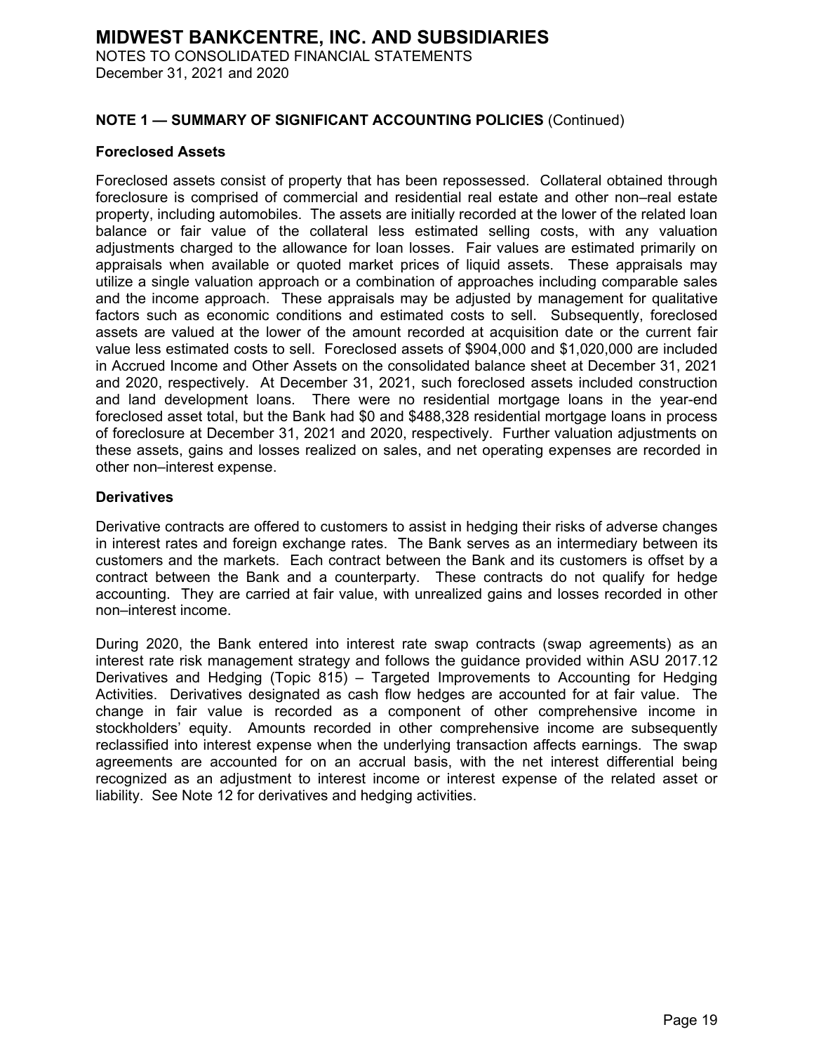## NOTE 1 — SUMMARY OF SIGNIFICANT ACCOUNTING POLICIES (Continued)

### Foreclosed Assets

Foreclosed assets consist of property that has been repossessed. Collateral obtained through foreclosure is comprised of commercial and residential real estate and other non–real estate property, including automobiles. The assets are initially recorded at the lower of the related loan balance or fair value of the collateral less estimated selling costs, with any valuation adjustments charged to the allowance for loan losses. Fair values are estimated primarily on appraisals when available or quoted market prices of liquid assets. These appraisals may utilize a single valuation approach or a combination of approaches including comparable sales and the income approach. These appraisals may be adjusted by management for qualitative factors such as economic conditions and estimated costs to sell. Subsequently, foreclosed assets are valued at the lower of the amount recorded at acquisition date or the current fair value less estimated costs to sell. Foreclosed assets of $904,000 and $1,020,000 are included in Accrued Income and Other Assets on the consolidated balance sheet at December 31, 2021 and 2020, respectively. At December 31, 2021, such foreclosed assets included construction and land development loans. There were no residential mortgage loans in the year-end foreclosed asset total, but the Bank had $0 and $488,328 residential mortgage loans in process of foreclosure at December 31, 2021 and 2020, respectively. Further valuation adjustments on these assets, gains and losses realized on sales, and net operating expenses are recorded in other non–interest expense.

### Derivatives

Derivative contracts are offered to customers to assist in hedging their risks of adverse changes in interest rates and foreign exchange rates. The Bank serves as an intermediary between its customers and the markets. Each contract between the Bank and its customers is offset by a contract between the Bank and a counterparty. These contracts do not qualify for hedge accounting. They are carried at fair value, with unrealized gains and losses recorded in other non–interest income.

During 2020, the Bank entered into interest rate swap contracts (swap agreements) as an interest rate risk management strategy and follows the guidance provided within ASU 2017.12 Derivatives and Hedging (Topic 815) – Targeted Improvements to Accounting for Hedging Activities. Derivatives designated as cash flow hedges are accounted for at fair value. The change in fair value is recorded as a component of other comprehensive income in stockholders' equity. Amounts recorded in other comprehensive income are subsequently reclassified into interest expense when the underlying transaction affects earnings. The swap agreements are accounted for on an accrual basis, with the net interest differential being recognized as an adjustment to interest income or interest expense of the related asset or liability. See Note 12 for derivatives and hedging activities.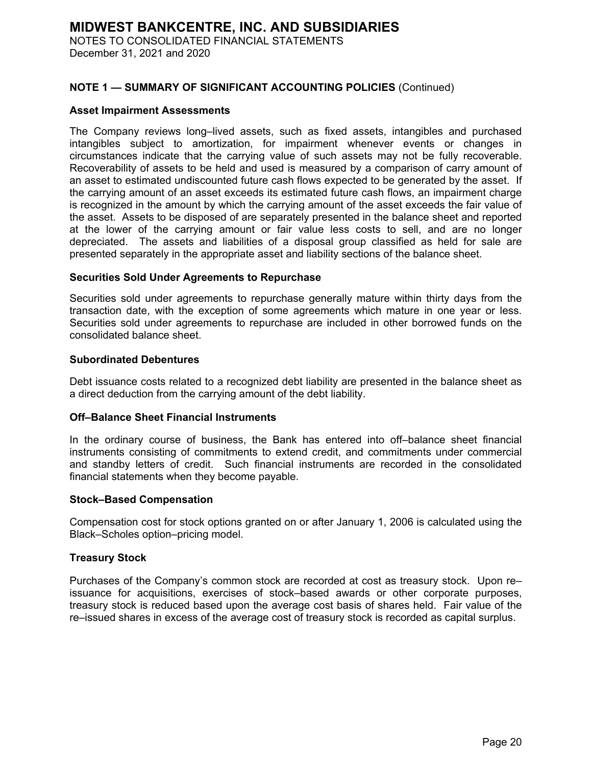# MIDWEST BANKCENTRE, INC. AND SUBSIDIARIES

NOTES TO CONSOLIDATED FINANCIAL STATEMENTS
December 31, 2021 and 2020

## NOTE 1 — SUMMARY OF SIGNIFICANT ACCOUNTING POLICIES (Continued)

### Asset Impairment Assessments

The Company reviews long–lived assets, such as fixed assets, intangibles and purchased intangibles subject to amortization, for impairment whenever events or changes in circumstances indicate that the carrying value of such assets may not be fully recoverable. Recoverability of assets to be held and used is measured by a comparison of carry amount of an asset to estimated undiscounted future cash flows expected to be generated by the asset. If the carrying amount of an asset exceeds its estimated future cash flows, an impairment charge is recognized in the amount by which the carrying amount of the asset exceeds the fair value of the asset. Assets to be disposed of are separately presented in the balance sheet and reported at the lower of the carrying amount or fair value less costs to sell, and are no longer depreciated. The assets and liabilities of a disposal group classified as held for sale are presented separately in the appropriate asset and liability sections of the balance sheet.

### Securities Sold Under Agreements to Repurchase

Securities sold under agreements to repurchase generally mature within thirty days from the transaction date, with the exception of some agreements which mature in one year or less. Securities sold under agreements to repurchase are included in other borrowed funds on the consolidated balance sheet.

### Subordinated Debentures

Debt issuance costs related to a recognized debt liability are presented in the balance sheet as a direct deduction from the carrying amount of the debt liability.

### Off–Balance Sheet Financial Instruments

In the ordinary course of business, the Bank has entered into off–balance sheet financial instruments consisting of commitments to extend credit, and commitments under commercial and standby letters of credit. Such financial instruments are recorded in the consolidated financial statements when they become payable.

### Stock–Based Compensation

Compensation cost for stock options granted on or after January 1, 2006 is calculated using the Black–Scholes option–pricing model.

### Treasury Stock

Purchases of the Company's common stock are recorded at cost as treasury stock. Upon re–issuance for acquisitions, exercises of stock–based awards or other corporate purposes, treasury stock is reduced based upon the average cost basis of shares held. Fair value of the re–issued shares in excess of the average cost of treasury stock is recorded as capital surplus.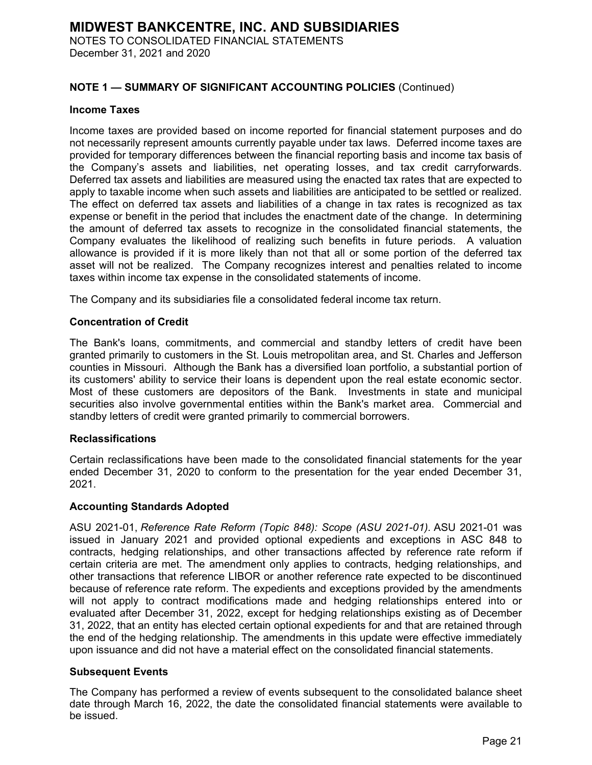## NOTE 1 — SUMMARY OF SIGNIFICANT ACCOUNTING POLICIES (Continued)

### Income Taxes

Income taxes are provided based on income reported for financial statement purposes and do not necessarily represent amounts currently payable under tax laws. Deferred income taxes are provided for temporary differences between the financial reporting basis and income tax basis of the Company's assets and liabilities, net operating losses, and tax credit carryforwards. Deferred tax assets and liabilities are measured using the enacted tax rates that are expected to apply to taxable income when such assets and liabilities are anticipated to be settled or realized. The effect on deferred tax assets and liabilities of a change in tax rates is recognized as tax expense or benefit in the period that includes the enactment date of the change. In determining the amount of deferred tax assets to recognize in the consolidated financial statements, the Company evaluates the likelihood of realizing such benefits in future periods. A valuation allowance is provided if it is more likely than not that all or some portion of the deferred tax asset will not be realized. The Company recognizes interest and penalties related to income taxes within income tax expense in the consolidated statements of income.

The Company and its subsidiaries file a consolidated federal income tax return.

### Concentration of Credit

The Bank's loans, commitments, and commercial and standby letters of credit have been granted primarily to customers in the St. Louis metropolitan area, and St. Charles and Jefferson counties in Missouri. Although the Bank has a diversified loan portfolio, a substantial portion of its customers' ability to service their loans is dependent upon the real estate economic sector. Most of these customers are depositors of the Bank. Investments in state and municipal securities also involve governmental entities within the Bank's market area. Commercial and standby letters of credit were granted primarily to commercial borrowers.

### Reclassifications

Certain reclassifications have been made to the consolidated financial statements for the year ended December 31, 2020 to conform to the presentation for the year ended December 31, 2021.

### Accounting Standards Adopted

ASU 2021-01, *Reference Rate Reform (Topic 848): Scope (ASU 2021-01)*. ASU 2021-01 was issued in January 2021 and provided optional expedients and exceptions in ASC 848 to contracts, hedging relationships, and other transactions affected by reference rate reform if certain criteria are met. The amendment only applies to contracts, hedging relationships, and other transactions that reference LIBOR or another reference rate expected to be discontinued because of reference rate reform. The expedients and exceptions provided by the amendments will not apply to contract modifications made and hedging relationships entered into or evaluated after December 31, 2022, except for hedging relationships existing as of December 31, 2022, that an entity has elected certain optional expedients for and that are retained through the end of the hedging relationship. The amendments in this update were effective immediately upon issuance and did not have a material effect on the consolidated financial statements.

### Subsequent Events

The Company has performed a review of events subsequent to the consolidated balance sheet date through March 16, 2022, the date the consolidated financial statements were available to be issued.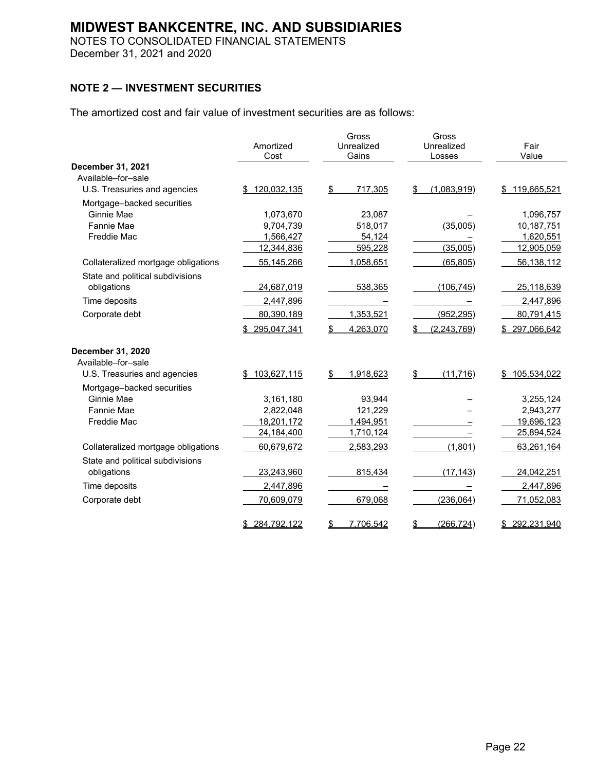# MIDWEST BANKCENTRE, INC. AND SUBSIDIARIES

NOTES TO CONSOLIDATED FINANCIAL STATEMENTS
December 31, 2021 and 2020

## NOTE 2 — INVESTMENT SECURITIES

The amortized cost and fair value of investment securities are as follows:

| | Amortized Cost | Gross Unrealized Gains | Gross Unrealized Losses | Fair Value |
|---|---|---|---|---|
| **December 31, 2021** | | | | |
| Available–for–sale | | | | |
| U.S. Treasuries and agencies | $ 120,032,135 | $ 717,305 | $ (1,083,919) | $ 119,665,521 |
| Mortgage–backed securities | | | | |
| Ginnie Mae | 1,073,670 | 23,087 | – | 1,096,757 |
| Fannie Mae | 9,704,739 | 518,017 | (35,005) | 10,187,751 |
| Freddie Mac | 1,566,427 | 54,124 | – | 1,620,551 |
| | 12,344,836 | 595,228 | (35,005) | 12,905,059 |
| Collateralized mortgage obligations | 55,145,266 | 1,058,651 | (65,805) | 56,138,112 |
| State and political subdivisions obligations | 24,687,019 | 538,365 | (106,745) | 25,118,639 |
| Time deposits | 2,447,896 | – | – | 2,447,896 |
| Corporate debt | 80,390,189 | 1,353,521 | (952,295) | 80,791,415 |
| | $ 295,047,341 | $ 4,263,070 | $ (2,243,769) | $ 297,066,642 |
| **December 31, 2020** | | | | |
| Available–for–sale | | | | |
| U.S. Treasuries and agencies | $ 103,627,115 | $ 1,918,623 | $ (11,716) | $ 105,534,022 |
| Mortgage–backed securities | | | | |
| Ginnie Mae | 3,161,180 | 93,944 | – | 3,255,124 |
| Fannie Mae | 2,822,048 | 121,229 | – | 2,943,277 |
| Freddie Mac | 18,201,172 | 1,494,951 | – | 19,696,123 |
| | 24,184,400 | 1,710,124 | – | 25,894,524 |
| Collateralized mortgage obligations | 60,679,672 | 2,583,293 | (1,801) | 63,261,164 |
| State and political subdivisions obligations | 23,243,960 | 815,434 | (17,143) | 24,042,251 |
| Time deposits | 2,447,896 | – | – | 2,447,896 |
| Corporate debt | 70,609,079 | 679,068 | (236,064) | 71,052,083 |
| | $ 284,792,122 | $ 7,706,542 | $ (266,724) | $ 292,231,940 |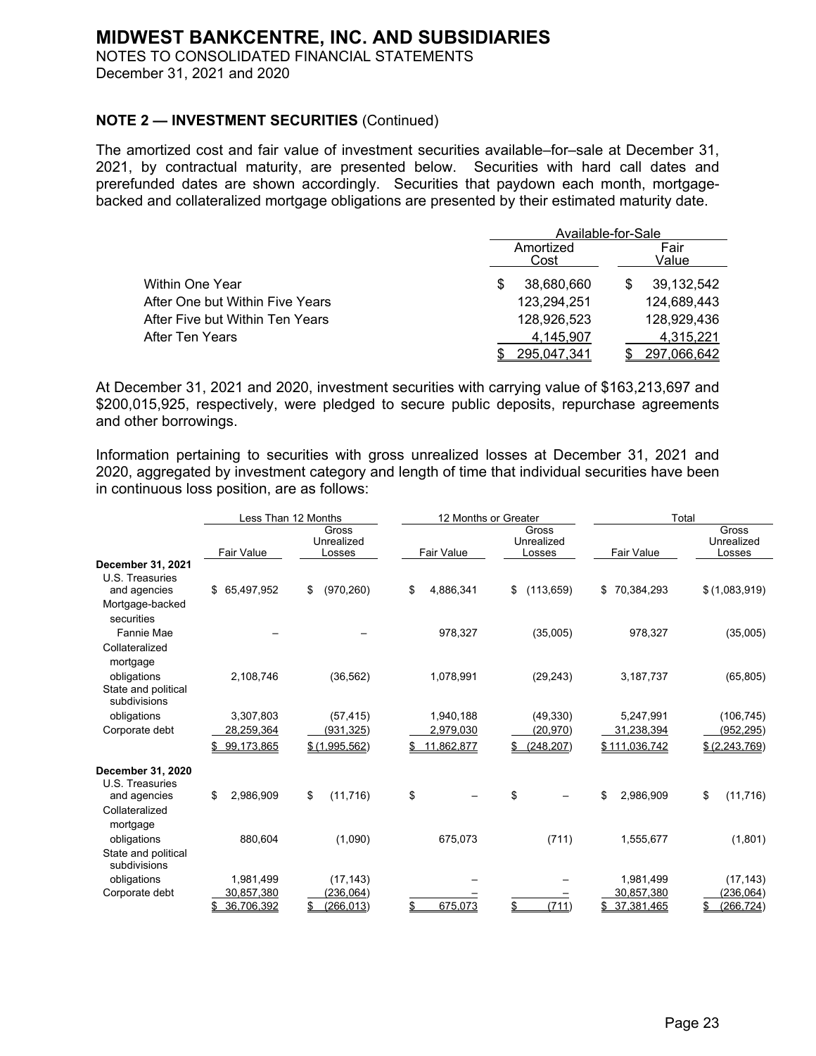# MIDWEST BANKCENTRE, INC. AND SUBSIDIARIES

NOTES TO CONSOLIDATED FINANCIAL STATEMENTS
December 31, 2021 and 2020

**NOTE 2 — INVESTMENT SECURITIES** (Continued)

The amortized cost and fair value of investment securities available–for–sale at December 31, 2021, by contractual maturity, are presented below. Securities with hard call dates and prerefunded dates are shown accordingly. Securities that paydown each month, mortgage-backed and collateralized mortgage obligations are presented by their estimated maturity date.

| | Available-for-Sale | |
|---|---|---|
| | Amortized Cost | Fair Value |
| Within One Year | $ 38,680,660 | $ 39,132,542 |
| After One but Within Five Years | 123,294,251 | 124,689,443 |
| After Five but Within Ten Years | 128,926,523 | 128,929,436 |
| After Ten Years | 4,145,907 | 4,315,221 |
| | $ 295,047,341 | $ 297,066,642 |

At December 31, 2021 and 2020, investment securities with carrying value of $163,213,697 and $200,015,925, respectively, were pledged to secure public deposits, repurchase agreements and other borrowings.

Information pertaining to securities with gross unrealized losses at December 31, 2021 and 2020, aggregated by investment category and length of time that individual securities have been in continuous loss position, are as follows:

| | Less Than 12 Months | | 12 Months or Greater | | Total | |
|---|---|---|---|---|---|---|
| | Fair Value | Gross Unrealized Losses | Fair Value | Gross Unrealized Losses | Fair Value | Gross Unrealized Losses |
| **December 31, 2021** | | | | | | |
| U.S. Treasuries and agencies | $ 65,497,952 | $ (970,260) | $ 4,886,341 | $ (113,659) | $ 70,384,293 | $ (1,083,919) |
| Mortgage-backed securities | | | | | | |
| Fannie Mae | – | – | 978,327 | (35,005) | 978,327 | (35,005) |
| Collateralized mortgage obligations | 2,108,746 | (36,562) | 1,078,991 | (29,243) | 3,187,737 | (65,805) |
| State and political subdivisions obligations | 3,307,803 | (57,415) | 1,940,188 | (49,330) | 5,247,991 | (106,745) |
| Corporate debt | 28,259,364 | (931,325) | 2,979,030 | (20,970) | 31,238,394 | (952,295) |
| | $ 99,173,865 | $ (1,995,562) | $ 11,862,877 | $ (248,207) | $ 111,036,742 | $ (2,243,769) |
| **December 31, 2020** | | | | | | |
| U.S. Treasuries and agencies | $ 2,986,909 | $ (11,716) | $ – | $ – | $ 2,986,909 | $ (11,716) |
| Collateralized mortgage obligations | 880,604 | (1,090) | 675,073 | (711) | 1,555,677 | (1,801) |
| State and political subdivisions obligations | 1,981,499 | (17,143) | – | – | 1,981,499 | (17,143) |
| Corporate debt | 30,857,380 | (236,064) | – | – | 30,857,380 | (236,064) |
| | $ 36,706,392 | $ (266,013) | $ 675,073 | $ (711) | $ 37,381,465 | $ (266,724) |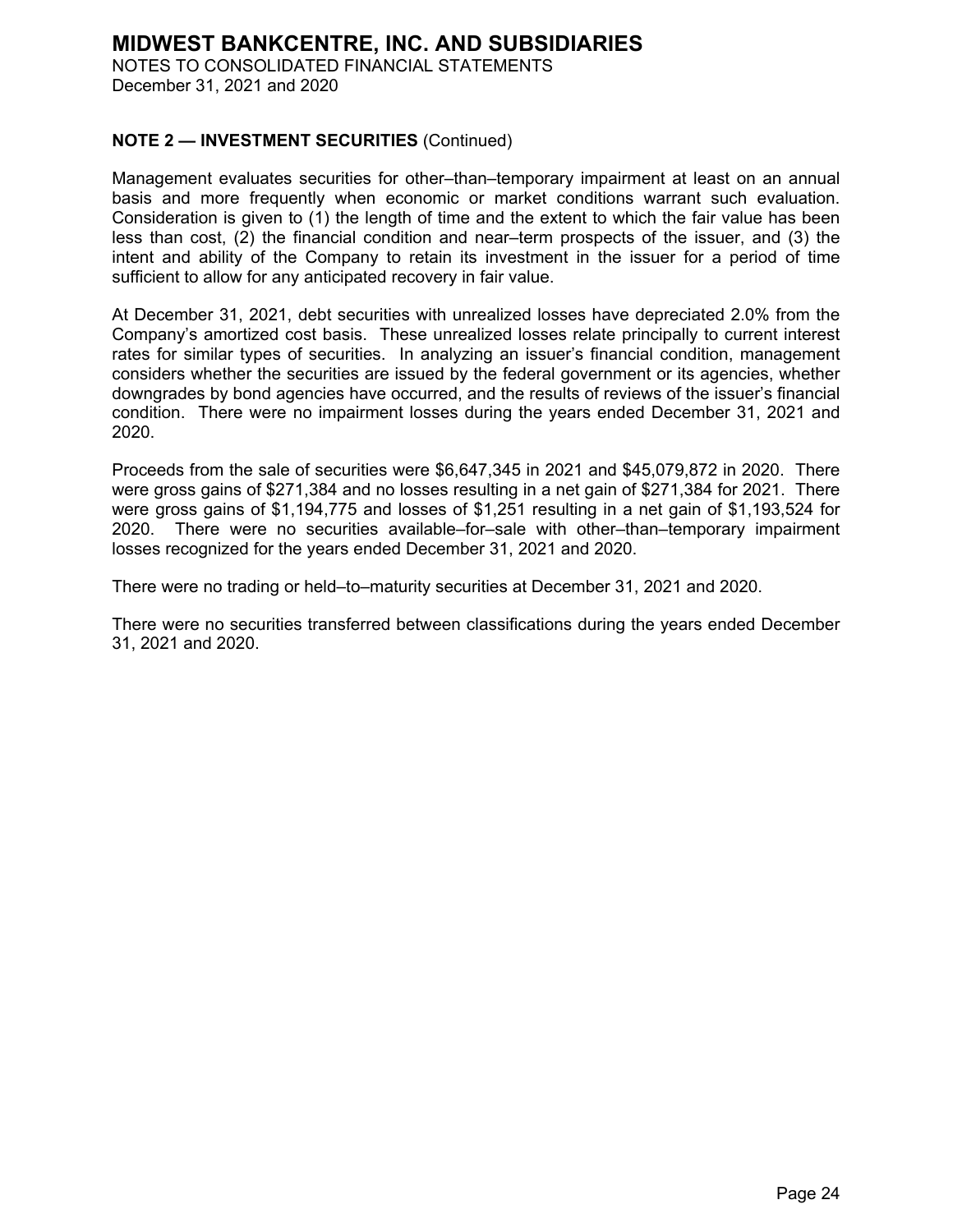**NOTE 2 — INVESTMENT SECURITIES** (Continued)

Management evaluates securities for other–than–temporary impairment at least on an annual basis and more frequently when economic or market conditions warrant such evaluation. Consideration is given to (1) the length of time and the extent to which the fair value has been less than cost, (2) the financial condition and near–term prospects of the issuer, and (3) the intent and ability of the Company to retain its investment in the issuer for a period of time sufficient to allow for any anticipated recovery in fair value.

At December 31, 2021, debt securities with unrealized losses have depreciated 2.0% from the Company's amortized cost basis. These unrealized losses relate principally to current interest rates for similar types of securities. In analyzing an issuer's financial condition, management considers whether the securities are issued by the federal government or its agencies, whether downgrades by bond agencies have occurred, and the results of reviews of the issuer's financial condition. There were no impairment losses during the years ended December 31, 2021 and 2020.

Proceeds from the sale of securities were $6,647,345 in 2021 and $45,079,872 in 2020. There were gross gains of $271,384 and no losses resulting in a net gain of $271,384 for 2021. There were gross gains of $1,194,775 and losses of $1,251 resulting in a net gain of $1,193,524 for 2020. There were no securities available–for–sale with other–than–temporary impairment losses recognized for the years ended December 31, 2021 and 2020.

There were no trading or held–to–maturity securities at December 31, 2021 and 2020.

There were no securities transferred between classifications during the years ended December 31, 2021 and 2020.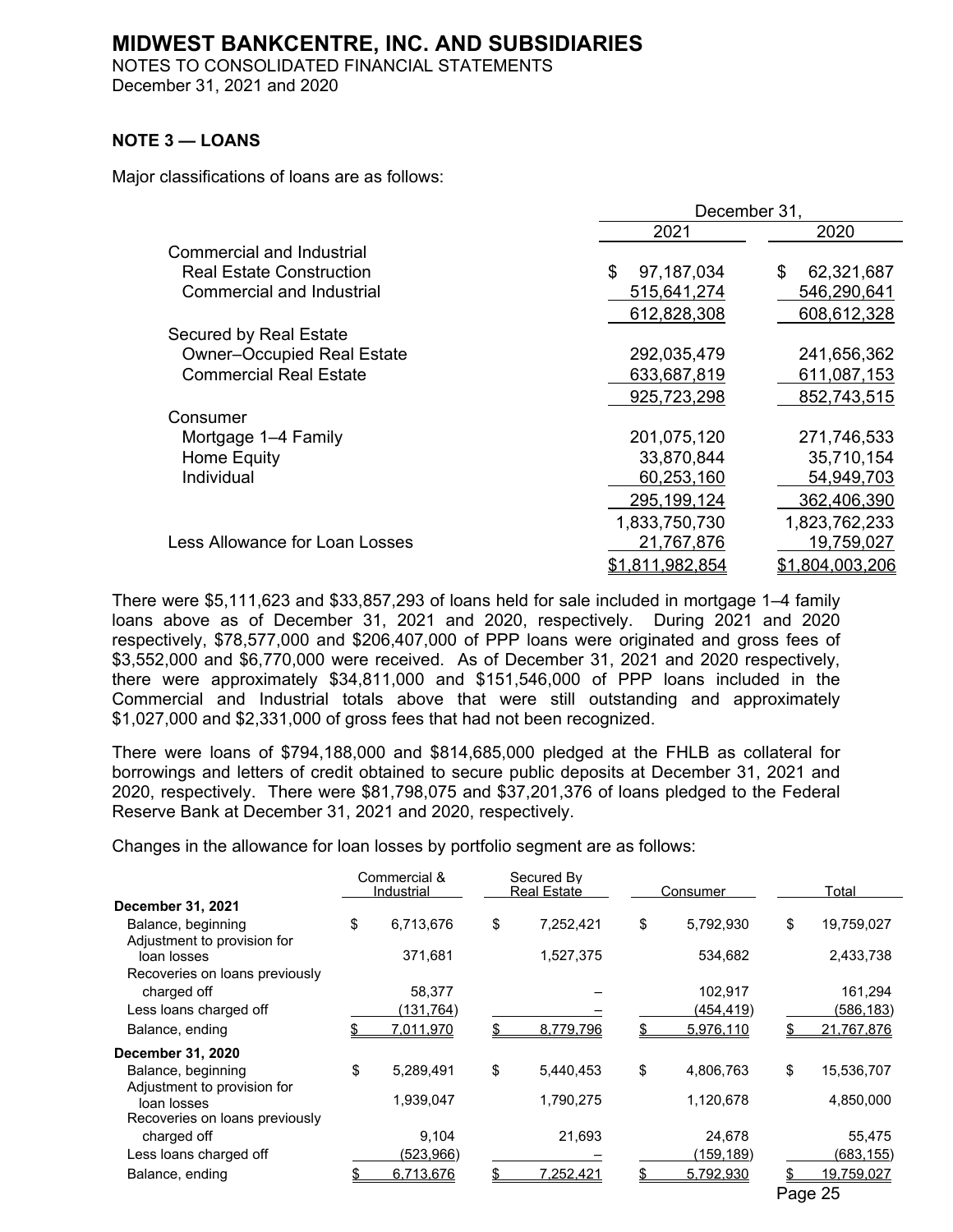## NOTE 3 — LOANS

Major classifications of loans are as follows:

| | December 31, 2021 | December 31, 2020 |
|---|---|---|
| **Commercial and Industrial** | | |
| Real Estate Construction | $ 97,187,034 | $ 62,321,687 |
| Commercial and Industrial | 515,641,274 | 546,290,641 |
| | 612,828,308 | 608,612,328 |
| **Secured by Real Estate** | | |
| Owner–Occupied Real Estate | 292,035,479 | 241,656,362 |
| Commercial Real Estate | 633,687,819 | 611,087,153 |
| | 925,723,298 | 852,743,515 |
| **Consumer** | | |
| Mortgage 1–4 Family | 201,075,120 | 271,746,533 |
| Home Equity | 33,870,844 | 35,710,154 |
| Individual | 60,253,160 | 54,949,703 |
| | 295,199,124 | 362,406,390 |
| | 1,833,750,730 | 1,823,762,233 |
| Less Allowance for Loan Losses | 21,767,876 | 19,759,027 |
| | $1,811,982,854 | $1,804,003,206 |

There were $5,111,623 and $33,857,293 of loans held for sale included in mortgage 1–4 family loans above as of December 31, 2021 and 2020, respectively. During 2021 and 2020 respectively, $78,577,000 and $206,407,000 of PPP loans were originated and gross fees of $3,552,000 and $6,770,000 were received. As of December 31, 2021 and 2020 respectively, there were approximately $34,811,000 and $151,546,000 of PPP loans included in the Commercial and Industrial totals above that were still outstanding and approximately $1,027,000 and $2,331,000 of gross fees that had not been recognized.

There were loans of $794,188,000 and $814,685,000 pledged at the FHLB as collateral for borrowings and letters of credit obtained to secure public deposits at December 31, 2021 and 2020, respectively. There were $81,798,075 and $37,201,376 of loans pledged to the Federal Reserve Bank at December 31, 2021 and 2020, respectively.

Changes in the allowance for loan losses by portfolio segment are as follows:

| | Commercial & Industrial | Secured By Real Estate | Consumer | Total |
|---|---|---|---|---|
| **December 31, 2021** | | | | |
| Balance, beginning | $ 6,713,676 | $ 7,252,421 | $ 5,792,930 | $ 19,759,027 |
| Adjustment to provision for loan losses | 371,681 | 1,527,375 | 534,682 | 2,433,738 |
| Recoveries on loans previously charged off | 58,377 | – | 102,917 | 161,294 |
| Less loans charged off | (131,764) | – | (454,419) | (586,183) |
| Balance, ending | $ 7,011,970 | $ 8,779,796 | $ 5,976,110 | $ 21,767,876 |
| **December 31, 2020** | | | | |
| Balance, beginning | $ 5,289,491 | $ 5,440,453 | $ 4,806,763 | $ 15,536,707 |
| Adjustment to provision for loan losses | 1,939,047 | 1,790,275 | 1,120,678 | 4,850,000 |
| Recoveries on loans previously charged off | 9,104 | 21,693 | 24,678 | 55,475 |
| Less loans charged off | (523,966) | – | (159,189) | (683,155) |
| Balance, ending | $ 6,713,676 | $ 7,252,421 | $ 5,792,930 | $ 19,759,027 |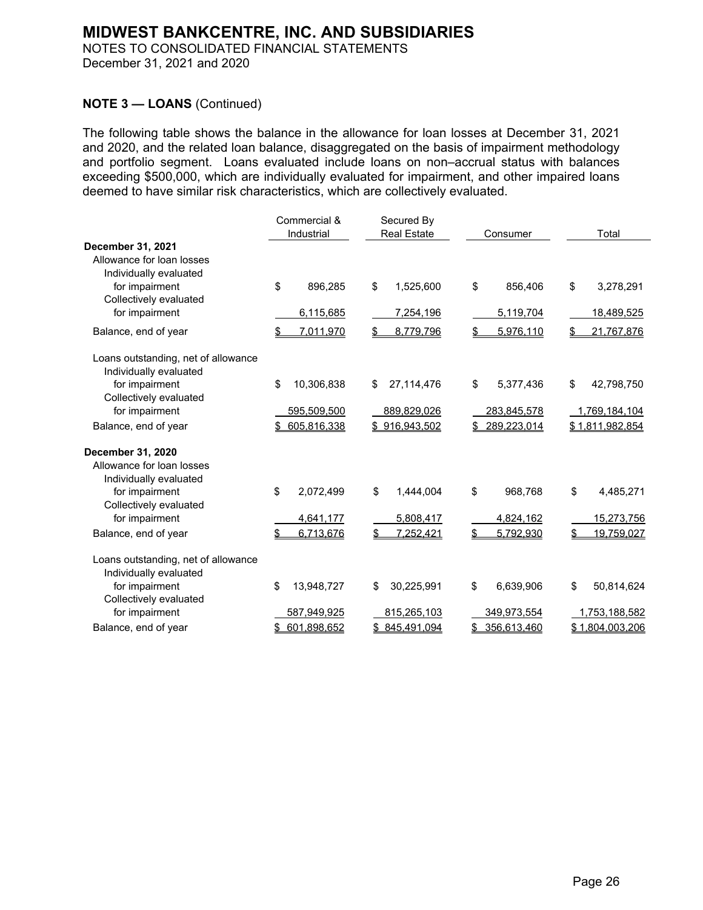# MIDWEST BANKCENTRE, INC. AND SUBSIDIARIES

NOTES TO CONSOLIDATED FINANCIAL STATEMENTS
December 31, 2021 and 2020

**NOTE 3 — LOANS** (Continued)

The following table shows the balance in the allowance for loan losses at December 31, 2021 and 2020, and the related loan balance, disaggregated on the basis of impairment methodology and portfolio segment. Loans evaluated include loans on non–accrual status with balances exceeding $500,000, which are individually evaluated for impairment, and other impaired loans deemed to have similar risk characteristics, which are collectively evaluated.

| | Commercial & Industrial | Secured By Real Estate | Consumer | Total |
|---|---|---|---|---|
| **December 31, 2021** | | | | |
| Allowance for loan losses | | | | |
| Individually evaluated for impairment | $ 896,285 | $ 1,525,600 | $ 856,406 | $ 3,278,291 |
| Collectively evaluated for impairment | 6,115,685 | 7,254,196 | 5,119,704 | 18,489,525 |
| Balance, end of year | $ 7,011,970 | $ 8,779,796 | $ 5,976,110 | $ 21,767,876 |
| Loans outstanding, net of allowance | | | | |
| Individually evaluated for impairment | $ 10,306,838 | $ 27,114,476 | $ 5,377,436 | $ 42,798,750 |
| Collectively evaluated for impairment | 595,509,500 | 889,829,026 | 283,845,578 | 1,769,184,104 |
| Balance, end of year | $ 605,816,338 | $ 916,943,502 | $ 289,223,014 | $ 1,811,982,854 |
| **December 31, 2020** | | | | |
| Allowance for loan losses | | | | |
| Individually evaluated for impairment | $ 2,072,499 | $ 1,444,004 | $ 968,768 | $ 4,485,271 |
| Collectively evaluated for impairment | 4,641,177 | 5,808,417 | 4,824,162 | 15,273,756 |
| Balance, end of year | $ 6,713,676 | $ 7,252,421 | $ 5,792,930 | $ 19,759,027 |
| Loans outstanding, net of allowance | | | | |
| Individually evaluated for impairment | $ 13,948,727 | $ 30,225,991 | $ 6,639,906 | $ 50,814,624 |
| Collectively evaluated for impairment | 587,949,925 | 815,265,103 | 349,973,554 | 1,753,188,582 |
| Balance, end of year | $ 601,898,652 | $ 845,491,094 | $ 356,613,460 | $ 1,804,003,206 |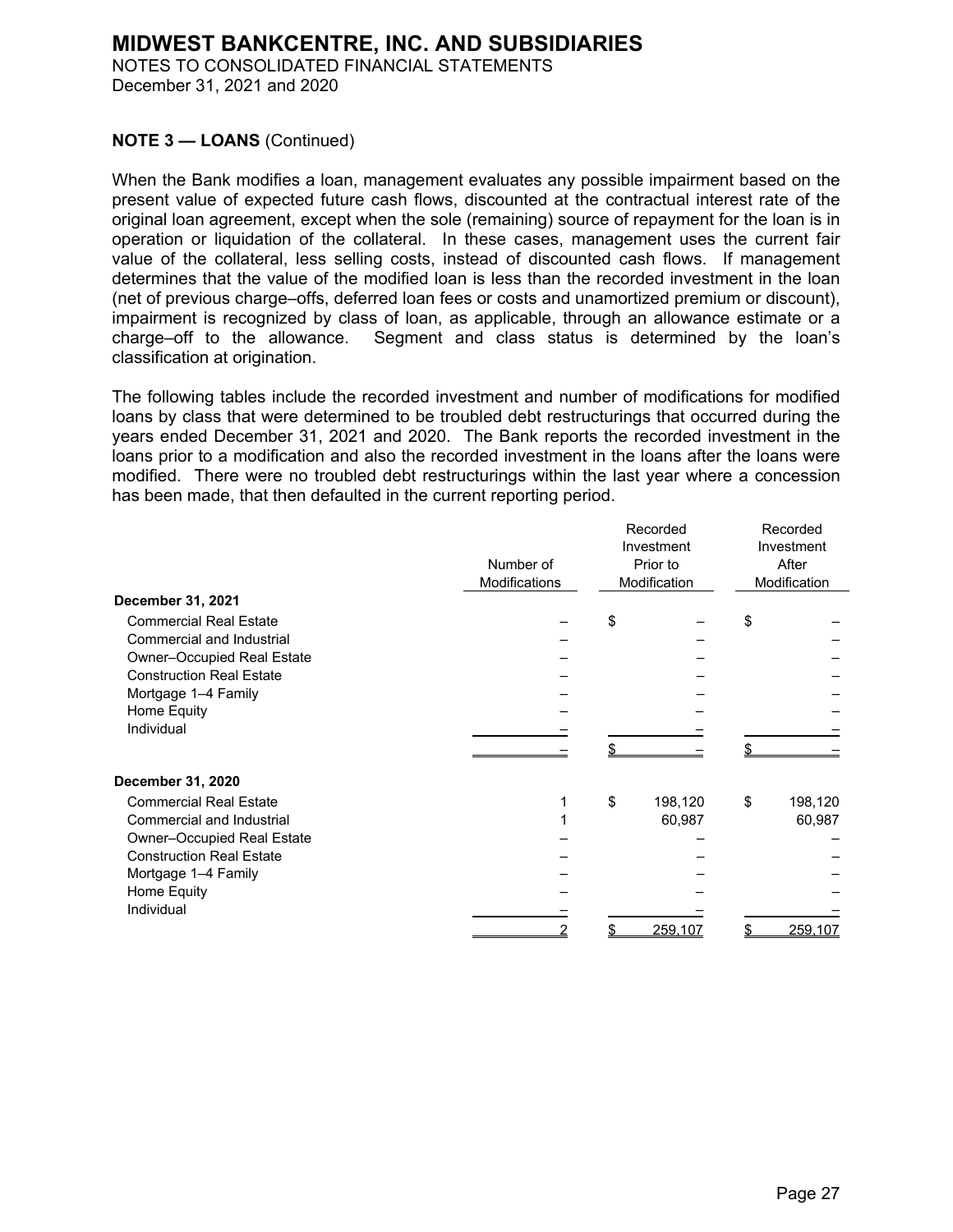## MIDWEST BANKCENTRE, INC. AND SUBSIDIARIES

NOTES TO CONSOLIDATED FINANCIAL STATEMENTS

December 31, 2021 and 2020

**NOTE 3 — LOANS** (Continued)

When the Bank modifies a loan, management evaluates any possible impairment based on the present value of expected future cash flows, discounted at the contractual interest rate of the original loan agreement, except when the sole (remaining) source of repayment for the loan is in operation or liquidation of the collateral. In these cases, management uses the current fair value of the collateral, less selling costs, instead of discounted cash flows. If management determines that the value of the modified loan is less than the recorded investment in the loan (net of previous charge–offs, deferred loan fees or costs and unamortized premium or discount), impairment is recognized by class of loan, as applicable, through an allowance estimate or a charge–off to the allowance. Segment and class status is determined by the loan's classification at origination.

The following tables include the recorded investment and number of modifications for modified loans by class that were determined to be troubled debt restructurings that occurred during the years ended December 31, 2021 and 2020. The Bank reports the recorded investment in the loans prior to a modification and also the recorded investment in the loans after the loans were modified. There were no troubled debt restructurings within the last year where a concession has been made, that then defaulted in the current reporting period.

| | Number of Modifications | Recorded Investment Prior to Modification | Recorded Investment After Modification |
|---|---|---|---|
| **December 31, 2021** | | | |
| Commercial Real Estate | – | $ – | $ – |
| Commercial and Industrial | – | – | – |
| Owner–Occupied Real Estate | – | – | – |
| Construction Real Estate | – | – | – |
| Mortgage 1–4 Family | – | – | – |
| Home Equity | – | – | – |
| Individual | – | – | – |
| | – | $ – | $ – |
| **December 31, 2020** | | | |
| Commercial Real Estate | 1 | $ 198,120 | $ 198,120 |
| Commercial and Industrial | 1 | 60,987 | 60,987 |
| Owner–Occupied Real Estate | – | – | – |
| Construction Real Estate | – | – | – |
| Mortgage 1–4 Family | – | – | – |
| Home Equity | – | – | – |
| Individual | – | – | – |
| | 2 | $ 259,107 | $ 259,107 |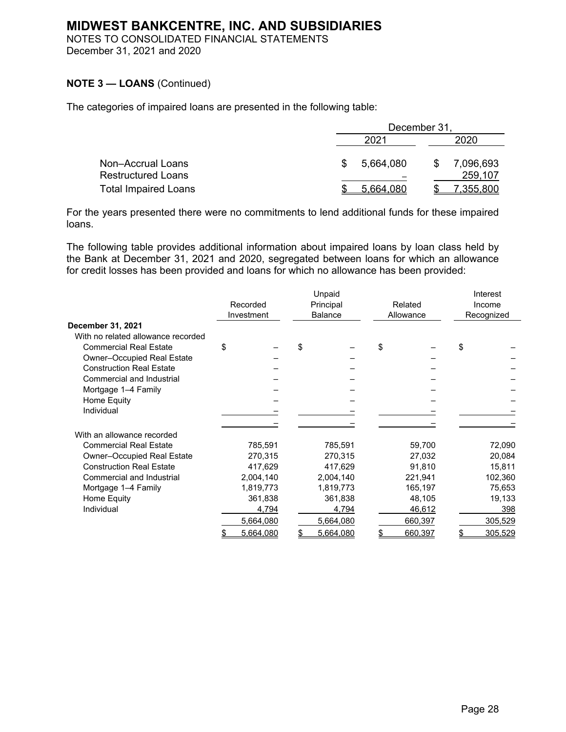**MIDWEST BANKCENTRE, INC. AND SUBSIDIARIES**
NOTES TO CONSOLIDATED FINANCIAL STATEMENTS
December 31, 2021 and 2020

**NOTE 3 — LOANS** (Continued)

The categories of impaired loans are presented in the following table:

| | December 31, 2021 | December 31, 2020 |
|---|---|---|
| Non–Accrual Loans | $ 5,664,080 | $ 7,096,693 |
| Restructured Loans | – | 259,107 |
| Total Impaired Loans | $ 5,664,080 | $ 7,355,800 |

For the years presented there were no commitments to lend additional funds for these impaired loans.

The following table provides additional information about impaired loans by loan class held by the Bank at December 31, 2021 and 2020, segregated between loans for which an allowance for credit losses has been provided and loans for which no allowance has been provided:

| | Recorded Investment | Unpaid Principal Balance | Related Allowance | Interest Income Recognized |
|---|---|---|---|---|
| **December 31, 2021** | | | | |
| With no related allowance recorded | | | | |
| Commercial Real Estate | $ – | $ – | $ – | $ – |
| Owner–Occupied Real Estate | – | – | – | – |
| Construction Real Estate | – | – | – | – |
| Commercial and Industrial | – | – | – | – |
| Mortgage 1–4 Family | – | – | – | – |
| Home Equity | – | – | – | – |
| Individual | – | – | – | – |
| | – | – | – | – |
| With an allowance recorded | | | | |
| Commercial Real Estate | 785,591 | 785,591 | 59,700 | 72,090 |
| Owner–Occupied Real Estate | 270,315 | 270,315 | 27,032 | 20,084 |
| Construction Real Estate | 417,629 | 417,629 | 91,810 | 15,811 |
| Commercial and Industrial | 2,004,140 | 2,004,140 | 221,941 | 102,360 |
| Mortgage 1–4 Family | 1,819,773 | 1,819,773 | 165,197 | 75,653 |
| Home Equity | 361,838 | 361,838 | 48,105 | 19,133 |
| Individual | 4,794 | 4,794 | 46,612 | 398 |
| | 5,664,080 | 5,664,080 | 660,397 | 305,529 |
| | $ 5,664,080 | $ 5,664,080 | $ 660,397 | $ 305,529 |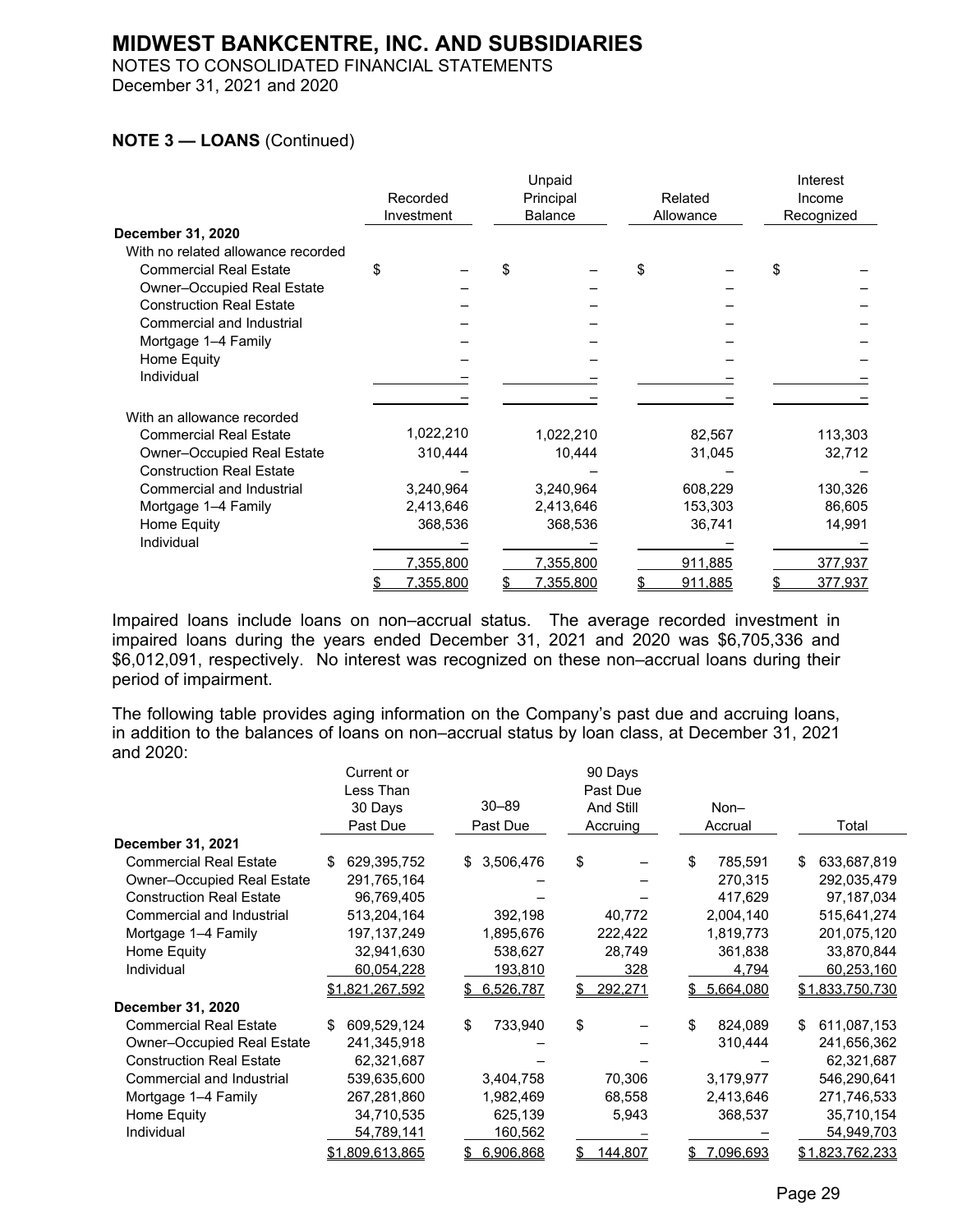# MIDWEST BANKCENTRE, INC. AND SUBSIDIARIES

NOTES TO CONSOLIDATED FINANCIAL STATEMENTS
December 31, 2021 and 2020

**NOTE 3 — LOANS** (Continued)

| | Recorded Investment | Unpaid Principal Balance | Related Allowance | Interest Income Recognized |
|---|---|---|---|---|
| **December 31, 2020** | | | | |
| With no related allowance recorded | | | | |
| Commercial Real Estate | $ – | $ – | $ – | $ – |
| Owner–Occupied Real Estate | – | – | – | – |
| Construction Real Estate | – | – | – | – |
| Commercial and Industrial | – | – | – | – |
| Mortgage 1–4 Family | – | – | – | – |
| Home Equity | – | – | – | – |
| Individual | – | – | – | – |
| | – | – | – | – |
| With an allowance recorded | | | | |
| Commercial Real Estate | 1,022,210 | 1,022,210 | 82,567 | 113,303 |
| Owner–Occupied Real Estate | 310,444 | 10,444 | 31,045 | 32,712 |
| Construction Real Estate | – | – | – | – |
| Commercial and Industrial | 3,240,964 | 3,240,964 | 608,229 | 130,326 |
| Mortgage 1–4 Family | 2,413,646 | 2,413,646 | 153,303 | 86,605 |
| Home Equity | 368,536 | 368,536 | 36,741 | 14,991 |
| Individual | – | – | – | – |
| | 7,355,800 | 7,355,800 | 911,885 | 377,937 |
| | $ 7,355,800 | $ 7,355,800 | $ 911,885 | $ 377,937 |

Impaired loans include loans on non–accrual status. The average recorded investment in impaired loans during the years ended December 31, 2021 and 2020 was $6,705,336 and $6,012,091, respectively. No interest was recognized on these non–accrual loans during their period of impairment.

The following table provides aging information on the Company's past due and accruing loans, in addition to the balances of loans on non–accrual status by loan class, at December 31, 2021 and 2020:

| | Current or Less Than 30 Days Past Due | 30–89 Past Due | 90 Days Past Due And Still Accruing | Non–Accrual | Total |
|---|---|---|---|---|---|
| **December 31, 2021** | | | | | |
| Commercial Real Estate | $ 629,395,752 | $ 3,506,476 | $ – | $ 785,591 | $ 633,687,819 |
| Owner–Occupied Real Estate | 291,765,164 | – | – | 270,315 | 292,035,479 |
| Construction Real Estate | 96,769,405 | – | – | 417,629 | 97,187,034 |
| Commercial and Industrial | 513,204,164 | 392,198 | 40,772 | 2,004,140 | 515,641,274 |
| Mortgage 1–4 Family | 197,137,249 | 1,895,676 | 222,422 | 1,819,773 | 201,075,120 |
| Home Equity | 32,941,630 | 538,627 | 28,749 | 361,838 | 33,870,844 |
| Individual | 60,054,228 | 193,810 | 328 | 4,794 | 60,253,160 |
| | $1,821,267,592 | $ 6,526,787 | $ 292,271 | $ 5,664,080 | $1,833,750,730 |
| **December 31, 2020** | | | | | |
| Commercial Real Estate | $ 609,529,124 | $ 733,940 | $ – | $ 824,089 | $ 611,087,153 |
| Owner–Occupied Real Estate | 241,345,918 | – | – | 310,444 | 241,656,362 |
| Construction Real Estate | 62,321,687 | – | – | – | 62,321,687 |
| Commercial and Industrial | 539,635,600 | 3,404,758 | 70,306 | 3,179,977 | 546,290,641 |
| Mortgage 1–4 Family | 267,281,860 | 1,982,469 | 68,558 | 2,413,646 | 271,746,533 |
| Home Equity | 34,710,535 | 625,139 | 5,943 | 368,537 | 35,710,154 |
| Individual | 54,789,141 | 160,562 | – | – | 54,949,703 |
| | $1,809,613,865 | $ 6,906,868 | $ 144,807 | $ 7,096,693 | $1,823,762,233 |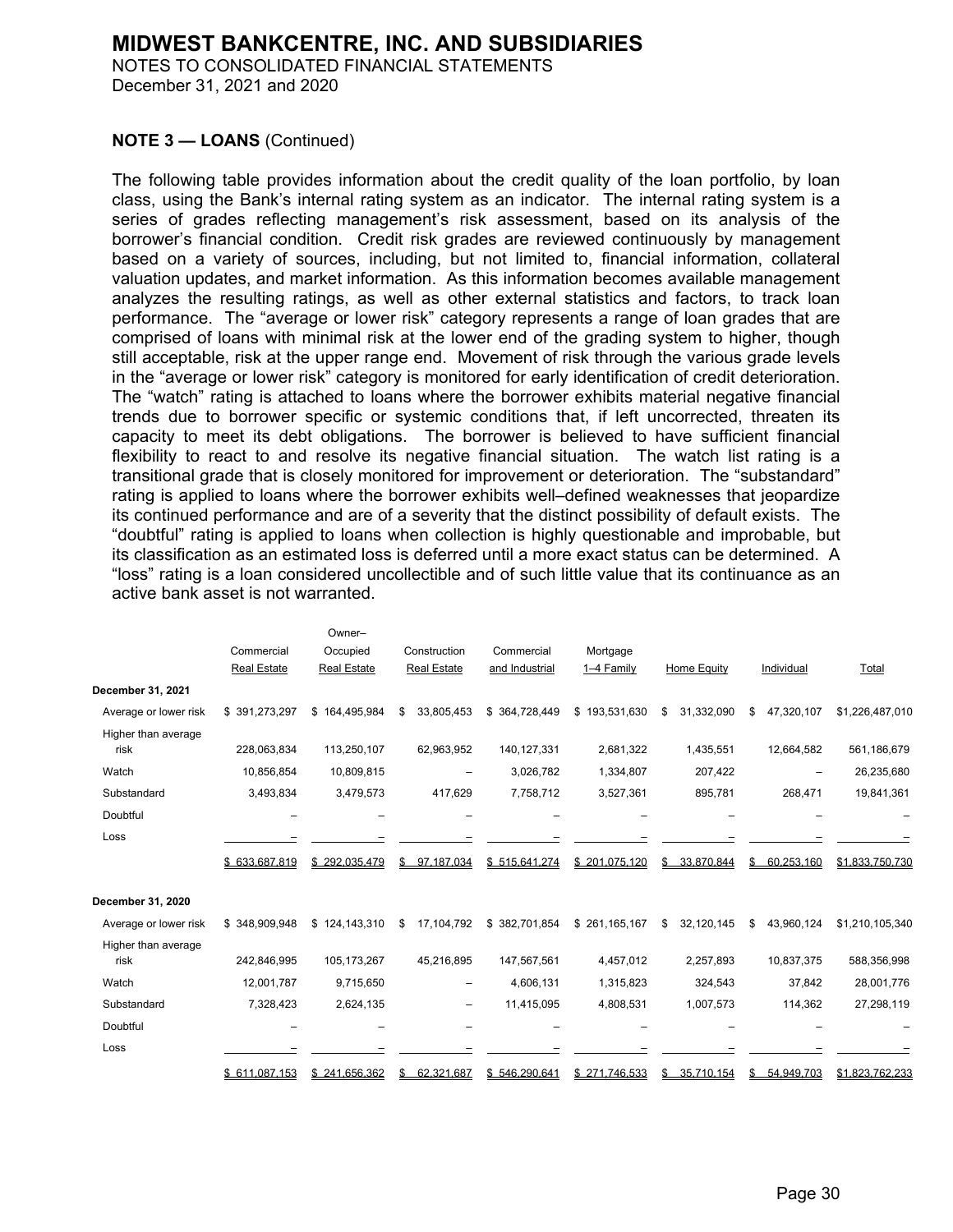## NOTE 3 — LOANS (Continued)

The following table provides information about the credit quality of the loan portfolio, by loan class, using the Bank's internal rating system as an indicator. The internal rating system is a series of grades reflecting management's risk assessment, based on its analysis of the borrower's financial condition. Credit risk grades are reviewed continuously by management based on a variety of sources, including, but not limited to, financial information, collateral valuation updates, and market information. As this information becomes available management analyzes the resulting ratings, as well as other external statistics and factors, to track loan performance. The "average or lower risk" category represents a range of loan grades that are comprised of loans with minimal risk at the lower end of the grading system to higher, though still acceptable, risk at the upper range end. Movement of risk through the various grade levels in the "average or lower risk" category is monitored for early identification of credit deterioration. The "watch" rating is attached to loans where the borrower exhibits material negative financial trends due to borrower specific or systemic conditions that, if left uncorrected, threaten its capacity to meet its debt obligations. The borrower is believed to have sufficient financial flexibility to react to and resolve its negative financial situation. The watch list rating is a transitional grade that is closely monitored for improvement or deterioration. The "substandard" rating is applied to loans where the borrower exhibits well–defined weaknesses that jeopardize its continued performance and are of a severity that the distinct possibility of default exists. The "doubtful" rating is applied to loans when collection is highly questionable and improbable, but its classification as an estimated loss is deferred until a more exact status can be determined. A "loss" rating is a loan considered uncollectible and of such little value that its continuance as an active bank asset is not warranted.

| | Commercial Real Estate | Owner–Occupied Real Estate | Construction Real Estate | Commercial and Industrial | Mortgage 1–4 Family | Home Equity | Individual | Total |
|---|---|---|---|---|---|---|---|---|
| **December 31, 2021** | | | | | | | | |
| Average or lower risk | $ 391,273,297 | $ 164,495,984 | $ 33,805,453 | $ 364,728,449 | $ 193,531,630 | $ 31,332,090 | $ 47,320,107 | $1,226,487,010 |
| Higher than average risk | 228,063,834 | 113,250,107 | 62,963,952 | 140,127,331 | 2,681,322 | 1,435,551 | 12,664,582 | 561,186,679 |
| Watch | 10,856,854 | 10,809,815 | – | 3,026,782 | 1,334,807 | 207,422 | – | 26,235,680 |
| Substandard | 3,493,834 | 3,479,573 | 417,629 | 7,758,712 | 3,527,361 | 895,781 | 268,471 | 19,841,361 |
| Doubtful | – | – | – | – | – | – | – | – |
| Loss | – | – | – | – | – | – | – | – |
| | $ 633,687,819 | $ 292,035,479 | $ 97,187,034 | $ 515,641,274 | $ 201,075,120 | $ 33,870,844 | $ 60,253,160 | $1,833,750,730 |
| **December 31, 2020** | | | | | | | | |
| Average or lower risk | $ 348,909,948 | $ 124,143,310 | $ 17,104,792 | $ 382,701,854 | $ 261,165,167 | $ 32,120,145 | $ 43,960,124 | $1,210,105,340 |
| Higher than average risk | 242,846,995 | 105,173,267 | 45,216,895 | 147,567,561 | 4,457,012 | 2,257,893 | 10,837,375 | 588,356,998 |
| Watch | 12,001,787 | 9,715,650 | – | 4,606,131 | 1,315,823 | 324,543 | 37,842 | 28,001,776 |
| Substandard | 7,328,423 | 2,624,135 | – | 11,415,095 | 4,808,531 | 1,007,573 | 114,362 | 27,298,119 |
| Doubtful | – | – | – | – | – | – | – | – |
| Loss | – | – | – | – | – | – | – | – |
| | $ 611,087,153 | $ 241,656,362 | $ 62,321,687 | $ 546,290,641 | $ 271,746,533 | $ 35,710,154 | $ 54,949,703 | $1,823,762,233 |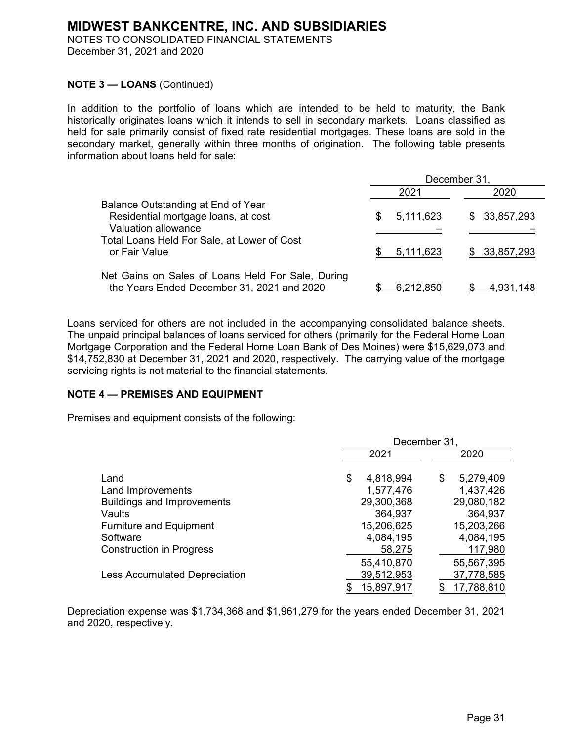# MIDWEST BANKCENTRE, INC. AND SUBSIDIARIES

NOTES TO CONSOLIDATED FINANCIAL STATEMENTS
December 31, 2021 and 2020

**NOTE 3 — LOANS** (Continued)

In addition to the portfolio of loans which are intended to be held to maturity, the Bank historically originates loans which it intends to sell in secondary markets. Loans classified as held for sale primarily consist of fixed rate residential mortgages. These loans are sold in the secondary market, generally within three months of origination. The following table presents information about loans held for sale:

| | December 31, | |
|---|---|---|
| | 2021 | 2020 |
| Balance Outstanding at End of Year | | |
| Residential mortgage loans, at cost | $ 5,111,623 | $ 33,857,293 |
| Valuation allowance | – | – |
| Total Loans Held For Sale, at Lower of Cost or Fair Value | $ 5,111,623 | $ 33,857,293 |
| Net Gains on Sales of Loans Held For Sale, During the Years Ended December 31, 2021 and 2020 | $ 6,212,850 | $ 4,931,148 |

Loans serviced for others are not included in the accompanying consolidated balance sheets. The unpaid principal balances of loans serviced for others (primarily for the Federal Home Loan Mortgage Corporation and the Federal Home Loan Bank of Des Moines) were $15,629,073 and $14,752,830 at December 31, 2021 and 2020, respectively. The carrying value of the mortgage servicing rights is not material to the financial statements.

**NOTE 4 — PREMISES AND EQUIPMENT**

Premises and equipment consists of the following:

| | December 31, | |
|---|---|---|
| | 2021 | 2020 |
| Land | $ 4,818,994 | $ 5,279,409 |
| Land Improvements | 1,577,476 | 1,437,426 |
| Buildings and Improvements | 29,300,368 | 29,080,182 |
| Vaults | 364,937 | 364,937 |
| Furniture and Equipment | 15,206,625 | 15,203,266 |
| Software | 4,084,195 | 4,084,195 |
| Construction in Progress | 58,275 | 117,980 |
| | 55,410,870 | 55,567,395 |
| Less Accumulated Depreciation | 39,512,953 | 37,778,585 |
| | $ 15,897,917 | $ 17,788,810 |

Depreciation expense was $1,734,368 and $1,961,279 for the years ended December 31, 2021 and 2020, respectively.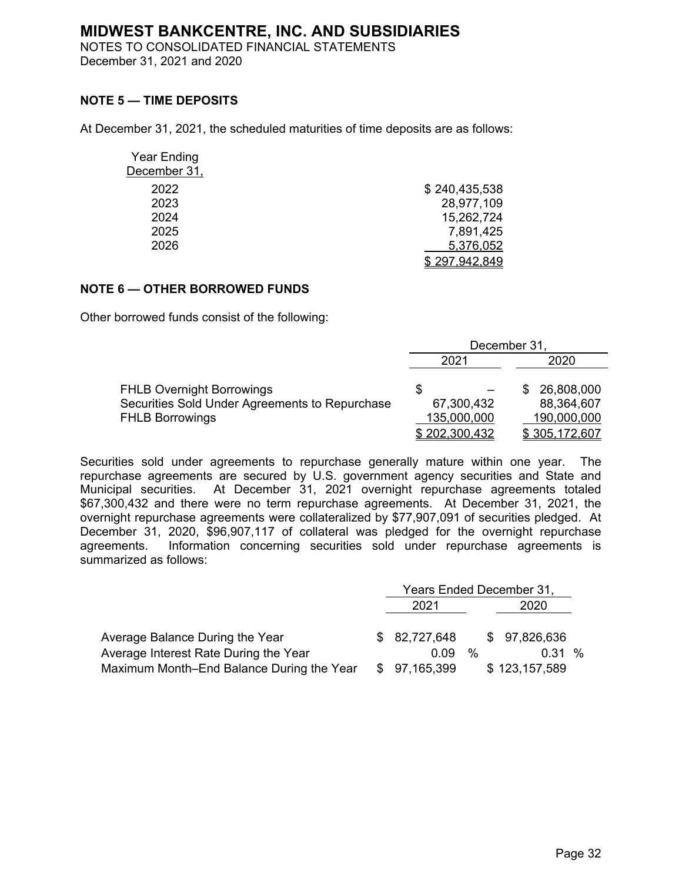# MIDWEST BANKCENTRE, INC. AND SUBSIDIARIES

NOTES TO CONSOLIDATED FINANCIAL STATEMENTS
December 31, 2021 and 2020

## NOTE 5 — TIME DEPOSITS

At December 31, 2021, the scheduled maturities of time deposits are as follows:

| Year Ending December 31, | |
|---|---|
| 2022 | $ 240,435,538 |
| 2023 | 28,977,109 |
| 2024 | 15,262,724 |
| 2025 | 7,891,425 |
| 2026 | 5,376,052 |
| | $ 297,942,849 |

## NOTE 6 — OTHER BORROWED FUNDS

Other borrowed funds consist of the following:

| | December 31, 2021 | December 31, 2020 |
|---|---|---|
| FHLB Overnight Borrowings | $ – | $ 26,808,000 |
| Securities Sold Under Agreements to Repurchase | 67,300,432 | 88,364,607 |
| FHLB Borrowings | 135,000,000 | 190,000,000 |
| | $ 202,300,432 | $ 305,172,607 |

Securities sold under agreements to repurchase generally mature within one year. The repurchase agreements are secured by U.S. government agency securities and State and Municipal securities. At December 31, 2021 overnight repurchase agreements totaled $67,300,432 and there were no term repurchase agreements. At December 31, 2021, the overnight repurchase agreements were collateralized by $77,907,091 of securities pledged. At December 31, 2020, $96,907,117 of collateral was pledged for the overnight repurchase agreements. Information concerning securities sold under repurchase agreements is summarized as follows:

| | Years Ended December 31, 2021 | Years Ended December 31, 2020 |
|---|---|---|
| Average Balance During the Year | $ 82,727,648 | $ 97,826,636 |
| Average Interest Rate During the Year | 0.09 % | 0.31 % |
| Maximum Month–End Balance During the Year | $ 97,165,399 | $ 123,157,589 |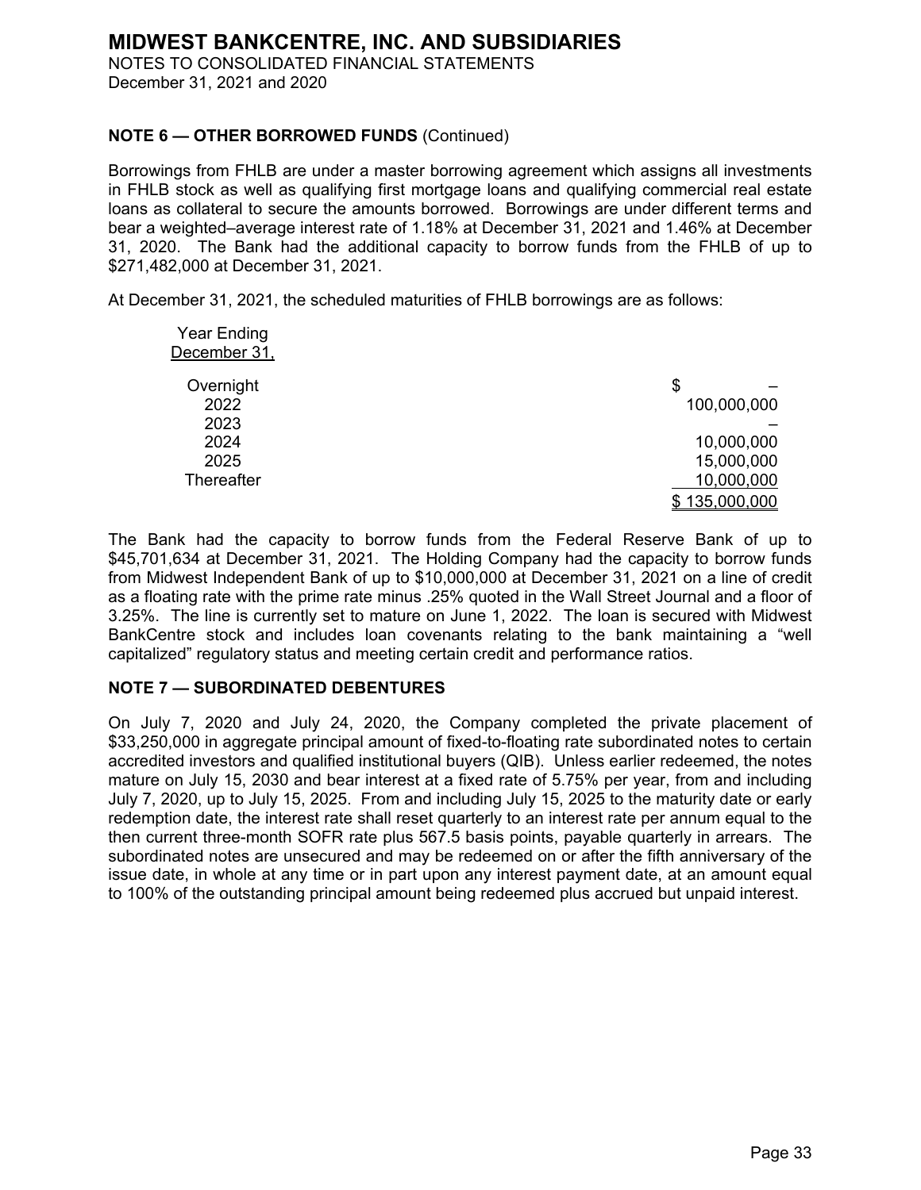## NOTE 6 — OTHER BORROWED FUNDS (Continued)

Borrowings from FHLB are under a master borrowing agreement which assigns all investments in FHLB stock as well as qualifying first mortgage loans and qualifying commercial real estate loans as collateral to secure the amounts borrowed. Borrowings are under different terms and bear a weighted–average interest rate of 1.18% at December 31, 2021 and 1.46% at December 31, 2020. The Bank had the additional capacity to borrow funds from the FHLB of up to $271,482,000 at December 31, 2021.

At December 31, 2021, the scheduled maturities of FHLB borrowings are as follows:

| Year Ending December 31, | |
|---|---|
| Overnight | $ – |
| 2022 | 100,000,000 |
| 2023 | – |
| 2024 | 10,000,000 |
| 2025 | 15,000,000 |
| Thereafter | 10,000,000 |
| | $ 135,000,000 |

The Bank had the capacity to borrow funds from the Federal Reserve Bank of up to $45,701,634 at December 31, 2021. The Holding Company had the capacity to borrow funds from Midwest Independent Bank of up to $10,000,000 at December 31, 2021 on a line of credit as a floating rate with the prime rate minus .25% quoted in the Wall Street Journal and a floor of 3.25%. The line is currently set to mature on June 1, 2022. The loan is secured with Midwest BankCentre stock and includes loan covenants relating to the bank maintaining a "well capitalized" regulatory status and meeting certain credit and performance ratios.

## NOTE 7 — SUBORDINATED DEBENTURES

On July 7, 2020 and July 24, 2020, the Company completed the private placement of $33,250,000 in aggregate principal amount of fixed-to-floating rate subordinated notes to certain accredited investors and qualified institutional buyers (QIB). Unless earlier redeemed, the notes mature on July 15, 2030 and bear interest at a fixed rate of 5.75% per year, from and including July 7, 2020, up to July 15, 2025. From and including July 15, 2025 to the maturity date or early redemption date, the interest rate shall reset quarterly to an interest rate per annum equal to the then current three-month SOFR rate plus 567.5 basis points, payable quarterly in arrears. The subordinated notes are unsecured and may be redeemed on or after the fifth anniversary of the issue date, in whole at any time or in part upon any interest payment date, at an amount equal to 100% of the outstanding principal amount being redeemed plus accrued but unpaid interest.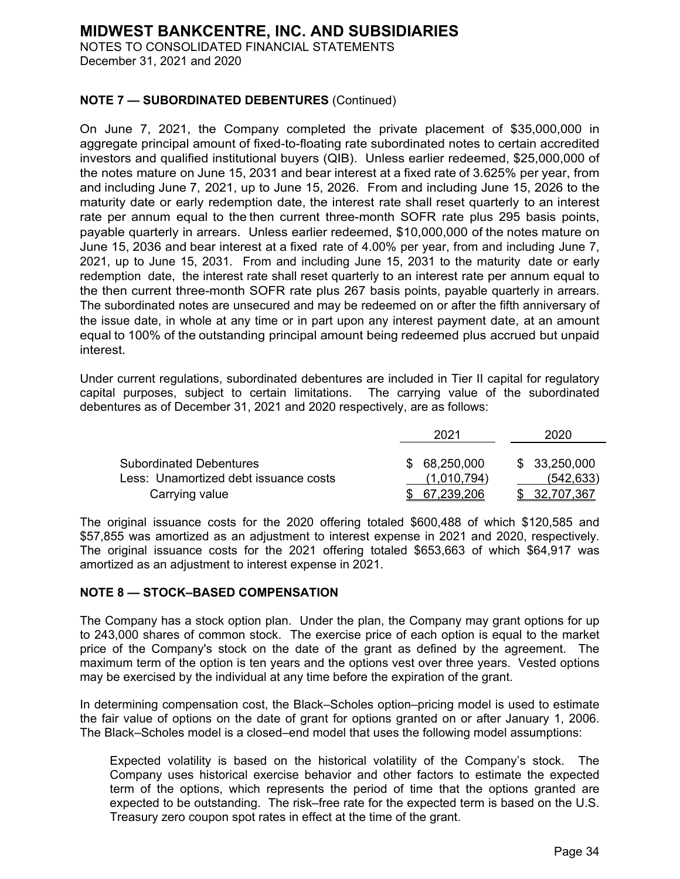**NOTE 7 — SUBORDINATED DEBENTURES** (Continued)

On June 7, 2021, the Company completed the private placement of $35,000,000 in aggregate principal amount of fixed-to-floating rate subordinated notes to certain accredited investors and qualified institutional buyers (QIB). Unless earlier redeemed, $25,000,000 of the notes mature on June 15, 2031 and bear interest at a fixed rate of 3.625% per year, from and including June 7, 2021, up to June 15, 2026. From and including June 15, 2026 to the maturity date or early redemption date, the interest rate shall reset quarterly to an interest rate per annum equal to the then current three-month SOFR rate plus 295 basis points, payable quarterly in arrears. Unless earlier redeemed, $10,000,000 of the notes mature on June 15, 2036 and bear interest at a fixed rate of 4.00% per year, from and including June 7, 2021, up to June 15, 2031. From and including June 15, 2031 to the maturity date or early redemption date, the interest rate shall reset quarterly to an interest rate per annum equal to the then current three-month SOFR rate plus 267 basis points, payable quarterly in arrears. The subordinated notes are unsecured and may be redeemed on or after the fifth anniversary of the issue date, in whole at any time or in part upon any interest payment date, at an amount equal to 100% of the outstanding principal amount being redeemed plus accrued but unpaid interest.

Under current regulations, subordinated debentures are included in Tier II capital for regulatory capital purposes, subject to certain limitations. The carrying value of the subordinated debentures as of December 31, 2021 and 2020 respectively, are as follows:

| | 2021 | 2020 |
|---|---|---|
| Subordinated Debentures | $ 68,250,000 | $ 33,250,000 |
| Less: Unamortized debt issuance costs | (1,010,794) | (542,633) |
| Carrying value | $ 67,239,206 | $ 32,707,367 |

The original issuance costs for the 2020 offering totaled $600,488 of which $120,585 and $57,855 was amortized as an adjustment to interest expense in 2021 and 2020, respectively. The original issuance costs for the 2021 offering totaled $653,663 of which $64,917 was amortized as an adjustment to interest expense in 2021.

**NOTE 8 — STOCK–BASED COMPENSATION**

The Company has a stock option plan. Under the plan, the Company may grant options for up to 243,000 shares of common stock. The exercise price of each option is equal to the market price of the Company's stock on the date of the grant as defined by the agreement. The maximum term of the option is ten years and the options vest over three years. Vested options may be exercised by the individual at any time before the expiration of the grant.

In determining compensation cost, the Black–Scholes option–pricing model is used to estimate the fair value of options on the date of grant for options granted on or after January 1, 2006. The Black–Scholes model is a closed–end model that uses the following model assumptions:

> Expected volatility is based on the historical volatility of the Company's stock. The Company uses historical exercise behavior and other factors to estimate the expected term of the options, which represents the period of time that the options granted are expected to be outstanding. The risk–free rate for the expected term is based on the U.S. Treasury zero coupon spot rates in effect at the time of the grant.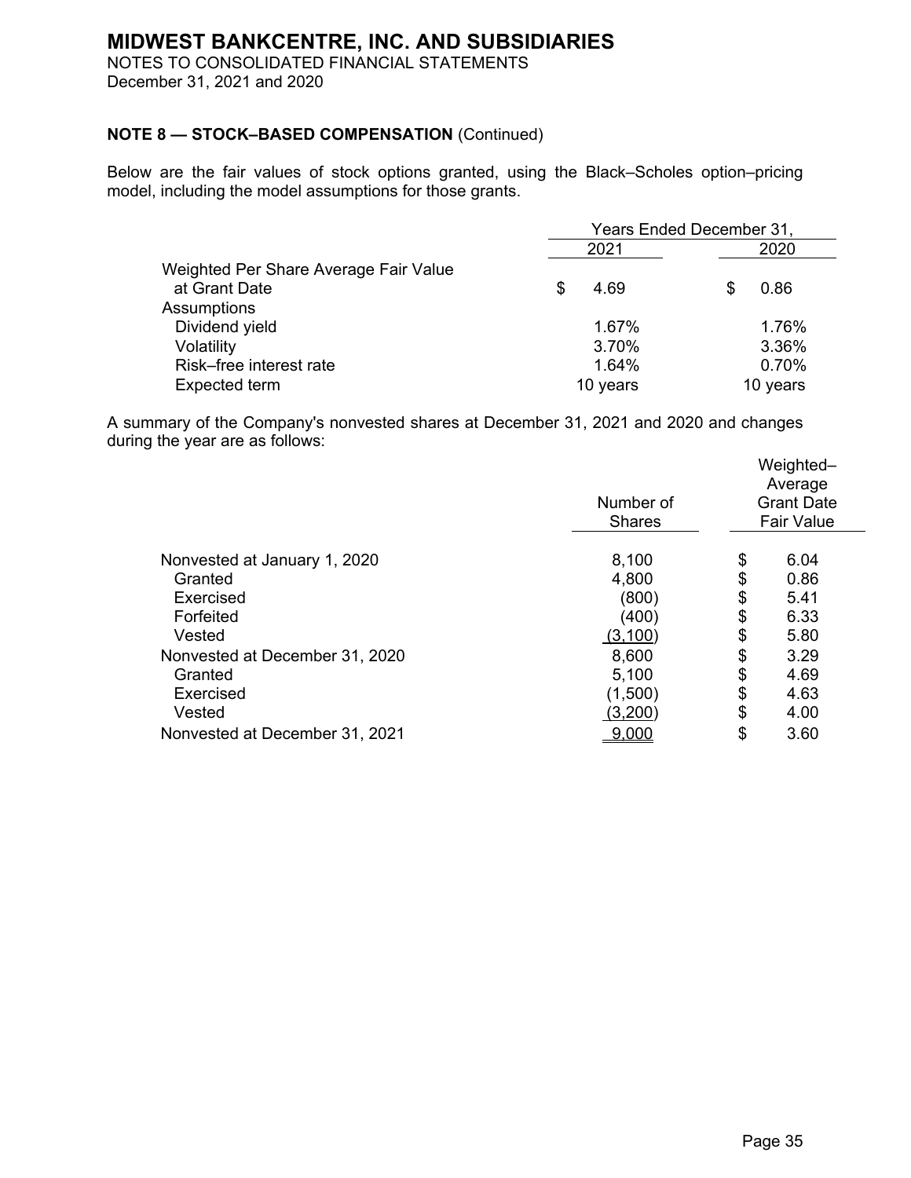## NOTE 8 — STOCK–BASED COMPENSATION (Continued)

Below are the fair values of stock options granted, using the Black–Scholes option–pricing model, including the model assumptions for those grants.

| | Years Ended December 31, | |
|---|---|---|
| | 2021 | 2020 |
| Weighted Per Share Average Fair Value at Grant Date | $ 4.69 | $ 0.86 |
| Assumptions | | |
| Dividend yield | 1.67% | 1.76% |
| Volatility | 3.70% | 3.36% |
| Risk–free interest rate | 1.64% | 0.70% |
| Expected term | 10 years | 10 years |

A summary of the Company's nonvested shares at December 31, 2021 and 2020 and changes during the year are as follows:

| | Number of Shares | Weighted–Average Grant Date Fair Value |
|---|---|---|
| Nonvested at January 1, 2020 | 8,100 | $ 6.04 |
| Granted | 4,800 | $ 0.86 |
| Exercised | (800) | $ 5.41 |
| Forfeited | (400) | $ 6.33 |
| Vested | (3,100) | $ 5.80 |
| Nonvested at December 31, 2020 | 8,600 | $ 3.29 |
| Granted | 5,100 | $ 4.69 |
| Exercised | (1,500) | $ 4.63 |
| Vested | (3,200) | $ 4.00 |
| Nonvested at December 31, 2021 | 9,000 | $ 3.60 |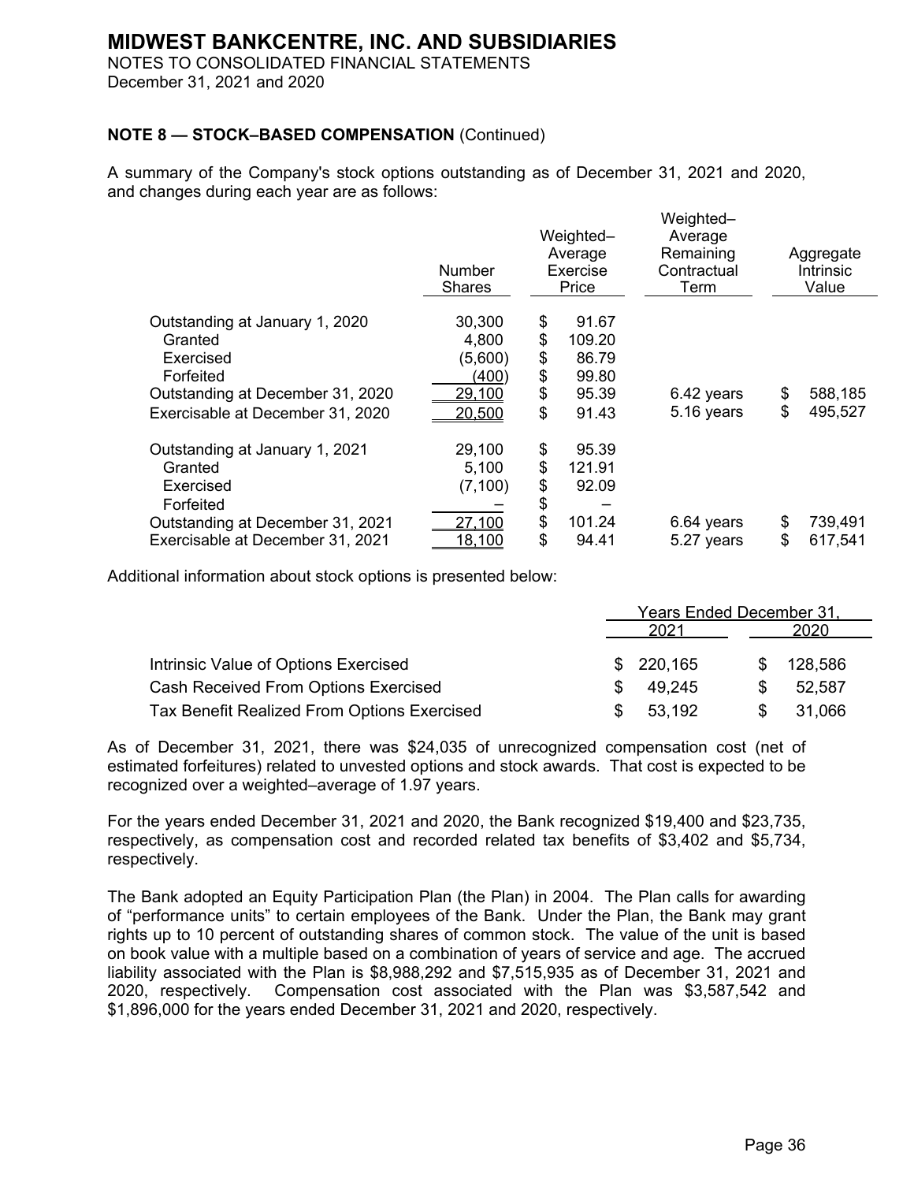# MIDWEST BANKCENTRE, INC. AND SUBSIDIARIES

NOTES TO CONSOLIDATED FINANCIAL STATEMENTS
December 31, 2021 and 2020

**NOTE 8 — STOCK–BASED COMPENSATION** (Continued)

A summary of the Company's stock options outstanding as of December 31, 2021 and 2020, and changes during each year are as follows:

| | Number Shares | Weighted–Average Exercise Price | Weighted–Average Remaining Contractual Term | Aggregate Intrinsic Value |
|---|---|---|---|---|
| Outstanding at January 1, 2020 | 30,300 | $ 91.67 | | |
| Granted | 4,800 | $ 109.20 | | |
| Exercised | (5,600) | $ 86.79 | | |
| Forfeited | (400) | $ 99.80 | | |
| Outstanding at December 31, 2020 | 29,100 | $ 95.39 | 6.42 years | $ 588,185 |
| Exercisable at December 31, 2020 | 20,500 | $ 91.43 | 5.16 years | $ 495,527 |
| Outstanding at January 1, 2021 | 29,100 | $ 95.39 | | |
| Granted | 5,100 | $ 121.91 | | |
| Exercised | (7,100) | $ 92.09 | | |
| Forfeited | – | $ – | | |
| Outstanding at December 31, 2021 | 27,100 | $ 101.24 | 6.64 years | $ 739,491 |
| Exercisable at December 31, 2021 | 18,100 | $ 94.41 | 5.27 years | $ 617,541 |

Additional information about stock options is presented below:

| | Years Ended December 31, | |
|---|---|---|
| | 2021 | 2020 |
| Intrinsic Value of Options Exercised | $ 220,165 | $ 128,586 |
| Cash Received From Options Exercised | $ 49,245 | $ 52,587 |
| Tax Benefit Realized From Options Exercised | $ 53,192 | $ 31,066 |

As of December 31, 2021, there was $24,035 of unrecognized compensation cost (net of estimated forfeitures) related to unvested options and stock awards. That cost is expected to be recognized over a weighted–average of 1.97 years.

For the years ended December 31, 2021 and 2020, the Bank recognized $19,400 and $23,735, respectively, as compensation cost and recorded related tax benefits of $3,402 and $5,734, respectively.

The Bank adopted an Equity Participation Plan (the Plan) in 2004. The Plan calls for awarding of "performance units" to certain employees of the Bank. Under the Plan, the Bank may grant rights up to 10 percent of outstanding shares of common stock. The value of the unit is based on book value with a multiple based on a combination of years of service and age. The accrued liability associated with the Plan is $8,988,292 and $7,515,935 as of December 31, 2021 and 2020, respectively. Compensation cost associated with the Plan was $3,587,542 and $1,896,000 for the years ended December 31, 2021 and 2020, respectively.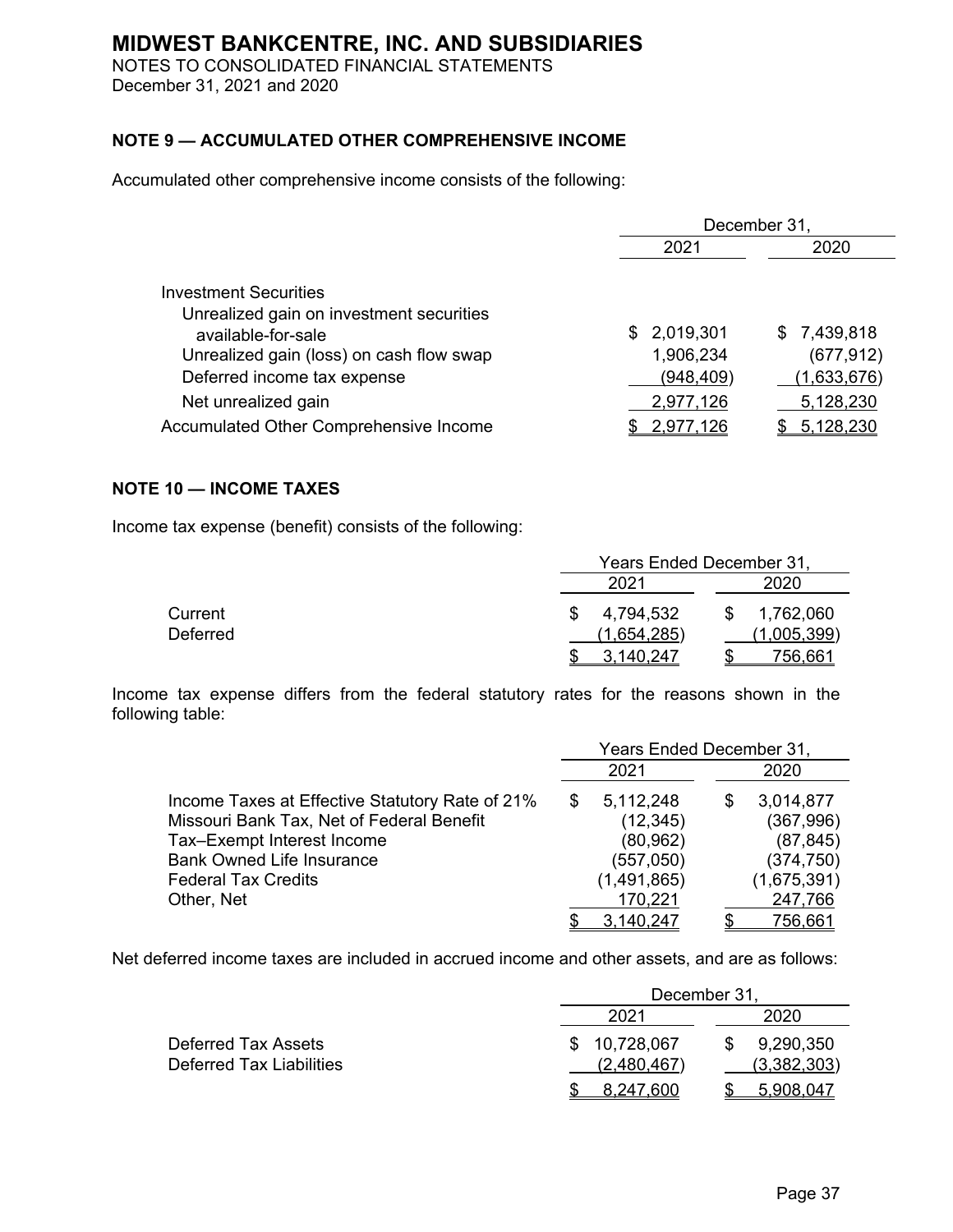# MIDWEST BANKCENTRE, INC. AND SUBSIDIARIES

NOTES TO CONSOLIDATED FINANCIAL STATEMENTS
December 31, 2021 and 2020

## NOTE 9 — ACCUMULATED OTHER COMPREHENSIVE INCOME

Accumulated other comprehensive income consists of the following:

| | December 31, 2021 | December 31, 2020 |
|---|---|---|
| Investment Securities | | |
| Unrealized gain on investment securities available-for-sale | $ 2,019,301 | $ 7,439,818 |
| Unrealized gain (loss) on cash flow swap | 1,906,234 | (677,912) |
| Deferred income tax expense | (948,409) | (1,633,676) |
| Net unrealized gain | 2,977,126 | 5,128,230 |
| Accumulated Other Comprehensive Income | $ 2,977,126 | $ 5,128,230 |

## NOTE 10 — INCOME TAXES

Income tax expense (benefit) consists of the following:

| | Years Ended December 31, 2021 | Years Ended December 31, 2020 |
|---|---|---|
| Current | $ 4,794,532 | $ 1,762,060 |
| Deferred | (1,654,285) | (1,005,399) |
| | $ 3,140,247 | $ 756,661 |

Income tax expense differs from the federal statutory rates for the reasons shown in the following table:

| | Years Ended December 31, 2021 | Years Ended December 31, 2020 |
|---|---|---|
| Income Taxes at Effective Statutory Rate of 21% | $ 5,112,248 | $ 3,014,877 |
| Missouri Bank Tax, Net of Federal Benefit | (12,345) | (367,996) |
| Tax–Exempt Interest Income | (80,962) | (87,845) |
| Bank Owned Life Insurance | (557,050) | (374,750) |
| Federal Tax Credits | (1,491,865) | (1,675,391) |
| Other, Net | 170,221 | 247,766 |
| | $ 3,140,247 | $ 756,661 |

Net deferred income taxes are included in accrued income and other assets, and are as follows:

| | December 31, 2021 | December 31, 2020 |
|---|---|---|
| Deferred Tax Assets | $ 10,728,067 | $ 9,290,350 |
| Deferred Tax Liabilities | (2,480,467) | (3,382,303) |
| | $ 8,247,600 | $ 5,908,047 |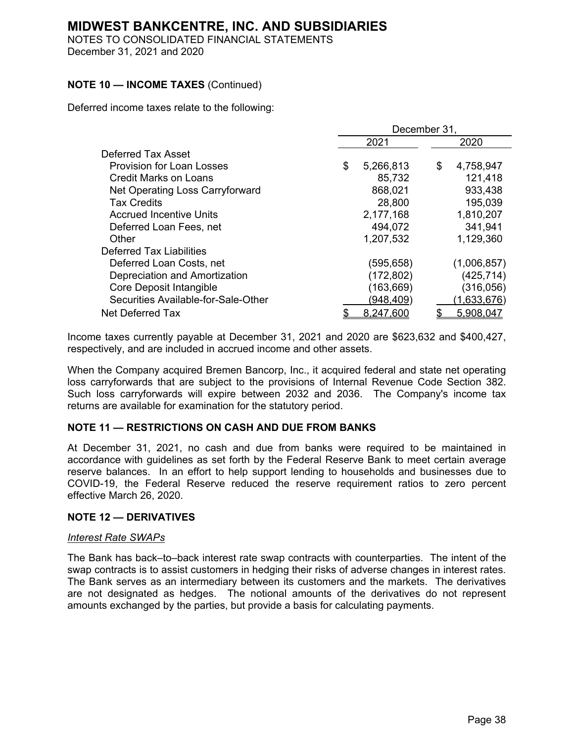# MIDWEST BANKCENTRE, INC. AND SUBSIDIARIES

NOTES TO CONSOLIDATED FINANCIAL STATEMENTS
December 31, 2021 and 2020

## NOTE 10 — INCOME TAXES (Continued)

Deferred income taxes relate to the following:

| | December 31, | |
|---|---|---|
| | 2021 | 2020 |
| Deferred Tax Asset | | |
| Provision for Loan Losses | $ 5,266,813 | $ 4,758,947 |
| Credit Marks on Loans | 85,732 | 121,418 |
| Net Operating Loss Carryforward | 868,021 | 933,438 |
| Tax Credits | 28,800 | 195,039 |
| Accrued Incentive Units | 2,177,168 | 1,810,207 |
| Deferred Loan Fees, net | 494,072 | 341,941 |
| Other | 1,207,532 | 1,129,360 |
| Deferred Tax Liabilities | | |
| Deferred Loan Costs, net | (595,658) | (1,006,857) |
| Depreciation and Amortization | (172,802) | (425,714) |
| Core Deposit Intangible | (163,669) | (316,056) |
| Securities Available-for-Sale-Other | (948,409) | (1,633,676) |
| Net Deferred Tax | $ 8,247,600 | $ 5,908,047 |

Income taxes currently payable at December 31, 2021 and 2020 are $623,632 and $400,427, respectively, and are included in accrued income and other assets.

When the Company acquired Bremen Bancorp, Inc., it acquired federal and state net operating loss carryforwards that are subject to the provisions of Internal Revenue Code Section 382. Such loss carryforwards will expire between 2032 and 2036. The Company's income tax returns are available for examination for the statutory period.

## NOTE 11 — RESTRICTIONS ON CASH AND DUE FROM BANKS

At December 31, 2021, no cash and due from banks were required to be maintained in accordance with guidelines as set forth by the Federal Reserve Bank to meet certain average reserve balances. In an effort to help support lending to households and businesses due to COVID-19, the Federal Reserve reduced the reserve requirement ratios to zero percent effective March 26, 2020.

## NOTE 12 — DERIVATIVES

*Interest Rate SWAPs*

The Bank has back–to–back interest rate swap contracts with counterparties. The intent of the swap contracts is to assist customers in hedging their risks of adverse changes in interest rates. The Bank serves as an intermediary between its customers and the markets. The derivatives are not designated as hedges. The notional amounts of the derivatives do not represent amounts exchanged by the parties, but provide a basis for calculating payments.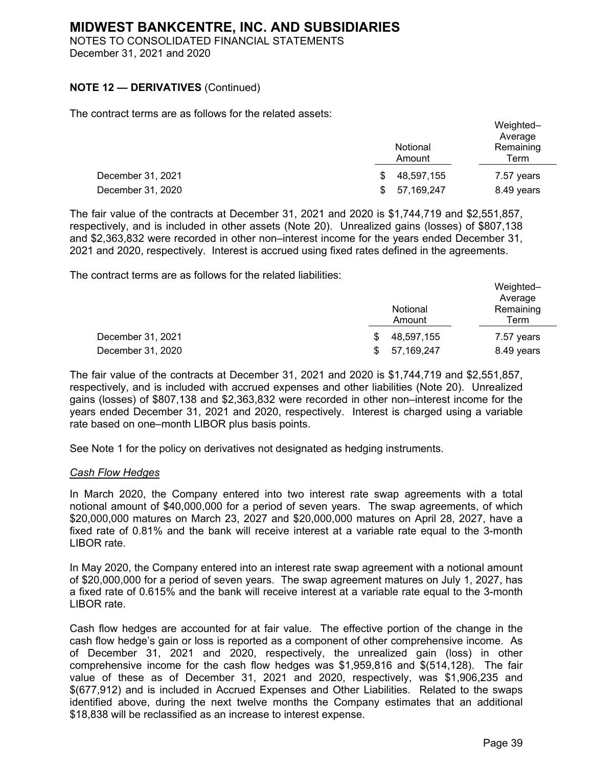# MIDWEST BANKCENTRE, INC. AND SUBSIDIARIES

NOTES TO CONSOLIDATED FINANCIAL STATEMENTS
December 31, 2021 and 2020

**NOTE 12 — DERIVATIVES** (Continued)

The contract terms are as follows for the related assets:

| | Notional Amount | Weighted–Average Remaining Term |
|---|---|---|
| December 31, 2021 | $ 48,597,155 | 7.57 years |
| December 31, 2020 | $ 57,169,247 | 8.49 years |

The fair value of the contracts at December 31, 2021 and 2020 is $1,744,719 and $2,551,857, respectively, and is included in other assets (Note 20). Unrealized gains (losses) of $807,138 and $2,363,832 were recorded in other non–interest income for the years ended December 31, 2021 and 2020, respectively. Interest is accrued using fixed rates defined in the agreements.

The contract terms are as follows for the related liabilities:

| | Notional Amount | Weighted–Average Remaining Term |
|---|---|---|
| December 31, 2021 | $ 48,597,155 | 7.57 years |
| December 31, 2020 | $ 57,169,247 | 8.49 years |

The fair value of the contracts at December 31, 2021 and 2020 is $1,744,719 and $2,551,857, respectively, and is included with accrued expenses and other liabilities (Note 20). Unrealized gains (losses) of $807,138 and $2,363,832 were recorded in other non–interest income for the years ended December 31, 2021 and 2020, respectively. Interest is charged using a variable rate based on one–month LIBOR plus basis points.

See Note 1 for the policy on derivatives not designated as hedging instruments.

*Cash Flow Hedges*

In March 2020, the Company entered into two interest rate swap agreements with a total notional amount of $40,000,000 for a period of seven years. The swap agreements, of which $20,000,000 matures on March 23, 2027 and $20,000,000 matures on April 28, 2027, have a fixed rate of 0.81% and the bank will receive interest at a variable rate equal to the 3-month LIBOR rate.

In May 2020, the Company entered into an interest rate swap agreement with a notional amount of $20,000,000 for a period of seven years. The swap agreement matures on July 1, 2027, has a fixed rate of 0.615% and the bank will receive interest at a variable rate equal to the 3-month LIBOR rate.

Cash flow hedges are accounted for at fair value. The effective portion of the change in the cash flow hedge's gain or loss is reported as a component of other comprehensive income. As of December 31, 2021 and 2020, respectively, the unrealized gain (loss) in other comprehensive income for the cash flow hedges was $1,959,816 and $(514,128). The fair value of these as of December 31, 2021 and 2020, respectively, was $1,906,235 and $(677,912) and is included in Accrued Expenses and Other Liabilities. Related to the swaps identified above, during the next twelve months the Company estimates that an additional $18,838 will be reclassified as an increase to interest expense.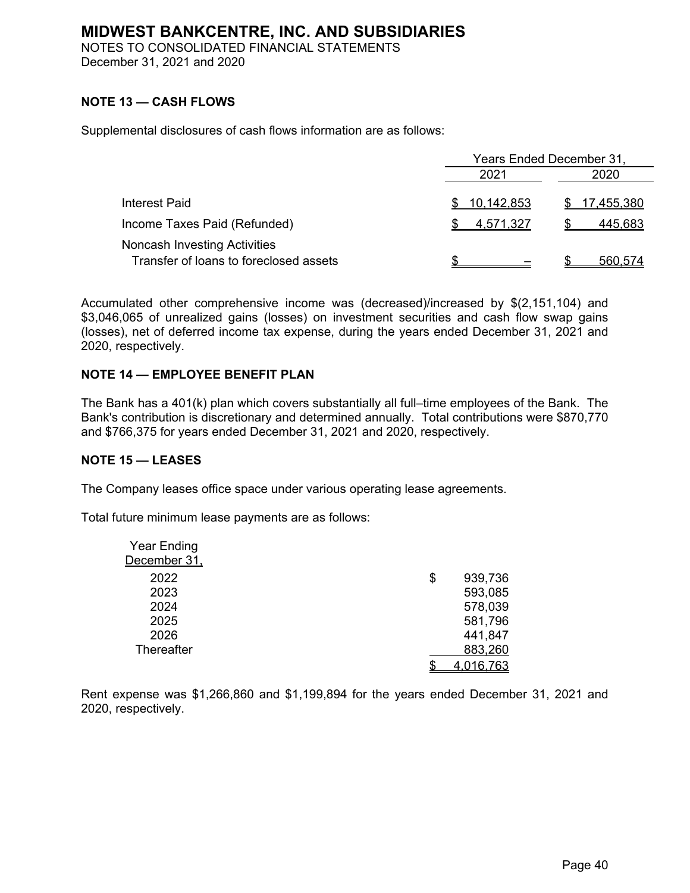# MIDWEST BANKCENTRE, INC. AND SUBSIDIARIES

NOTES TO CONSOLIDATED FINANCIAL STATEMENTS
December 31, 2021 and 2020

## NOTE 13 — CASH FLOWS

Supplemental disclosures of cash flows information are as follows:

| | Years Ended December 31, | |
|---|---|---|
| | 2021 | 2020 |
| Interest Paid | $ 10,142,853 | $ 17,455,380 |
| Income Taxes Paid (Refunded) | $ 4,571,327 | $ 445,683 |
| Noncash Investing Activities | | |
| Transfer of loans to foreclosed assets | $ – | $ 560,574 |

Accumulated other comprehensive income was (decreased)/increased by $(2,151,104) and $3,046,065 of unrealized gains (losses) on investment securities and cash flow swap gains (losses), net of deferred income tax expense, during the years ended December 31, 2021 and 2020, respectively.

## NOTE 14 — EMPLOYEE BENEFIT PLAN

The Bank has a 401(k) plan which covers substantially all full–time employees of the Bank. The Bank's contribution is discretionary and determined annually. Total contributions were $870,770 and $766,375 for years ended December 31, 2021 and 2020, respectively.

## NOTE 15 — LEASES

The Company leases office space under various operating lease agreements.

Total future minimum lease payments are as follows:

| Year Ending December 31, | |
|---|---|
| 2022 | $ 939,736 |
| 2023 | 593,085 |
| 2024 | 578,039 |
| 2025 | 581,796 |
| 2026 | 441,847 |
| Thereafter | 883,260 |
| | $ 4,016,763 |

Rent expense was $1,266,860 and $1,199,894 for the years ended December 31, 2021 and 2020, respectively.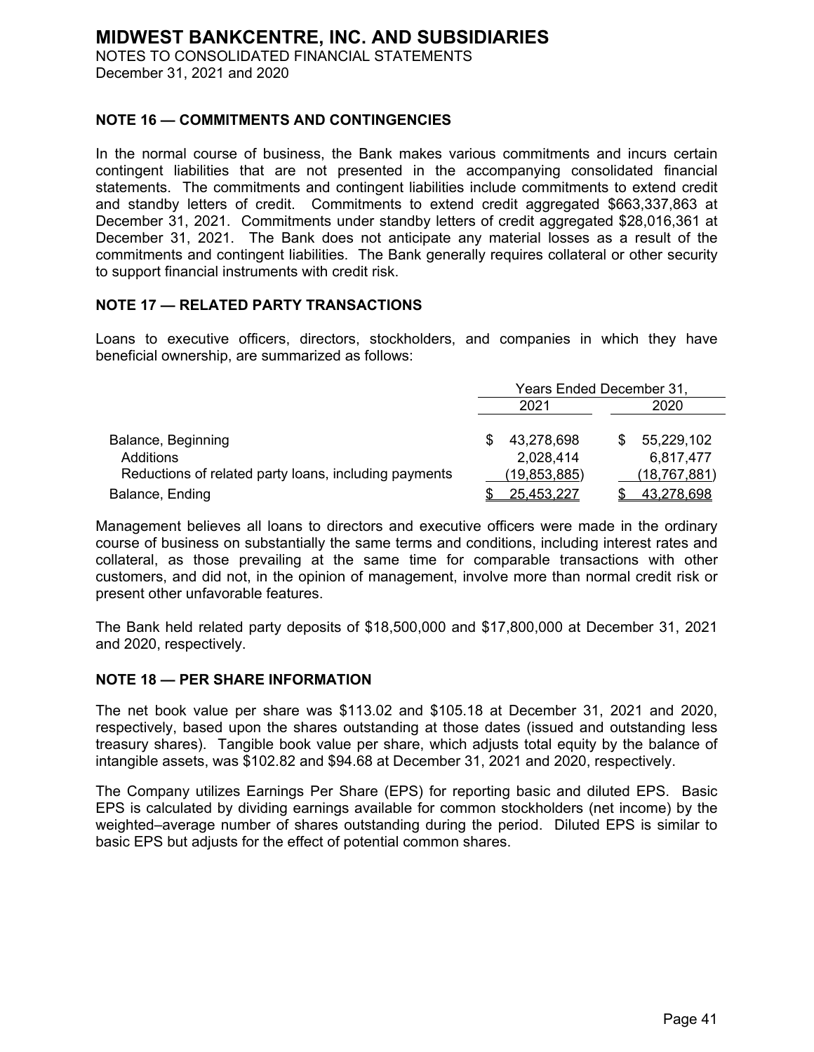# MIDWEST BANKCENTRE, INC. AND SUBSIDIARIES

NOTES TO CONSOLIDATED FINANCIAL STATEMENTS
December 31, 2021 and 2020

## NOTE 16 — COMMITMENTS AND CONTINGENCIES

In the normal course of business, the Bank makes various commitments and incurs certain contingent liabilities that are not presented in the accompanying consolidated financial statements. The commitments and contingent liabilities include commitments to extend credit and standby letters of credit. Commitments to extend credit aggregated $663,337,863 at December 31, 2021. Commitments under standby letters of credit aggregated $28,016,361 at December 31, 2021. The Bank does not anticipate any material losses as a result of the commitments and contingent liabilities. The Bank generally requires collateral or other security to support financial instruments with credit risk.

## NOTE 17 — RELATED PARTY TRANSACTIONS

Loans to executive officers, directors, stockholders, and companies in which they have beneficial ownership, are summarized as follows:

| | Years Ended December 31, | |
|---|---|---|
| | 2021 | 2020 |
| Balance, Beginning | $ 43,278,698 | $ 55,229,102 |
| Additions | 2,028,414 | 6,817,477 |
| Reductions of related party loans, including payments | (19,853,885) | (18,767,881) |
| Balance, Ending | $ 25,453,227 | $ 43,278,698 |

Management believes all loans to directors and executive officers were made in the ordinary course of business on substantially the same terms and conditions, including interest rates and collateral, as those prevailing at the same time for comparable transactions with other customers, and did not, in the opinion of management, involve more than normal credit risk or present other unfavorable features.

The Bank held related party deposits of $18,500,000 and $17,800,000 at December 31, 2021 and 2020, respectively.

## NOTE 18 — PER SHARE INFORMATION

The net book value per share was $113.02 and $105.18 at December 31, 2021 and 2020, respectively, based upon the shares outstanding at those dates (issued and outstanding less treasury shares). Tangible book value per share, which adjusts total equity by the balance of intangible assets, was $102.82 and $94.68 at December 31, 2021 and 2020, respectively.

The Company utilizes Earnings Per Share (EPS) for reporting basic and diluted EPS. Basic EPS is calculated by dividing earnings available for common stockholders (net income) by the weighted–average number of shares outstanding during the period. Diluted EPS is similar to basic EPS but adjusts for the effect of potential common shares.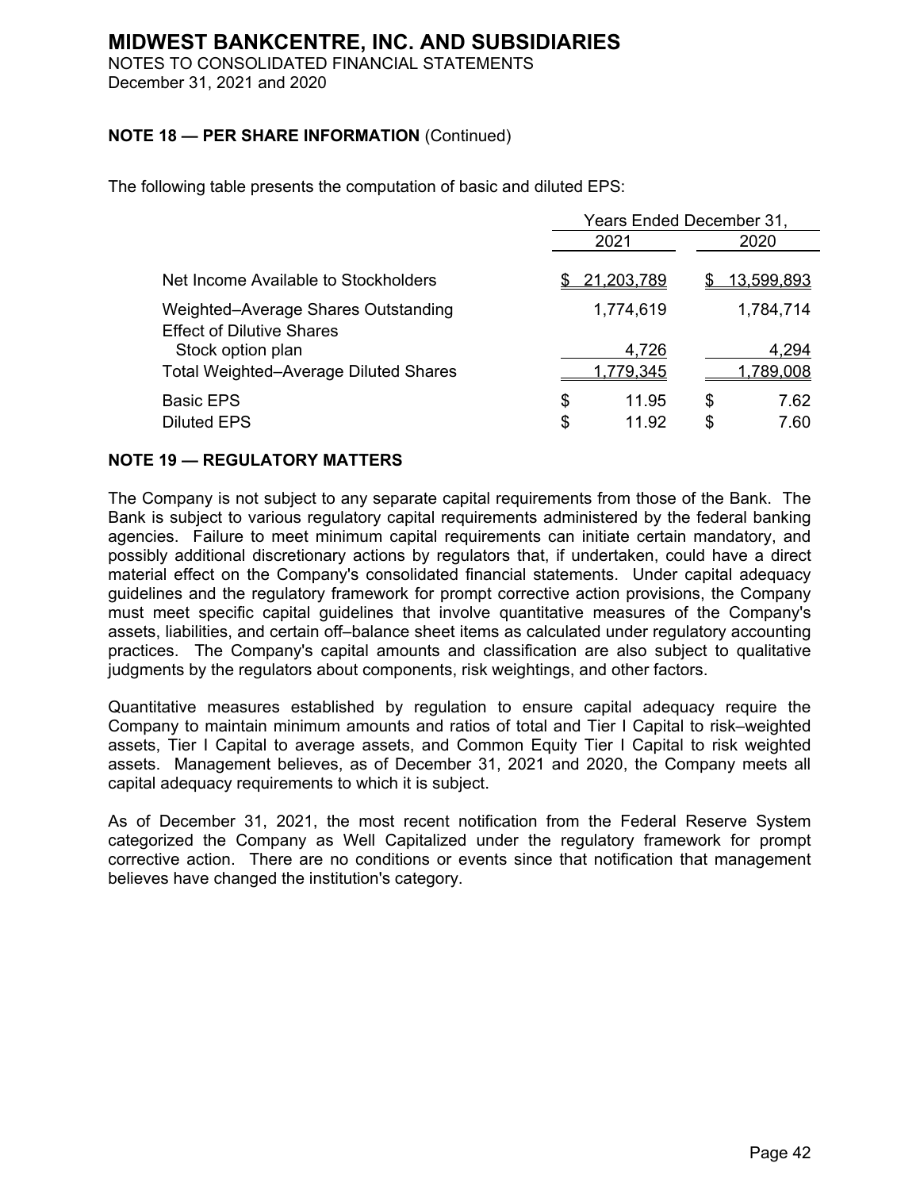## NOTE 18 — PER SHARE INFORMATION (Continued)

The following table presents the computation of basic and diluted EPS:

| | Years Ended December 31, | |
|---|---|---|
| | 2021 | 2020 |
| Net Income Available to Stockholders | $ 21,203,789 | $ 13,599,893 |
| Weighted–Average Shares Outstanding | 1,774,619 | 1,784,714 |
| Effect of Dilutive Shares | | |
| Stock option plan | 4,726 | 4,294 |
| Total Weighted–Average Diluted Shares | 1,779,345 | 1,789,008 |
| Basic EPS | $ 11.95 | $ 7.62 |
| Diluted EPS | $ 11.92 | $ 7.60 |

## NOTE 19 — REGULATORY MATTERS

The Company is not subject to any separate capital requirements from those of the Bank. The Bank is subject to various regulatory capital requirements administered by the federal banking agencies. Failure to meet minimum capital requirements can initiate certain mandatory, and possibly additional discretionary actions by regulators that, if undertaken, could have a direct material effect on the Company's consolidated financial statements. Under capital adequacy guidelines and the regulatory framework for prompt corrective action provisions, the Company must meet specific capital guidelines that involve quantitative measures of the Company's assets, liabilities, and certain off–balance sheet items as calculated under regulatory accounting practices. The Company's capital amounts and classification are also subject to qualitative judgments by the regulators about components, risk weightings, and other factors.

Quantitative measures established by regulation to ensure capital adequacy require the Company to maintain minimum amounts and ratios of total and Tier I Capital to risk–weighted assets, Tier I Capital to average assets, and Common Equity Tier I Capital to risk weighted assets. Management believes, as of December 31, 2021 and 2020, the Company meets all capital adequacy requirements to which it is subject.

As of December 31, 2021, the most recent notification from the Federal Reserve System categorized the Company as Well Capitalized under the regulatory framework for prompt corrective action. There are no conditions or events since that notification that management believes have changed the institution's category.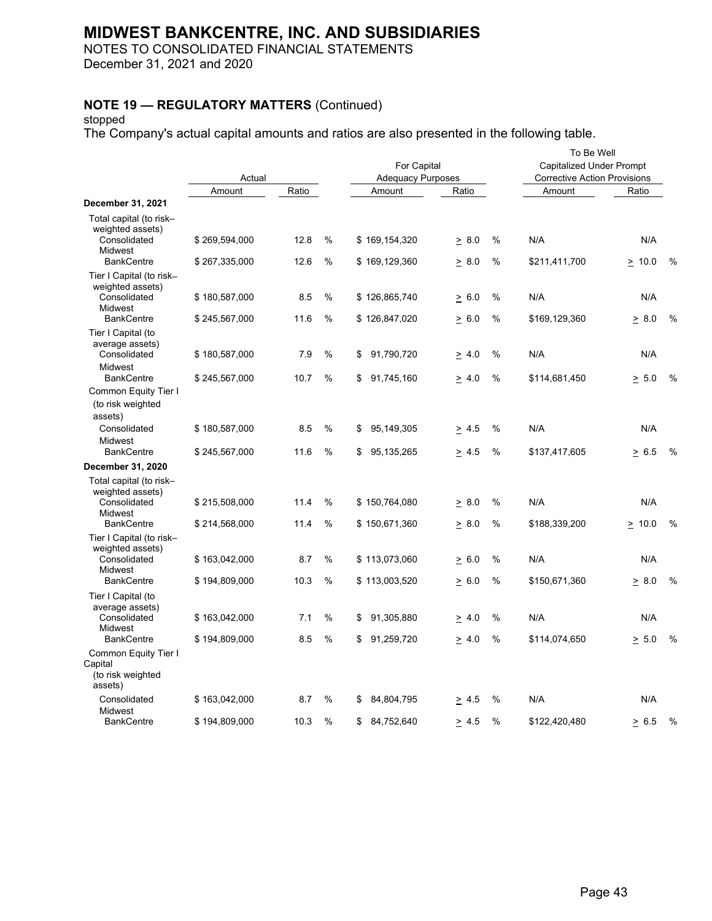# MIDWEST BANKCENTRE, INC. AND SUBSIDIARIES

NOTES TO CONSOLIDATED FINANCIAL STATEMENTS
December 31, 2021 and 2020

### NOTE 19 — REGULATORY MATTERS (Continued)

stopped

The Company's actual capital amounts and ratios are also presented in the following table.

| | Actual | | | For Capital Adequacy Purposes | | | To Be Well Capitalized Under Prompt Corrective Action Provisions | | |
|---|---|---|---|---|---|---|---|---|---|
| | Amount | Ratio | | Amount | Ratio | | Amount | Ratio | |
| **December 31, 2021** | | | | | | | | | |
| Total capital (to risk–weighted assets) | | | | | | | | | |
| Consolidated | $ 269,594,000 | 12.8 | % | $ 169,154,320 | ≥ 8.0 | % | N/A | N/A | |
| Midwest BankCentre | $ 267,335,000 | 12.6 | % | $ 169,129,360 | ≥ 8.0 | % | $211,411,700 | ≥ 10.0 | % |
| Tier I Capital (to risk–weighted assets) | | | | | | | | | |
| Consolidated | $ 180,587,000 | 8.5 | % | $ 126,865,740 | ≥ 6.0 | % | N/A | N/A | |
| Midwest BankCentre | $ 245,567,000 | 11.6 | % | $ 126,847,020 | ≥ 6.0 | % | $169,129,360 | ≥ 8.0 | % |
| Tier I Capital (to average assets) | | | | | | | | | |
| Consolidated | $ 180,587,000 | 7.9 | % | $ 91,790,720 | ≥ 4.0 | % | N/A | N/A | |
| Midwest BankCentre | $ 245,567,000 | 10.7 | % | $ 91,745,160 | ≥ 4.0 | % | $114,681,450 | ≥ 5.0 | % |
| Common Equity Tier I (to risk weighted assets) | | | | | | | | | |
| Consolidated | $ 180,587,000 | 8.5 | % | $ 95,149,305 | ≥ 4.5 | % | N/A | N/A | |
| Midwest BankCentre | $ 245,567,000 | 11.6 | % | $ 95,135,265 | ≥ 4.5 | % | $137,417,605 | ≥ 6.5 | % |
| **December 31, 2020** | | | | | | | | | |
| Total capital (to risk–weighted assets) | | | | | | | | | |
| Consolidated | $ 215,508,000 | 11.4 | % | $ 150,764,080 | ≥ 8.0 | % | N/A | N/A | |
| Midwest BankCentre | $ 214,568,000 | 11.4 | % | $ 150,671,360 | ≥ 8.0 | % | $188,339,200 | ≥ 10.0 | % |
| Tier I Capital (to risk–weighted assets) | | | | | | | | | |
| Consolidated | $ 163,042,000 | 8.7 | % | $ 113,073,060 | ≥ 6.0 | % | N/A | N/A | |
| Midwest BankCentre | $ 194,809,000 | 10.3 | % | $ 113,003,520 | ≥ 6.0 | % | $150,671,360 | ≥ 8.0 | % |
| Tier I Capital (to average assets) | | | | | | | | | |
| Consolidated | $ 163,042,000 | 7.1 | % | $ 91,305,880 | ≥ 4.0 | % | N/A | N/A | |
| Midwest BankCentre | $ 194,809,000 | 8.5 | % | $ 91,259,720 | ≥ 4.0 | % | $114,074,650 | ≥ 5.0 | % |
| Common Equity Tier I Capital (to risk weighted assets) | | | | | | | | | |
| Consolidated | $ 163,042,000 | 8.7 | % | $ 84,804,795 | ≥ 4.5 | % | N/A | N/A | |
| Midwest BankCentre | $ 194,809,000 | 10.3 | % | $ 84,752,640 | ≥ 4.5 | % | $122,420,480 | ≥ 6.5 | % |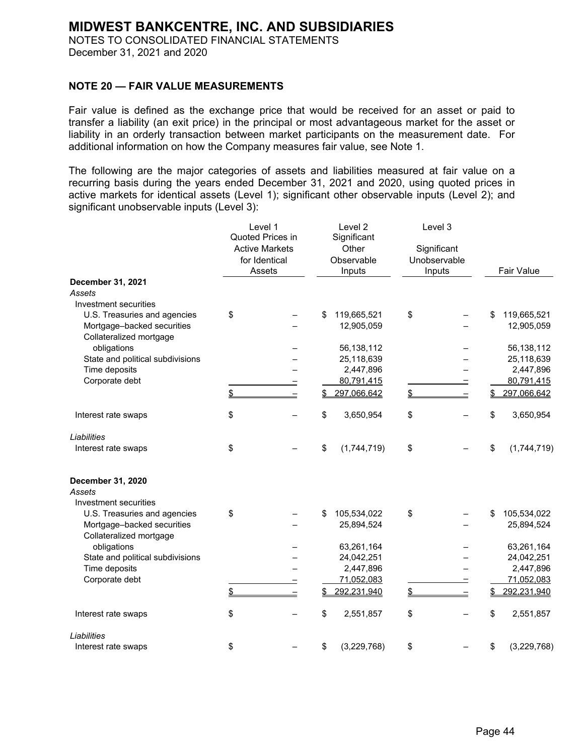# MIDWEST BANKCENTRE, INC. AND SUBSIDIARIES

NOTES TO CONSOLIDATED FINANCIAL STATEMENTS
December 31, 2021 and 2020

## NOTE 20 — FAIR VALUE MEASUREMENTS

Fair value is defined as the exchange price that would be received for an asset or paid to transfer a liability (an exit price) in the principal or most advantageous market for the asset or liability in an orderly transaction between market participants on the measurement date. For additional information on how the Company measures fair value, see Note 1.

The following are the major categories of assets and liabilities measured at fair value on a recurring basis during the years ended December 31, 2021 and 2020, using quoted prices in active markets for identical assets (Level 1); significant other observable inputs (Level 2); and significant unobservable inputs (Level 3):

| | Level 1 Quoted Prices in Active Markets for Identical Assets | Level 2 Significant Other Observable Inputs | Level 3 Significant Unobservable Inputs | Fair Value |
|---|---|---|---|---|
| **December 31, 2021** | | | | |
| *Assets* | | | | |
| Investment securities | | | | |
| U.S. Treasuries and agencies | $ – | $ 119,665,521 | $ – | $ 119,665,521 |
| Mortgage–backed securities | – | 12,905,059 | – | 12,905,059 |
| Collateralized mortgage obligations | – | 56,138,112 | – | 56,138,112 |
| State and political subdivisions | – | 25,118,639 | – | 25,118,639 |
| Time deposits | – | 2,447,896 | – | 2,447,896 |
| Corporate debt | – | 80,791,415 | – | 80,791,415 |
| | $ – | $ 297,066,642 | $ – | $ 297,066,642 |
| Interest rate swaps | $ – | $ 3,650,954 | $ – | $ 3,650,954 |
| *Liabilities* | | | | |
| Interest rate swaps | $ – | $ (1,744,719) | $ – | $ (1,744,719) |
| **December 31, 2020** | | | | |
| *Assets* | | | | |
| Investment securities | | | | |
| U.S. Treasuries and agencies | $ – | $ 105,534,022 | $ – | $ 105,534,022 |
| Mortgage–backed securities | – | 25,894,524 | – | 25,894,524 |
| Collateralized mortgage obligations | – | 63,261,164 | – | 63,261,164 |
| State and political subdivisions | – | 24,042,251 | – | 24,042,251 |
| Time deposits | – | 2,447,896 | – | 2,447,896 |
| Corporate debt | – | 71,052,083 | – | 71,052,083 |
| | $ – | $ 292,231,940 | $ – | $ 292,231,940 |
| Interest rate swaps | $ – | $ 2,551,857 | $ – | $ 2,551,857 |
| *Liabilities* | | | | |
| Interest rate swaps | $ – | $ (3,229,768) | $ – | $ (3,229,768) |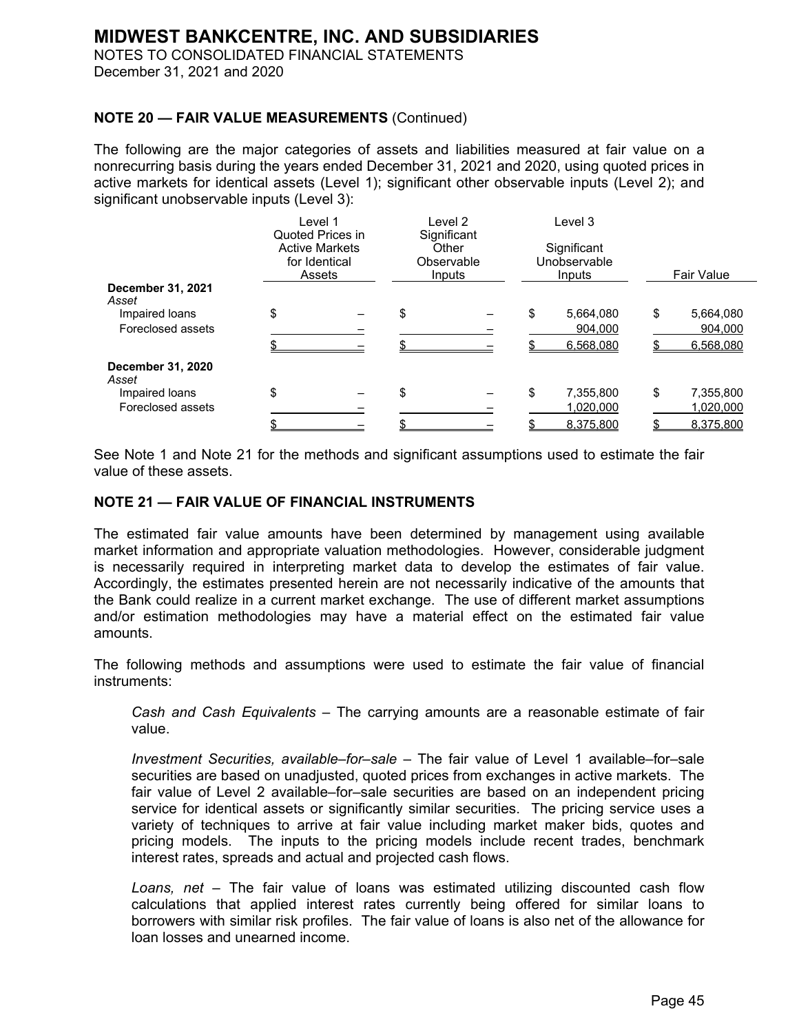**MIDWEST BANKCENTRE, INC. AND SUBSIDIARIES**
NOTES TO CONSOLIDATED FINANCIAL STATEMENTS
December 31, 2021 and 2020

**NOTE 20 — FAIR VALUE MEASUREMENTS** (Continued)

The following are the major categories of assets and liabilities measured at fair value on a nonrecurring basis during the years ended December 31, 2021 and 2020, using quoted prices in active markets for identical assets (Level 1); significant other observable inputs (Level 2); and significant unobservable inputs (Level 3):

| | Level 1 Quoted Prices in Active Markets for Identical Assets | Level 2 Significant Other Observable Inputs | Level 3 Significant Unobservable Inputs | Fair Value |
|---|---|---|---|---|
| **December 31, 2021** | | | | |
| *Asset* | | | | |
| Impaired loans | $ – | $ – | $ 5,664,080 | $ 5,664,080 |
| Foreclosed assets | – | – | 904,000 | 904,000 |
| | $ – | $ – | $ 6,568,080 | $ 6,568,080 |
| **December 31, 2020** | | | | |
| *Asset* | | | | |
| Impaired loans | $ – | $ – | $ 7,355,800 | $ 7,355,800 |
| Foreclosed assets | – | – | 1,020,000 | 1,020,000 |
| | $ – | $ – | $ 8,375,800 | $ 8,375,800 |

See Note 1 and Note 21 for the methods and significant assumptions used to estimate the fair value of these assets.

**NOTE 21 — FAIR VALUE OF FINANCIAL INSTRUMENTS**

The estimated fair value amounts have been determined by management using available market information and appropriate valuation methodologies. However, considerable judgment is necessarily required in interpreting market data to develop the estimates of fair value. Accordingly, the estimates presented herein are not necessarily indicative of the amounts that the Bank could realize in a current market exchange. The use of different market assumptions and/or estimation methodologies may have a material effect on the estimated fair value amounts.

The following methods and assumptions were used to estimate the fair value of financial instruments:

*Cash and Cash Equivalents* – The carrying amounts are a reasonable estimate of fair value.

*Investment Securities, available–for–sale* – The fair value of Level 1 available–for–sale securities are based on unadjusted, quoted prices from exchanges in active markets. The fair value of Level 2 available–for–sale securities are based on an independent pricing service for identical assets or significantly similar securities. The pricing service uses a variety of techniques to arrive at fair value including market maker bids, quotes and pricing models. The inputs to the pricing models include recent trades, benchmark interest rates, spreads and actual and projected cash flows.

*Loans, net* – The fair value of loans was estimated utilizing discounted cash flow calculations that applied interest rates currently being offered for similar loans to borrowers with similar risk profiles. The fair value of loans is also net of the allowance for loan losses and unearned income.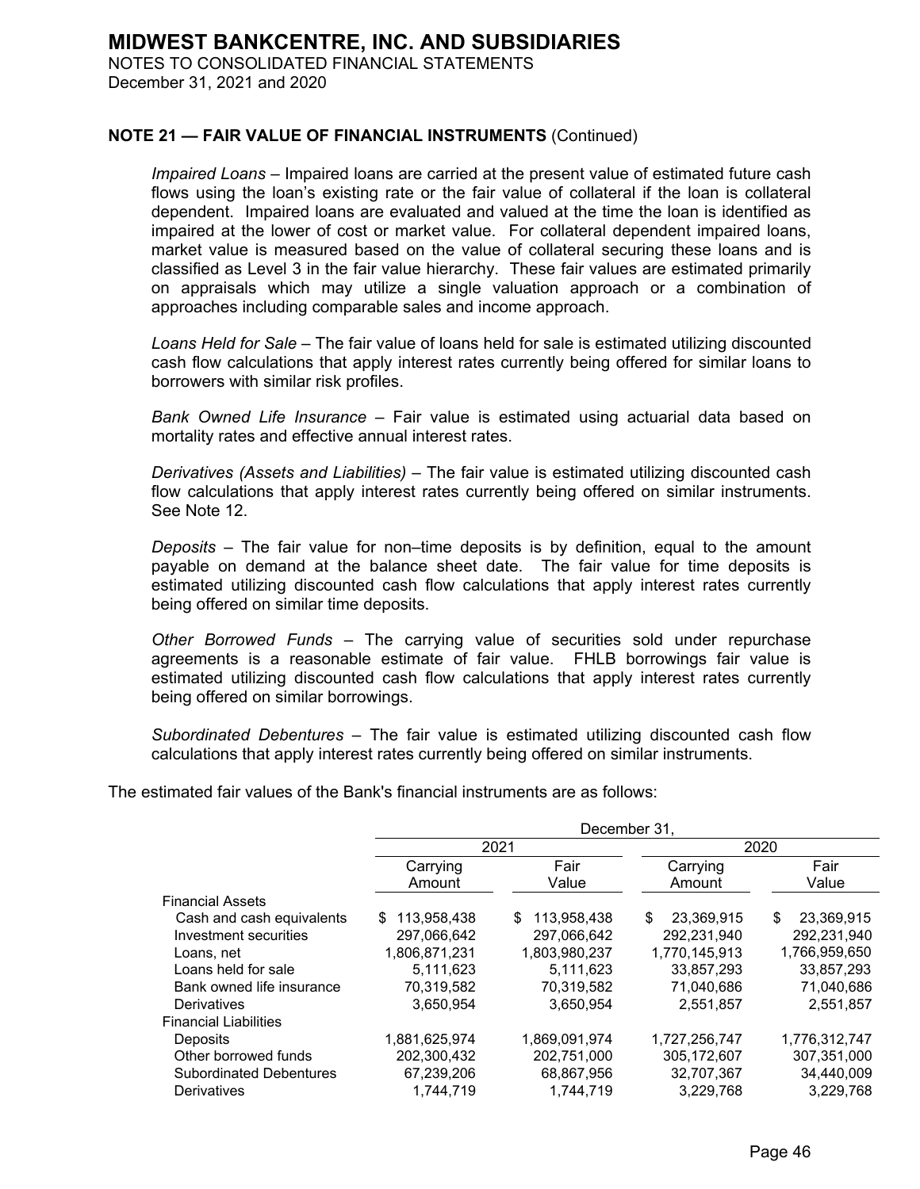# MIDWEST BANKCENTRE, INC. AND SUBSIDIARIES

NOTES TO CONSOLIDATED FINANCIAL STATEMENTS
December 31, 2021 and 2020

### NOTE 21 — FAIR VALUE OF FINANCIAL INSTRUMENTS (Continued)

*Impaired Loans* – Impaired loans are carried at the present value of estimated future cash flows using the loan's existing rate or the fair value of collateral if the loan is collateral dependent. Impaired loans are evaluated and valued at the time the loan is identified as impaired at the lower of cost or market value. For collateral dependent impaired loans, market value is measured based on the value of collateral securing these loans and is classified as Level 3 in the fair value hierarchy. These fair values are estimated primarily on appraisals which may utilize a single valuation approach or a combination of approaches including comparable sales and income approach.

*Loans Held for Sale* – The fair value of loans held for sale is estimated utilizing discounted cash flow calculations that apply interest rates currently being offered for similar loans to borrowers with similar risk profiles.

*Bank Owned Life Insurance* – Fair value is estimated using actuarial data based on mortality rates and effective annual interest rates.

*Derivatives (Assets and Liabilities)* – The fair value is estimated utilizing discounted cash flow calculations that apply interest rates currently being offered on similar instruments. See Note 12.

*Deposits* – The fair value for non–time deposits is by definition, equal to the amount payable on demand at the balance sheet date. The fair value for time deposits is estimated utilizing discounted cash flow calculations that apply interest rates currently being offered on similar time deposits.

*Other Borrowed Funds* – The carrying value of securities sold under repurchase agreements is a reasonable estimate of fair value. FHLB borrowings fair value is estimated utilizing discounted cash flow calculations that apply interest rates currently being offered on similar borrowings.

*Subordinated Debentures* – The fair value is estimated utilizing discounted cash flow calculations that apply interest rates currently being offered on similar instruments.

The estimated fair values of the Bank's financial instruments are as follows:

| | December 31, | | | |
|---|---|---|---|---|
| | 2021 | | 2020 | |
| | Carrying Amount | Fair Value | Carrying Amount | Fair Value |
| Financial Assets | | | | |
| Cash and cash equivalents | $ 113,958,438 | $ 113,958,438 | $ 23,369,915 | $ 23,369,915 |
| Investment securities | 297,066,642 | 297,066,642 | 292,231,940 | 292,231,940 |
| Loans, net | 1,806,871,231 | 1,803,980,237 | 1,770,145,913 | 1,766,959,650 |
| Loans held for sale | 5,111,623 | 5,111,623 | 33,857,293 | 33,857,293 |
| Bank owned life insurance | 70,319,582 | 70,319,582 | 71,040,686 | 71,040,686 |
| Derivatives | 3,650,954 | 3,650,954 | 2,551,857 | 2,551,857 |
| Financial Liabilities | | | | |
| Deposits | 1,881,625,974 | 1,869,091,974 | 1,727,256,747 | 1,776,312,747 |
| Other borrowed funds | 202,300,432 | 202,751,000 | 305,172,607 | 307,351,000 |
| Subordinated Debentures | 67,239,206 | 68,867,956 | 32,707,367 | 34,440,009 |
| Derivatives | 1,744,719 | 1,744,719 | 3,229,768 | 3,229,768 |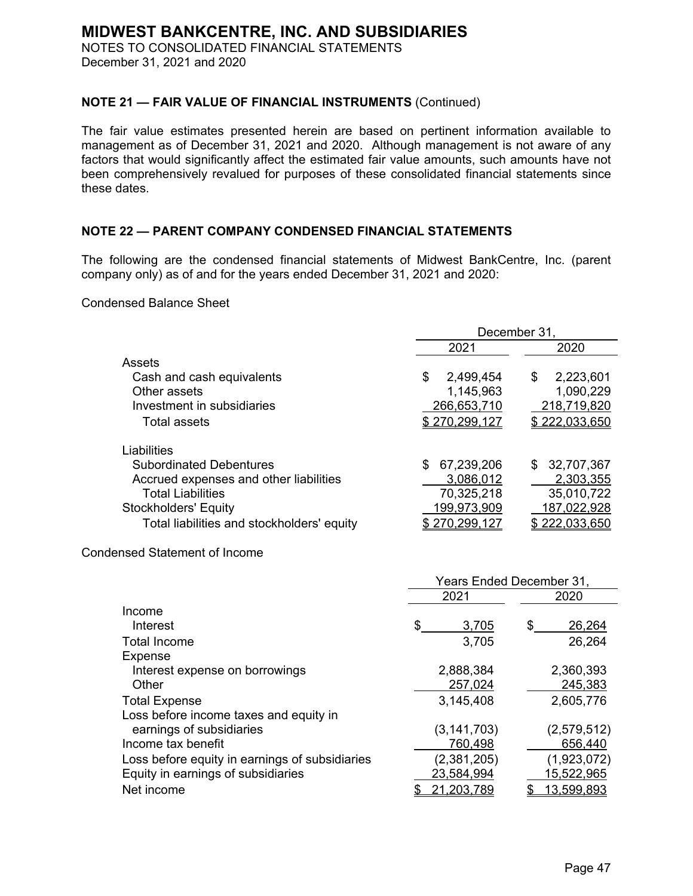# MIDWEST BANKCENTRE, INC. AND SUBSIDIARIES

NOTES TO CONSOLIDATED FINANCIAL STATEMENTS
December 31, 2021 and 2020

## NOTE 21 — FAIR VALUE OF FINANCIAL INSTRUMENTS (Continued)

The fair value estimates presented herein are based on pertinent information available to management as of December 31, 2021 and 2020. Although management is not aware of any factors that would significantly affect the estimated fair value amounts, such amounts have not been comprehensively revalued for purposes of these consolidated financial statements since these dates.

## NOTE 22 — PARENT COMPANY CONDENSED FINANCIAL STATEMENTS

The following are the condensed financial statements of Midwest BankCentre, Inc. (parent company only) as of and for the years ended December 31, 2021 and 2020:

Condensed Balance Sheet

| | December 31, | |
|---|---|---|
| | 2021 | 2020 |
| Assets | | |
| Cash and cash equivalents | $ 2,499,454 | $ 2,223,601 |
| Other assets | 1,145,963 | 1,090,229 |
| Investment in subsidiaries | 266,653,710 | 218,719,820 |
| Total assets | $ 270,299,127 | $ 222,033,650 |
| Liabilities | | |
| Subordinated Debentures | $ 67,239,206 | $ 32,707,367 |
| Accrued expenses and other liabilities | 3,086,012 | 2,303,355 |
| Total Liabilities | 70,325,218 | 35,010,722 |
| Stockholders' Equity | 199,973,909 | 187,022,928 |
| Total liabilities and stockholders' equity | $ 270,299,127 | $ 222,033,650 |

Condensed Statement of Income

| | Years Ended December 31, | |
|---|---|---|
| | 2021 | 2020 |
| Income | | |
| Interest | $ 3,705 | $ 26,264 |
| Total Income | 3,705 | 26,264 |
| Expense | | |
| Interest expense on borrowings | 2,888,384 | 2,360,393 |
| Other | 257,024 | 245,383 |
| Total Expense | 3,145,408 | 2,605,776 |
| Loss before income taxes and equity in earnings of subsidiaries | (3,141,703) | (2,579,512) |
| Income tax benefit | 760,498 | 656,440 |
| Loss before equity in earnings of subsidiaries | (2,381,205) | (1,923,072) |
| Equity in earnings of subsidiaries | 23,584,994 | 15,522,965 |
| Net income | $ 21,203,789 | $ 13,599,893 |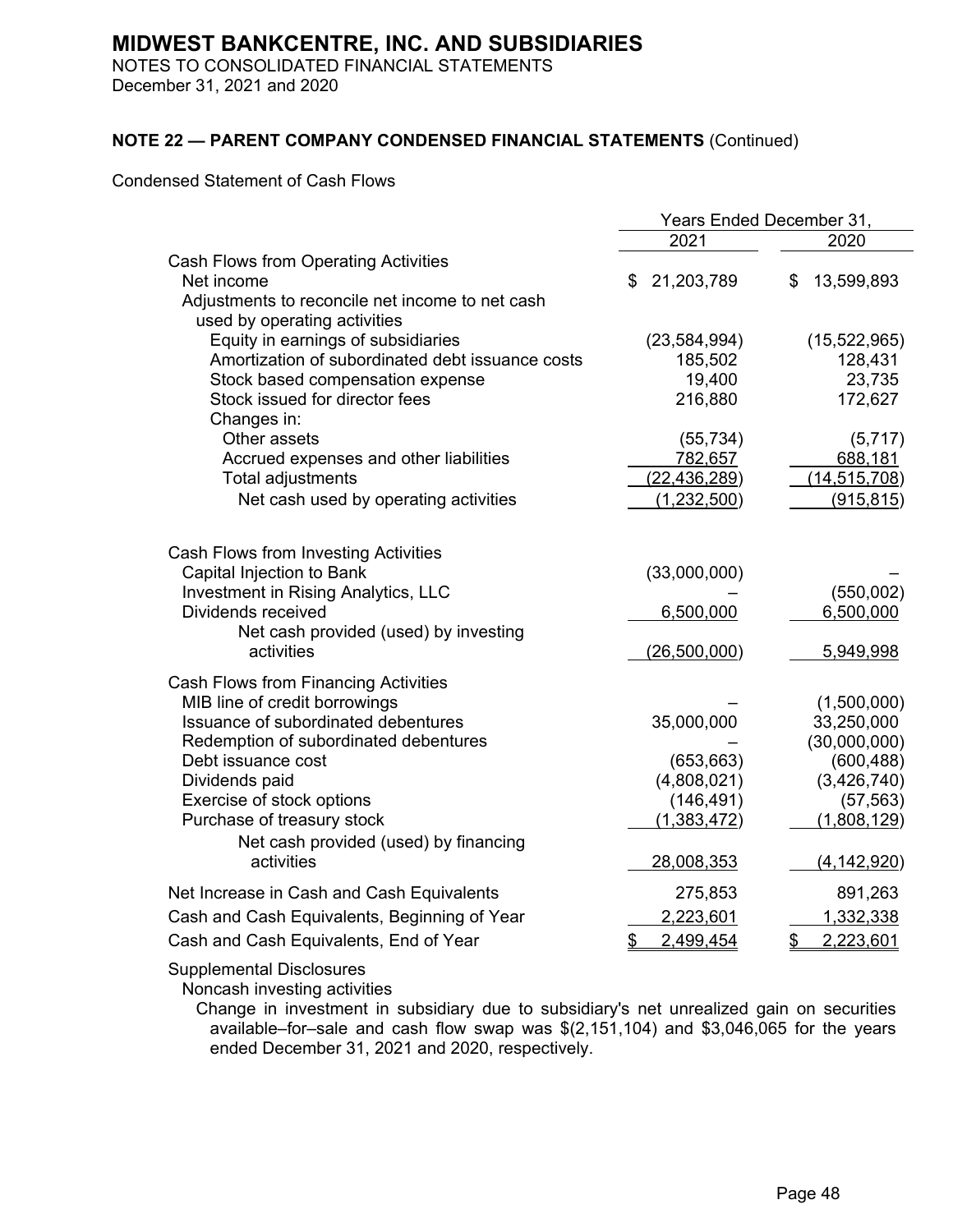# MIDWEST BANKCENTRE, INC. AND SUBSIDIARIES

NOTES TO CONSOLIDATED FINANCIAL STATEMENTS
December 31, 2021 and 2020

### NOTE 22 — PARENT COMPANY CONDENSED FINANCIAL STATEMENTS (Continued)

Condensed Statement of Cash Flows

| | Years Ended December 31, | |
|---|---|---|
| | 2021 | 2020 |
| **Cash Flows from Operating Activities** | | |
| Net income | $ 21,203,789 | $ 13,599,893 |
| Adjustments to reconcile net income to net cash used by operating activities | | |
| Equity in earnings of subsidiaries | (23,584,994) | (15,522,965) |
| Amortization of subordinated debt issuance costs | 185,502 | 128,431 |
| Stock based compensation expense | 19,400 | 23,735 |
| Stock issued for director fees | 216,880 | 172,627 |
| Changes in: | | |
| Other assets | (55,734) | (5,717) |
| Accrued expenses and other liabilities | 782,657 | 688,181 |
| Total adjustments | (22,436,289) | (14,515,708) |
| Net cash used by operating activities | (1,232,500) | (915,815) |
| **Cash Flows from Investing Activities** | | |
| Capital Injection to Bank | (33,000,000) | – |
| Investment in Rising Analytics, LLC | – | (550,002) |
| Dividends received | 6,500,000 | 6,500,000 |
| Net cash provided (used) by investing activities | (26,500,000) | 5,949,998 |
| **Cash Flows from Financing Activities** | | |
| MIB line of credit borrowings | – | (1,500,000) |
| Issuance of subordinated debentures | 35,000,000 | 33,250,000 |
| Redemption of subordinated debentures | – | (30,000,000) |
| Debt issuance cost | (653,663) | (600,488) |
| Dividends paid | (4,808,021) | (3,426,740) |
| Exercise of stock options | (146,491) | (57,563) |
| Purchase of treasury stock | (1,383,472) | (1,808,129) |
| Net cash provided (used) by financing activities | 28,008,353 | (4,142,920) |
| Net Increase in Cash and Cash Equivalents | 275,853 | 891,263 |
| Cash and Cash Equivalents, Beginning of Year | 2,223,601 | 1,332,338 |
| Cash and Cash Equivalents, End of Year | $ 2,499,454 | $ 2,223,601 |

Supplemental Disclosures

Noncash investing activities

Change in investment in subsidiary due to subsidiary's net unrealized gain on securities available–for–sale and cash flow swap was $(2,151,104) and $3,046,065 for the years ended December 31, 2021 and 2020, respectively.